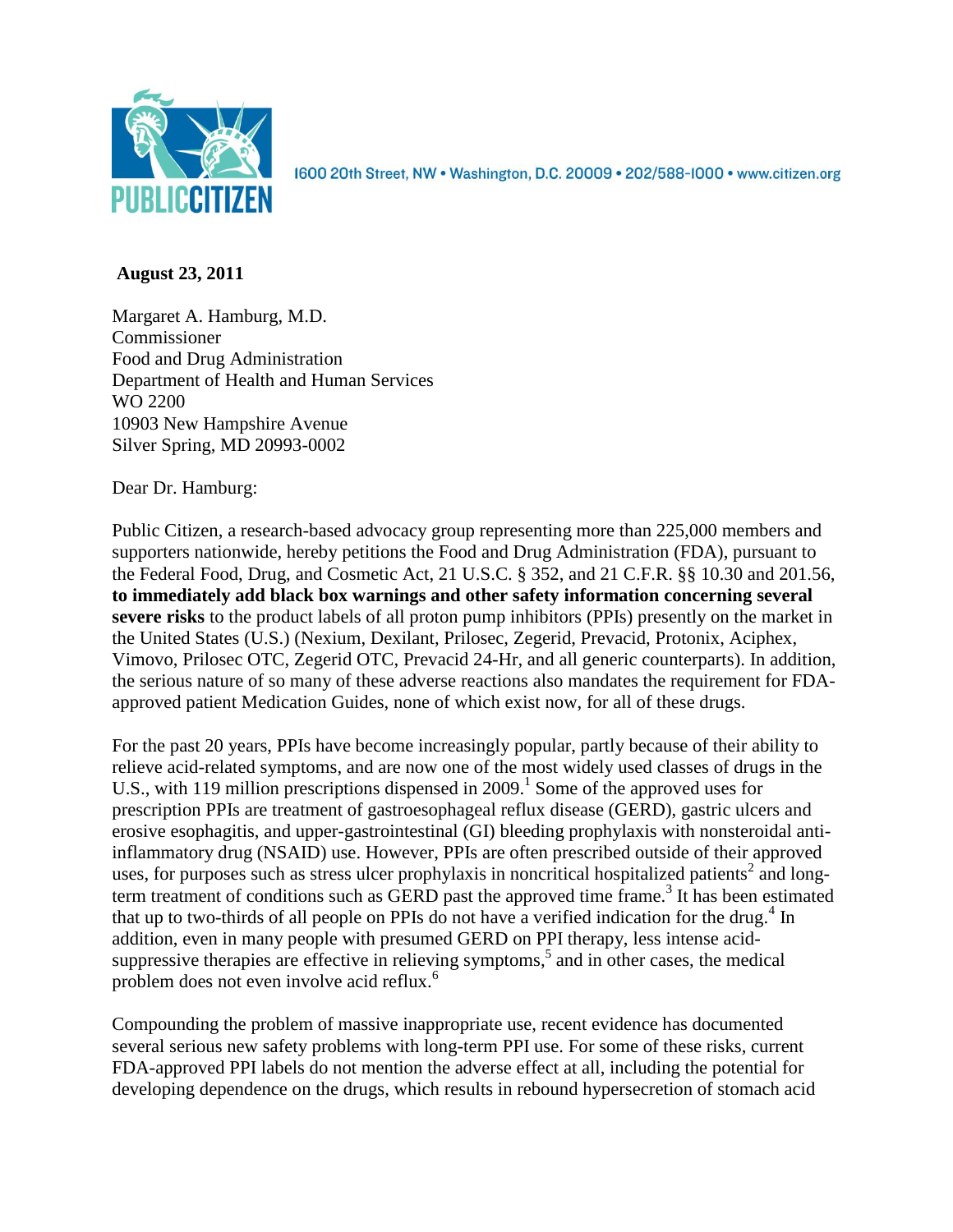PUBLIC CITIZEN

1600 20th Street, NW • Washington, D.C. 20009 • 202/588-1000 • www.citizen.org

**August 23, 2011**

Margaret A. Hamburg, M.D.
Commissioner
Food and Drug Administration
Department of Health and Human Services
WO 2200
10903 New Hampshire Avenue
Silver Spring, MD 20993-0002

Dear Dr. Hamburg:

Public Citizen, a research-based advocacy group representing more than 225,000 members and supporters nationwide, hereby petitions the Food and Drug Administration (FDA), pursuant to the Federal Food, Drug, and Cosmetic Act, 21 U.S.C. § 352, and 21 C.F.R. §§ 10.30 and 201.56, **to immediately add black box warnings and other safety information concerning several severe risks** to the product labels of all proton pump inhibitors (PPIs) presently on the market in the United States (U.S.) (Nexium, Dexilant, Prilosec, Zegerid, Prevacid, Protonix, Aciphex, Vimovo, Prilosec OTC, Zegerid OTC, Prevacid 24-Hr, and all generic counterparts). In addition, the serious nature of so many of these adverse reactions also mandates the requirement for FDA-approved patient Medication Guides, none of which exist now, for all of these drugs.

For the past 20 years, PPIs have become increasingly popular, partly because of their ability to relieve acid-related symptoms, and are now one of the most widely used classes of drugs in the U.S., with 119 million prescriptions dispensed in 2009.[1] Some of the approved uses for prescription PPIs are treatment of gastroesophageal reflux disease (GERD), gastric ulcers and erosive esophagitis, and upper-gastrointestinal (GI) bleeding prophylaxis with nonsteroidal anti-inflammatory drug (NSAID) use. However, PPIs are often prescribed outside of their approved uses, for purposes such as stress ulcer prophylaxis in noncritical hospitalized patients[2] and long-term treatment of conditions such as GERD past the approved time frame.[3] It has been estimated that up to two-thirds of all people on PPIs do not have a verified indication for the drug.[4] In addition, even in many people with presumed GERD on PPI therapy, less intense acid-suppressive therapies are effective in relieving symptoms,[5] and in other cases, the medical problem does not even involve acid reflux.[6]

Compounding the problem of massive inappropriate use, recent evidence has documented several serious new safety problems with long-term PPI use. For some of these risks, current FDA-approved PPI labels do not mention the adverse effect at all, including the potential for developing dependence on the drugs, which results in rebound hypersecretion of stomach acid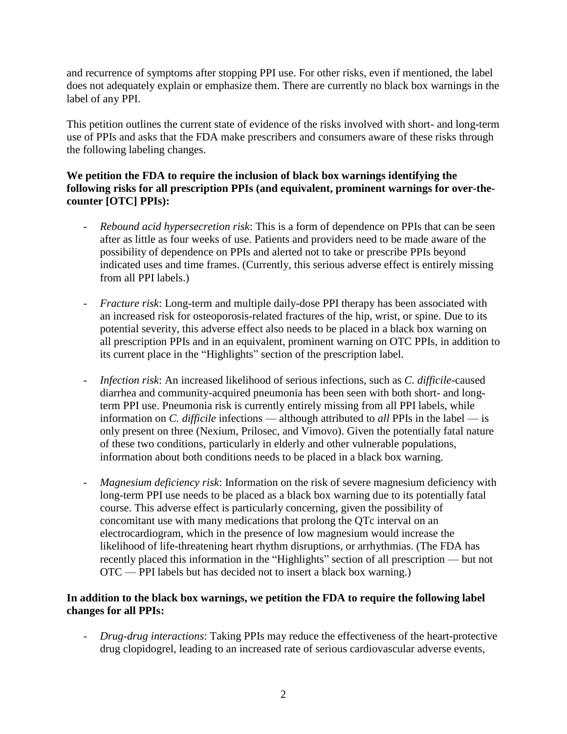and recurrence of symptoms after stopping PPI use. For other risks, even if mentioned, the label does not adequately explain or emphasize them. There are currently no black box warnings in the label of any PPI.

This petition outlines the current state of evidence of the risks involved with short- and long-term use of PPIs and asks that the FDA make prescribers and consumers aware of these risks through the following labeling changes.

**We petition the FDA to require the inclusion of black box warnings identifying the following risks for all prescription PPIs (and equivalent, prominent warnings for over-the-counter [OTC] PPIs):**

- *Rebound acid hypersecretion risk*: This is a form of dependence on PPIs that can be seen after as little as four weeks of use. Patients and providers need to be made aware of the possibility of dependence on PPIs and alerted not to take or prescribe PPIs beyond indicated uses and time frames. (Currently, this serious adverse effect is entirely missing from all PPI labels.)

- *Fracture risk*: Long-term and multiple daily-dose PPI therapy has been associated with an increased risk for osteoporosis-related fractures of the hip, wrist, or spine. Due to its potential severity, this adverse effect also needs to be placed in a black box warning on all prescription PPIs and in an equivalent, prominent warning on OTC PPIs, in addition to its current place in the "Highlights" section of the prescription label.

- *Infection risk*: An increased likelihood of serious infections, such as *C. difficile*-caused diarrhea and community-acquired pneumonia has been seen with both short- and long-term PPI use. Pneumonia risk is currently entirely missing from all PPI labels, while information on *C. difficile* infections — although attributed to *all* PPIs in the label — is only present on three (Nexium, Prilosec, and Vimovo). Given the potentially fatal nature of these two conditions, particularly in elderly and other vulnerable populations, information about both conditions needs to be placed in a black box warning.

- *Magnesium deficiency risk*: Information on the risk of severe magnesium deficiency with long-term PPI use needs to be placed as a black box warning due to its potentially fatal course. This adverse effect is particularly concerning, given the possibility of concomitant use with many medications that prolong the QTc interval on an electrocardiogram, which in the presence of low magnesium would increase the likelihood of life-threatening heart rhythm disruptions, or arrhythmias. (The FDA has recently placed this information in the "Highlights" section of all prescription — but not OTC — PPI labels but has decided not to insert a black box warning.)

**In addition to the black box warnings, we petition the FDA to require the following label changes for all PPIs:**

- *Drug-drug interactions*: Taking PPIs may reduce the effectiveness of the heart-protective drug clopidogrel, leading to an increased rate of serious cardiovascular adverse events,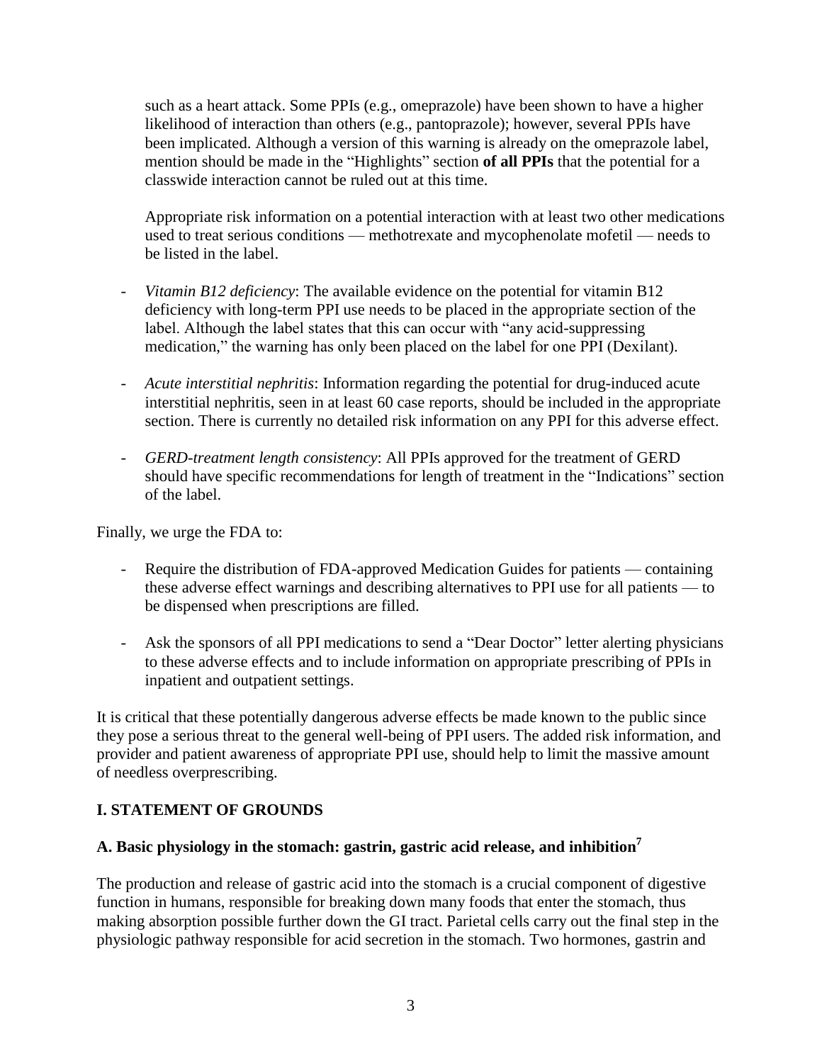such as a heart attack. Some PPIs (e.g., omeprazole) have been shown to have a higher likelihood of interaction than others (e.g., pantoprazole); however, several PPIs have been implicated. Although a version of this warning is already on the omeprazole label, mention should be made in the "Highlights" section **of all PPIs** that the potential for a classwide interaction cannot be ruled out at this time.

Appropriate risk information on a potential interaction with at least two other medications used to treat serious conditions — methotrexate and mycophenolate mofetil — needs to be listed in the label.

- *Vitamin B12 deficiency*: The available evidence on the potential for vitamin B12 deficiency with long-term PPI use needs to be placed in the appropriate section of the label. Although the label states that this can occur with "any acid-suppressing medication," the warning has only been placed on the label for one PPI (Dexilant).
- *Acute interstitial nephritis*: Information regarding the potential for drug-induced acute interstitial nephritis, seen in at least 60 case reports, should be included in the appropriate section. There is currently no detailed risk information on any PPI for this adverse effect.
- *GERD-treatment length consistency*: All PPIs approved for the treatment of GERD should have specific recommendations for length of treatment in the "Indications" section of the label.

Finally, we urge the FDA to:

- Require the distribution of FDA-approved Medication Guides for patients — containing these adverse effect warnings and describing alternatives to PPI use for all patients — to be dispensed when prescriptions are filled.
- Ask the sponsors of all PPI medications to send a "Dear Doctor" letter alerting physicians to these adverse effects and to include information on appropriate prescribing of PPIs in inpatient and outpatient settings.

It is critical that these potentially dangerous adverse effects be made known to the public since they pose a serious threat to the general well-being of PPI users. The added risk information, and provider and patient awareness of appropriate PPI use, should help to limit the massive amount of needless overprescribing.

## I. STATEMENT OF GROUNDS

### A. Basic physiology in the stomach: gastrin, gastric acid release, and inhibition[7]

The production and release of gastric acid into the stomach is a crucial component of digestive function in humans, responsible for breaking down many foods that enter the stomach, thus making absorption possible further down the GI tract. Parietal cells carry out the final step in the physiologic pathway responsible for acid secretion in the stomach. Two hormones, gastrin and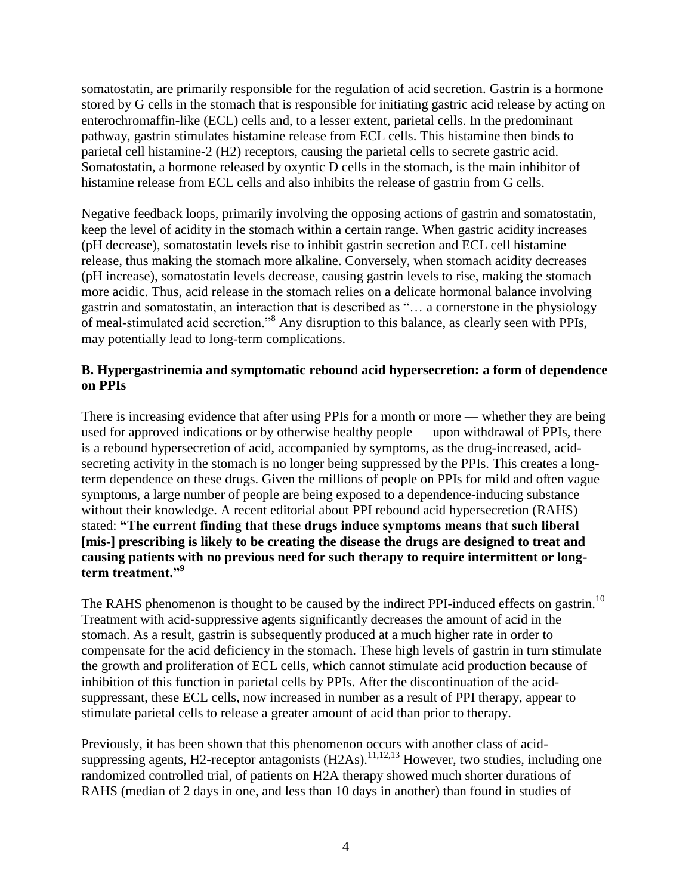somatostatin, are primarily responsible for the regulation of acid secretion. Gastrin is a hormone stored by G cells in the stomach that is responsible for initiating gastric acid release by acting on enterochromaffin-like (ECL) cells and, to a lesser extent, parietal cells. In the predominant pathway, gastrin stimulates histamine release from ECL cells. This histamine then binds to parietal cell histamine-2 (H2) receptors, causing the parietal cells to secrete gastric acid. Somatostatin, a hormone released by oxyntic D cells in the stomach, is the main inhibitor of histamine release from ECL cells and also inhibits the release of gastrin from G cells.

Negative feedback loops, primarily involving the opposing actions of gastrin and somatostatin, keep the level of acidity in the stomach within a certain range. When gastric acidity increases (pH decrease), somatostatin levels rise to inhibit gastrin secretion and ECL cell histamine release, thus making the stomach more alkaline. Conversely, when stomach acidity decreases (pH increase), somatostatin levels decrease, causing gastrin levels to rise, making the stomach more acidic. Thus, acid release in the stomach relies on a delicate hormonal balance involving gastrin and somatostatin, an interaction that is described as "… a cornerstone in the physiology of meal-stimulated acid secretion."[8] Any disruption to this balance, as clearly seen with PPIs, may potentially lead to long-term complications.

### B. Hypergastrinemia and symptomatic rebound acid hypersecretion: a form of dependence on PPIs

There is increasing evidence that after using PPIs for a month or more — whether they are being used for approved indications or by otherwise healthy people — upon withdrawal of PPIs, there is a rebound hypersecretion of acid, accompanied by symptoms, as the drug-increased, acid-secreting activity in the stomach is no longer being suppressed by the PPIs. This creates a long-term dependence on these drugs. Given the millions of people on PPIs for mild and often vague symptoms, a large number of people are being exposed to a dependence-inducing substance without their knowledge. A recent editorial about PPI rebound acid hypersecretion (RAHS) stated: **"The current finding that these drugs induce symptoms means that such liberal [mis-] prescribing is likely to be creating the disease the drugs are designed to treat and causing patients with no previous need for such therapy to require intermittent or long-term treatment."[9]**

The RAHS phenomenon is thought to be caused by the indirect PPI-induced effects on gastrin.[10] Treatment with acid-suppressive agents significantly decreases the amount of acid in the stomach. As a result, gastrin is subsequently produced at a much higher rate in order to compensate for the acid deficiency in the stomach. These high levels of gastrin in turn stimulate the growth and proliferation of ECL cells, which cannot stimulate acid production because of inhibition of this function in parietal cells by PPIs. After the discontinuation of the acid-suppressant, these ECL cells, now increased in number as a result of PPI therapy, appear to stimulate parietal cells to release a greater amount of acid than prior to therapy.

Previously, it has been shown that this phenomenon occurs with another class of acid-suppressing agents, H2-receptor antagonists (H2As).[11,12,13] However, two studies, including one randomized controlled trial, of patients on H2A therapy showed much shorter durations of RAHS (median of 2 days in one, and less than 10 days in another) than found in studies of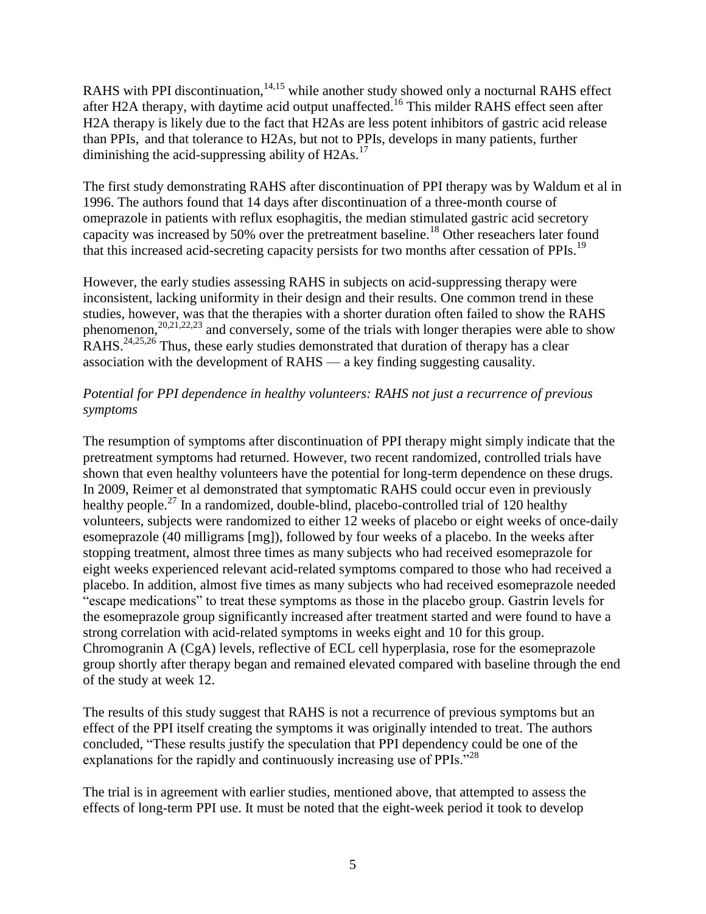RAHS with PPI discontinuation,[14,15] while another study showed only a nocturnal RAHS effect after H2A therapy, with daytime acid output unaffected.[16] This milder RAHS effect seen after H2A therapy is likely due to the fact that H2As are less potent inhibitors of gastric acid release than PPIs, and that tolerance to H2As, but not to PPIs, develops in many patients, further diminishing the acid-suppressing ability of H2As.[17]

The first study demonstrating RAHS after discontinuation of PPI therapy was by Waldum et al in 1996. The authors found that 14 days after discontinuation of a three-month course of omeprazole in patients with reflux esophagitis, the median stimulated gastric acid secretory capacity was increased by 50% over the pretreatment baseline.[18] Other reseachers later found that this increased acid-secreting capacity persists for two months after cessation of PPIs.[19]

However, the early studies assessing RAHS in subjects on acid-suppressing therapy were inconsistent, lacking uniformity in their design and their results. One common trend in these studies, however, was that the therapies with a shorter duration often failed to show the RAHS phenomenon,[20,21,22,23] and conversely, some of the trials with longer therapies were able to show RAHS.[24,25,26] Thus, these early studies demonstrated that duration of therapy has a clear association with the development of RAHS — a key finding suggesting causality.

*Potential for PPI dependence in healthy volunteers: RAHS not just a recurrence of previous symptoms*

The resumption of symptoms after discontinuation of PPI therapy might simply indicate that the pretreatment symptoms had returned. However, two recent randomized, controlled trials have shown that even healthy volunteers have the potential for long-term dependence on these drugs. In 2009, Reimer et al demonstrated that symptomatic RAHS could occur even in previously healthy people.[27] In a randomized, double-blind, placebo-controlled trial of 120 healthy volunteers, subjects were randomized to either 12 weeks of placebo or eight weeks of once-daily esomeprazole (40 milligrams [mg]), followed by four weeks of a placebo. In the weeks after stopping treatment, almost three times as many subjects who had received esomeprazole for eight weeks experienced relevant acid-related symptoms compared to those who had received a placebo. In addition, almost five times as many subjects who had received esomeprazole needed "escape medications" to treat these symptoms as those in the placebo group. Gastrin levels for the esomeprazole group significantly increased after treatment started and were found to have a strong correlation with acid-related symptoms in weeks eight and 10 for this group. Chromogranin A (CgA) levels, reflective of ECL cell hyperplasia, rose for the esomeprazole group shortly after therapy began and remained elevated compared with baseline through the end of the study at week 12.

The results of this study suggest that RAHS is not a recurrence of previous symptoms but an effect of the PPI itself creating the symptoms it was originally intended to treat. The authors concluded, "These results justify the speculation that PPI dependency could be one of the explanations for the rapidly and continuously increasing use of PPIs."[28]

The trial is in agreement with earlier studies, mentioned above, that attempted to assess the effects of long-term PPI use. It must be noted that the eight-week period it took to develop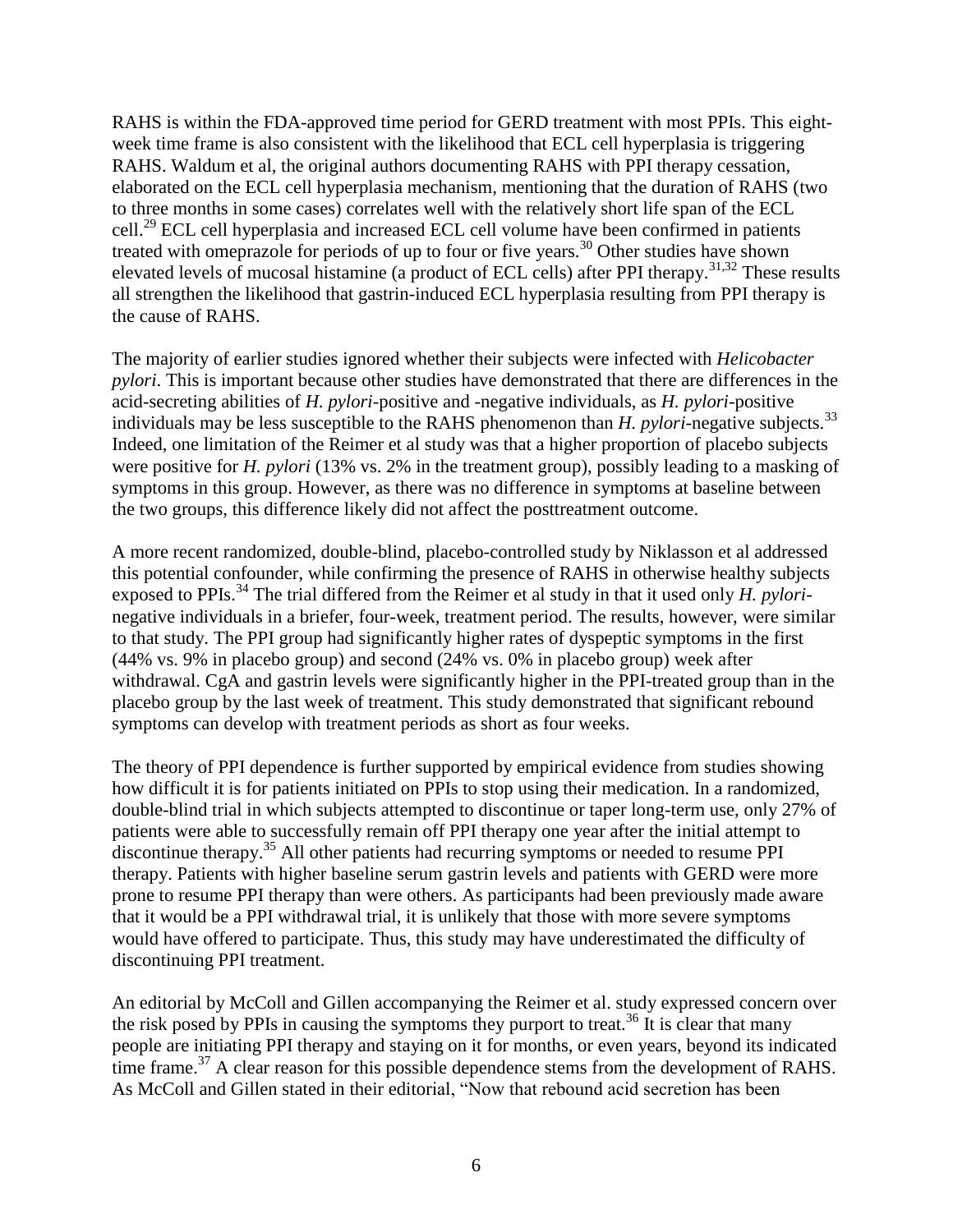RAHS is within the FDA-approved time period for GERD treatment with most PPIs. This eight-week time frame is also consistent with the likelihood that ECL cell hyperplasia is triggering RAHS. Waldum et al, the original authors documenting RAHS with PPI therapy cessation, elaborated on the ECL cell hyperplasia mechanism, mentioning that the duration of RAHS (two to three months in some cases) correlates well with the relatively short life span of the ECL cell.[29] ECL cell hyperplasia and increased ECL cell volume have been confirmed in patients treated with omeprazole for periods of up to four or five years.[30] Other studies have shown elevated levels of mucosal histamine (a product of ECL cells) after PPI therapy.[31,32] These results all strengthen the likelihood that gastrin-induced ECL hyperplasia resulting from PPI therapy is the cause of RAHS.

The majority of earlier studies ignored whether their subjects were infected with *Helicobacter pylori*. This is important because other studies have demonstrated that there are differences in the acid-secreting abilities of *H. pylori*-positive and -negative individuals, as *H. pylori*-positive individuals may be less susceptible to the RAHS phenomenon than *H. pylori*-negative subjects.[33] Indeed, one limitation of the Reimer et al study was that a higher proportion of placebo subjects were positive for *H. pylori* (13% vs. 2% in the treatment group), possibly leading to a masking of symptoms in this group. However, as there was no difference in symptoms at baseline between the two groups, this difference likely did not affect the posttreatment outcome.

A more recent randomized, double-blind, placebo-controlled study by Niklasson et al addressed this potential confounder, while confirming the presence of RAHS in otherwise healthy subjects exposed to PPIs.[34] The trial differed from the Reimer et al study in that it used only *H. pylori*-negative individuals in a briefer, four-week, treatment period. The results, however, were similar to that study. The PPI group had significantly higher rates of dyspeptic symptoms in the first (44% vs. 9% in placebo group) and second (24% vs. 0% in placebo group) week after withdrawal. CgA and gastrin levels were significantly higher in the PPI-treated group than in the placebo group by the last week of treatment. This study demonstrated that significant rebound symptoms can develop with treatment periods as short as four weeks.

The theory of PPI dependence is further supported by empirical evidence from studies showing how difficult it is for patients initiated on PPIs to stop using their medication. In a randomized, double-blind trial in which subjects attempted to discontinue or taper long-term use, only 27% of patients were able to successfully remain off PPI therapy one year after the initial attempt to discontinue therapy.[35] All other patients had recurring symptoms or needed to resume PPI therapy. Patients with higher baseline serum gastrin levels and patients with GERD were more prone to resume PPI therapy than were others. As participants had been previously made aware that it would be a PPI withdrawal trial, it is unlikely that those with more severe symptoms would have offered to participate. Thus, this study may have underestimated the difficulty of discontinuing PPI treatment.

An editorial by McColl and Gillen accompanying the Reimer et al. study expressed concern over the risk posed by PPIs in causing the symptoms they purport to treat.[36] It is clear that many people are initiating PPI therapy and staying on it for months, or even years, beyond its indicated time frame.[37] A clear reason for this possible dependence stems from the development of RAHS. As McColl and Gillen stated in their editorial, "Now that rebound acid secretion has been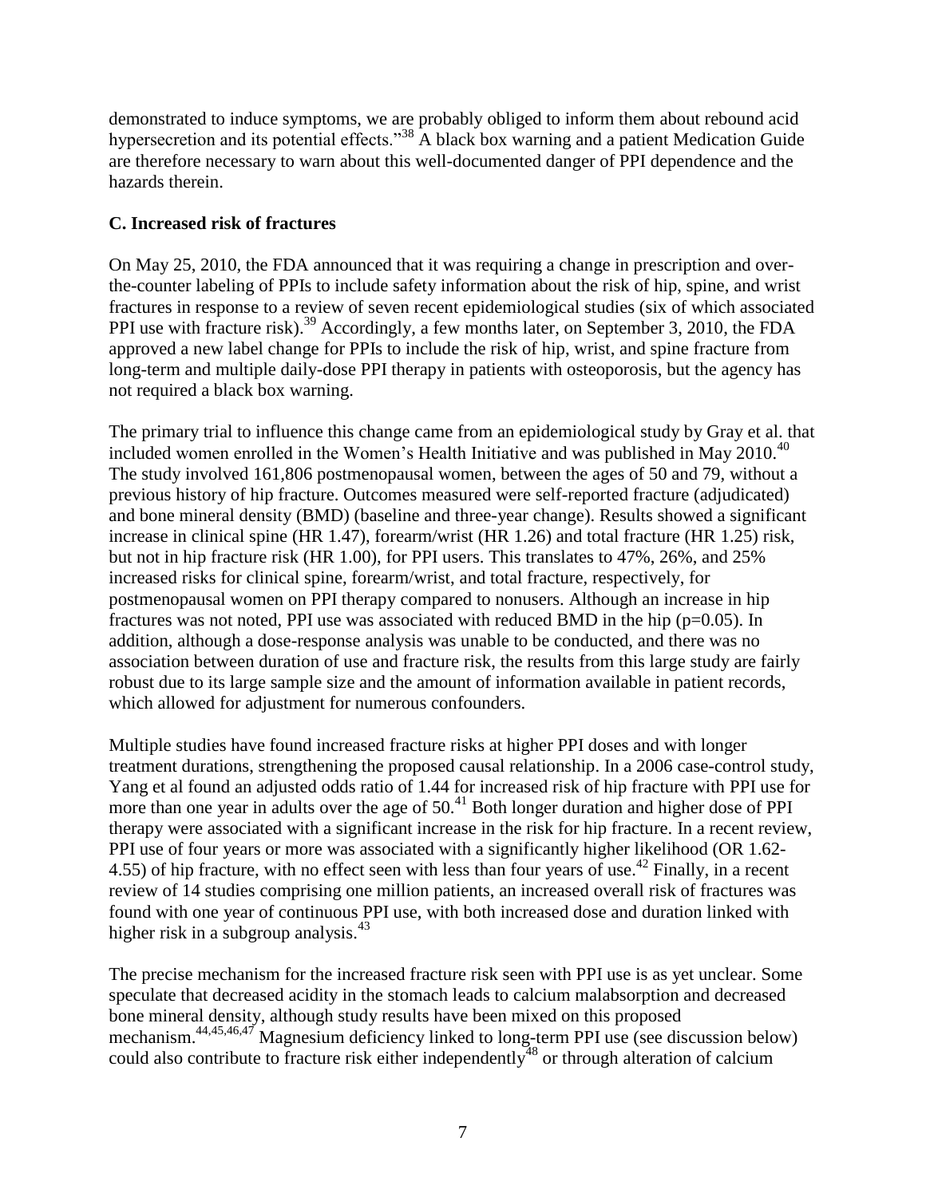demonstrated to induce symptoms, we are probably obliged to inform them about rebound acid hypersecretion and its potential effects."[38] A black box warning and a patient Medication Guide are therefore necessary to warn about this well-documented danger of PPI dependence and the hazards therein.

### C. Increased risk of fractures

On May 25, 2010, the FDA announced that it was requiring a change in prescription and over-the-counter labeling of PPIs to include safety information about the risk of hip, spine, and wrist fractures in response to a review of seven recent epidemiological studies (six of which associated PPI use with fracture risk).[39] Accordingly, a few months later, on September 3, 2010, the FDA approved a new label change for PPIs to include the risk of hip, wrist, and spine fracture from long-term and multiple daily-dose PPI therapy in patients with osteoporosis, but the agency has not required a black box warning.

The primary trial to influence this change came from an epidemiological study by Gray et al. that included women enrolled in the Women's Health Initiative and was published in May 2010.[40] The study involved 161,806 postmenopausal women, between the ages of 50 and 79, without a previous history of hip fracture. Outcomes measured were self-reported fracture (adjudicated) and bone mineral density (BMD) (baseline and three-year change). Results showed a significant increase in clinical spine (HR 1.47), forearm/wrist (HR 1.26) and total fracture (HR 1.25) risk, but not in hip fracture risk (HR 1.00), for PPI users. This translates to 47%, 26%, and 25% increased risks for clinical spine, forearm/wrist, and total fracture, respectively, for postmenopausal women on PPI therapy compared to nonusers. Although an increase in hip fractures was not noted, PPI use was associated with reduced BMD in the hip ($p=0.05$). In addition, although a dose-response analysis was unable to be conducted, and there was no association between duration of use and fracture risk, the results from this large study are fairly robust due to its large sample size and the amount of information available in patient records, which allowed for adjustment for numerous confounders.

Multiple studies have found increased fracture risks at higher PPI doses and with longer treatment durations, strengthening the proposed causal relationship. In a 2006 case-control study, Yang et al found an adjusted odds ratio of 1.44 for increased risk of hip fracture with PPI use for more than one year in adults over the age of 50.[41] Both longer duration and higher dose of PPI therapy were associated with a significant increase in the risk for hip fracture. In a recent review, PPI use of four years or more was associated with a significantly higher likelihood (OR 1.62-4.55) of hip fracture, with no effect seen with less than four years of use.[42] Finally, in a recent review of 14 studies comprising one million patients, an increased overall risk of fractures was found with one year of continuous PPI use, with both increased dose and duration linked with higher risk in a subgroup analysis.[43]

The precise mechanism for the increased fracture risk seen with PPI use is as yet unclear. Some speculate that decreased acidity in the stomach leads to calcium malabsorption and decreased bone mineral density, although study results have been mixed on this proposed mechanism.[44,45,46,47] Magnesium deficiency linked to long-term PPI use (see discussion below) could also contribute to fracture risk either independently[48] or through alteration of calcium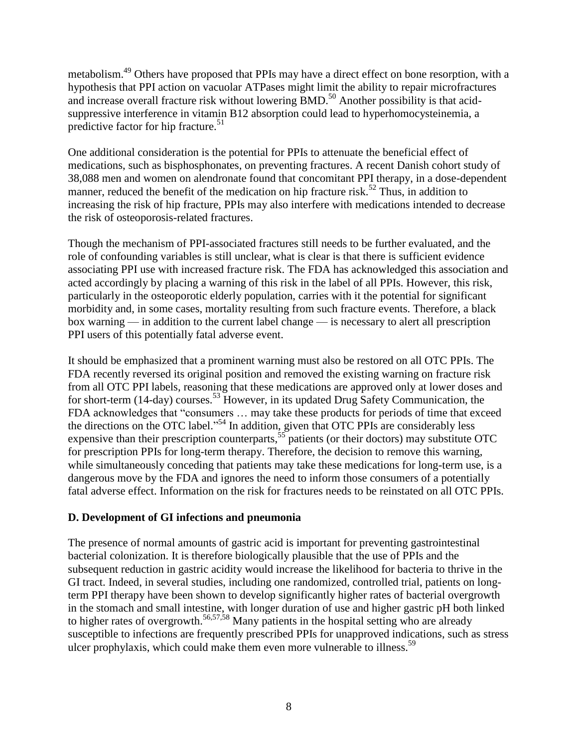metabolism.[49] Others have proposed that PPIs may have a direct effect on bone resorption, with a hypothesis that PPI action on vacuolar ATPases might limit the ability to repair microfractures and increase overall fracture risk without lowering BMD.[50] Another possibility is that acid-suppressive interference in vitamin B12 absorption could lead to hyperhomocysteinemia, a predictive factor for hip fracture.[51]

One additional consideration is the potential for PPIs to attenuate the beneficial effect of medications, such as bisphosphonates, on preventing fractures. A recent Danish cohort study of 38,088 men and women on alendronate found that concomitant PPI therapy, in a dose-dependent manner, reduced the benefit of the medication on hip fracture risk.[52] Thus, in addition to increasing the risk of hip fracture, PPIs may also interfere with medications intended to decrease the risk of osteoporosis-related fractures.

Though the mechanism of PPI-associated fractures still needs to be further evaluated, and the role of confounding variables is still unclear, what is clear is that there is sufficient evidence associating PPI use with increased fracture risk. The FDA has acknowledged this association and acted accordingly by placing a warning of this risk in the label of all PPIs. However, this risk, particularly in the osteoporotic elderly population, carries with it the potential for significant morbidity and, in some cases, mortality resulting from such fracture events. Therefore, a black box warning — in addition to the current label change — is necessary to alert all prescription PPI users of this potentially fatal adverse event.

It should be emphasized that a prominent warning must also be restored on all OTC PPIs. The FDA recently reversed its original position and removed the existing warning on fracture risk from all OTC PPI labels, reasoning that these medications are approved only at lower doses and for short-term (14-day) courses.[53] However, in its updated Drug Safety Communication, the FDA acknowledges that "consumers … may take these products for periods of time that exceed the directions on the OTC label."[54] In addition, given that OTC PPIs are considerably less expensive than their prescription counterparts,[55] patients (or their doctors) may substitute OTC for prescription PPIs for long-term therapy. Therefore, the decision to remove this warning, while simultaneously conceding that patients may take these medications for long-term use, is a dangerous move by the FDA and ignores the need to inform those consumers of a potentially fatal adverse effect. Information on the risk for fractures needs to be reinstated on all OTC PPIs.

**D. Development of GI infections and pneumonia**

The presence of normal amounts of gastric acid is important for preventing gastrointestinal bacterial colonization. It is therefore biologically plausible that the use of PPIs and the subsequent reduction in gastric acidity would increase the likelihood for bacteria to thrive in the GI tract. Indeed, in several studies, including one randomized, controlled trial, patients on long-term PPI therapy have been shown to develop significantly higher rates of bacterial overgrowth in the stomach and small intestine, with longer duration of use and higher gastric pH both linked to higher rates of overgrowth.[56,57,58] Many patients in the hospital setting who are already susceptible to infections are frequently prescribed PPIs for unapproved indications, such as stress ulcer prophylaxis, which could make them even more vulnerable to illness.[59]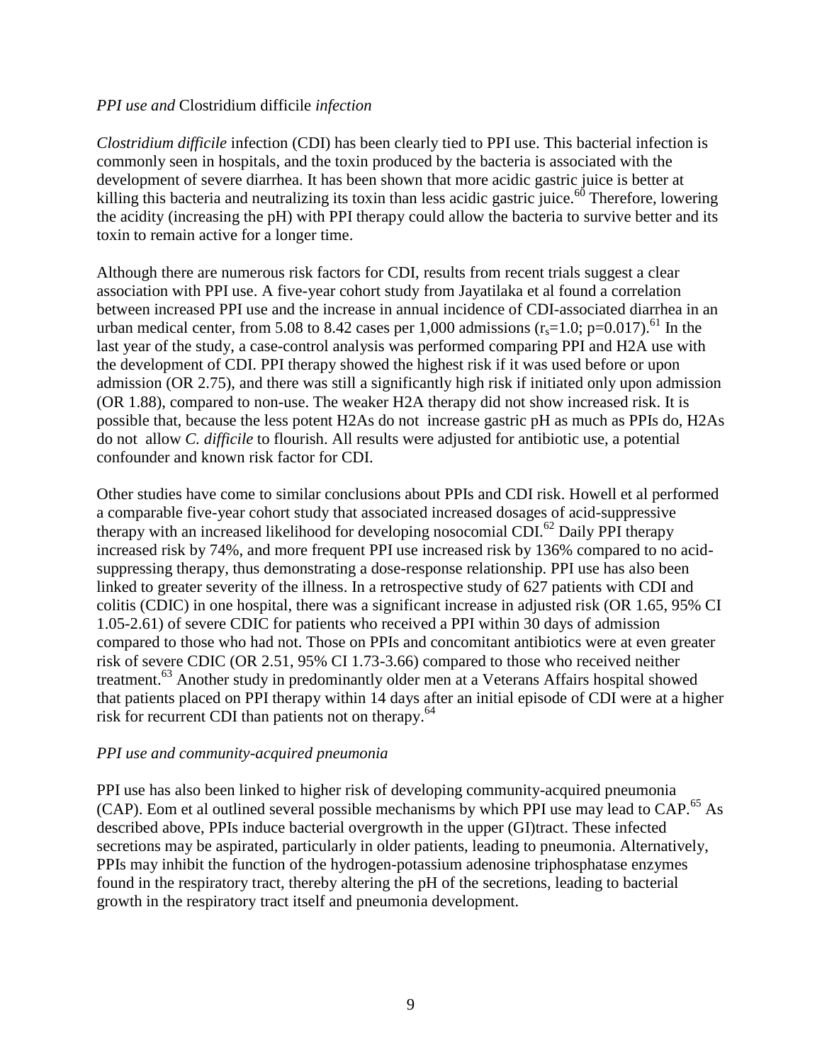*PPI use and* Clostridium difficile *infection*

*Clostridium difficile* infection (CDI) has been clearly tied to PPI use. This bacterial infection is commonly seen in hospitals, and the toxin produced by the bacteria is associated with the development of severe diarrhea. It has been shown that more acidic gastric juice is better at killing this bacteria and neutralizing its toxin than less acidic gastric juice.[60] Therefore, lowering the acidity (increasing the pH) with PPI therapy could allow the bacteria to survive better and its toxin to remain active for a longer time.

Although there are numerous risk factors for CDI, results from recent trials suggest a clear association with PPI use. A five-year cohort study from Jayatilaka et al found a correlation between increased PPI use and the increase in annual incidence of CDI-associated diarrhea in an urban medical center, from 5.08 to 8.42 cases per 1,000 admissions ($r_s$=1.0; p=0.017).[61] In the last year of the study, a case-control analysis was performed comparing PPI and H2A use with the development of CDI. PPI therapy showed the highest risk if it was used before or upon admission (OR 2.75), and there was still a significantly high risk if initiated only upon admission (OR 1.88), compared to non-use. The weaker H2A therapy did not show increased risk. It is possible that, because the less potent H2As do not increase gastric pH as much as PPIs do, H2As do not allow *C. difficile* to flourish. All results were adjusted for antibiotic use, a potential confounder and known risk factor for CDI.

Other studies have come to similar conclusions about PPIs and CDI risk. Howell et al performed a comparable five-year cohort study that associated increased dosages of acid-suppressive therapy with an increased likelihood for developing nosocomial CDI.[62] Daily PPI therapy increased risk by 74%, and more frequent PPI use increased risk by 136% compared to no acid-suppressing therapy, thus demonstrating a dose-response relationship. PPI use has also been linked to greater severity of the illness. In a retrospective study of 627 patients with CDI and colitis (CDIC) in one hospital, there was a significant increase in adjusted risk (OR 1.65, 95% CI 1.05-2.61) of severe CDIC for patients who received a PPI within 30 days of admission compared to those who had not. Those on PPIs and concomitant antibiotics were at even greater risk of severe CDIC (OR 2.51, 95% CI 1.73-3.66) compared to those who received neither treatment.[63] Another study in predominantly older men at a Veterans Affairs hospital showed that patients placed on PPI therapy within 14 days after an initial episode of CDI were at a higher risk for recurrent CDI than patients not on therapy.[64]

*PPI use and community-acquired pneumonia*

PPI use has also been linked to higher risk of developing community-acquired pneumonia (CAP). Eom et al outlined several possible mechanisms by which PPI use may lead to CAP.[65] As described above, PPIs induce bacterial overgrowth in the upper (GI)tract. These infected secretions may be aspirated, particularly in older patients, leading to pneumonia. Alternatively, PPIs may inhibit the function of the hydrogen-potassium adenosine triphosphatase enzymes found in the respiratory tract, thereby altering the pH of the secretions, leading to bacterial growth in the respiratory tract itself and pneumonia development.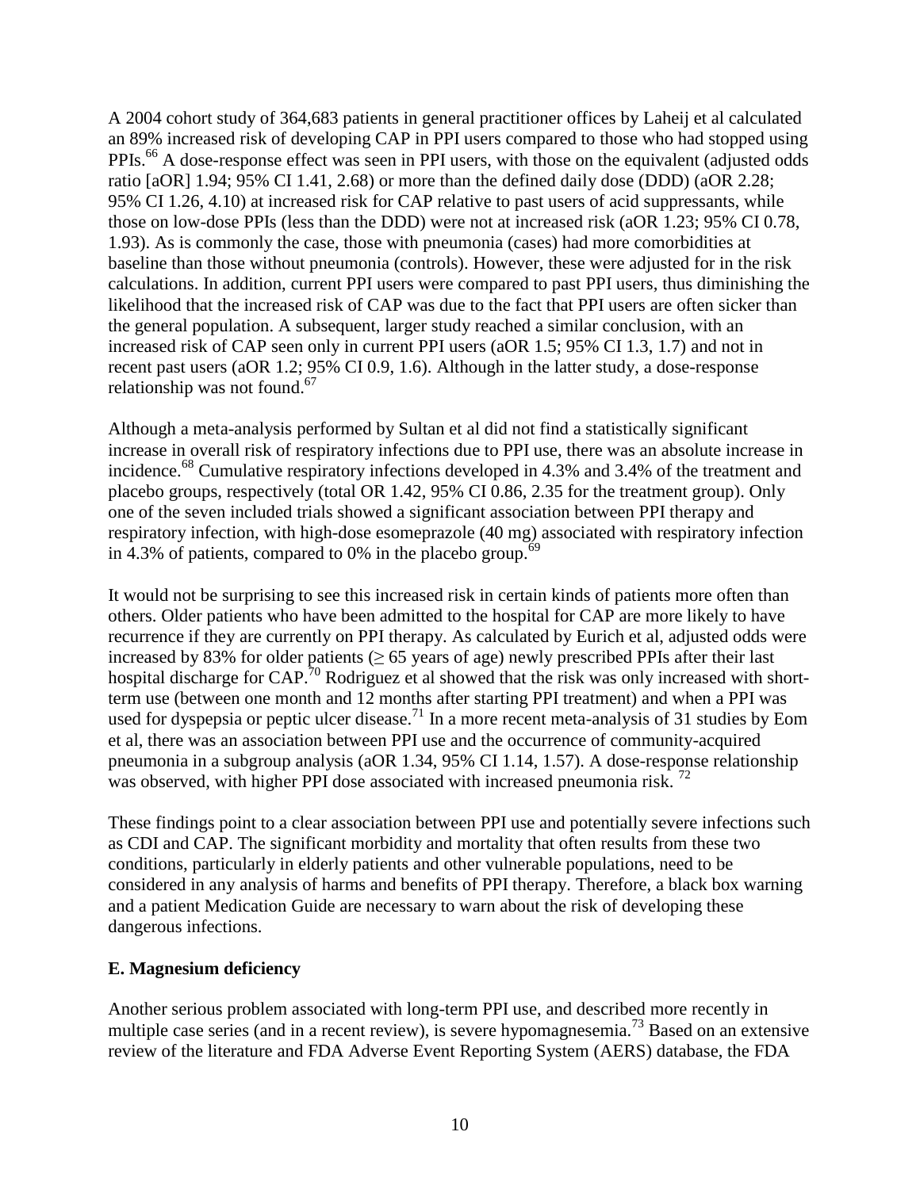A 2004 cohort study of 364,683 patients in general practitioner offices by Laheij et al calculated an 89% increased risk of developing CAP in PPI users compared to those who had stopped using PPIs.[66] A dose-response effect was seen in PPI users, with those on the equivalent (adjusted odds ratio [aOR] 1.94; 95% CI 1.41, 2.68) or more than the defined daily dose (DDD) (aOR 2.28; 95% CI 1.26, 4.10) at increased risk for CAP relative to past users of acid suppressants, while those on low-dose PPIs (less than the DDD) were not at increased risk (aOR 1.23; 95% CI 0.78, 1.93). As is commonly the case, those with pneumonia (cases) had more comorbidities at baseline than those without pneumonia (controls). However, these were adjusted for in the risk calculations. In addition, current PPI users were compared to past PPI users, thus diminishing the likelihood that the increased risk of CAP was due to the fact that PPI users are often sicker than the general population. A subsequent, larger study reached a similar conclusion, with an increased risk of CAP seen only in current PPI users (aOR 1.5; 95% CI 1.3, 1.7) and not in recent past users (aOR 1.2; 95% CI 0.9, 1.6). Although in the latter study, a dose-response relationship was not found.[67]

Although a meta-analysis performed by Sultan et al did not find a statistically significant increase in overall risk of respiratory infections due to PPI use, there was an absolute increase in incidence.[68] Cumulative respiratory infections developed in 4.3% and 3.4% of the treatment and placebo groups, respectively (total OR 1.42, 95% CI 0.86, 2.35 for the treatment group). Only one of the seven included trials showed a significant association between PPI therapy and respiratory infection, with high-dose esomeprazole (40 mg) associated with respiratory infection in 4.3% of patients, compared to 0% in the placebo group.[69]

It would not be surprising to see this increased risk in certain kinds of patients more often than others. Older patients who have been admitted to the hospital for CAP are more likely to have recurrence if they are currently on PPI therapy. As calculated by Eurich et al, adjusted odds were increased by 83% for older patients ($\geq$ 65 years of age) newly prescribed PPIs after their last hospital discharge for CAP.[70] Rodriguez et al showed that the risk was only increased with short-term use (between one month and 12 months after starting PPI treatment) and when a PPI was used for dyspepsia or peptic ulcer disease.[71] In a more recent meta-analysis of 31 studies by Eom et al, there was an association between PPI use and the occurrence of community-acquired pneumonia in a subgroup analysis (aOR 1.34, 95% CI 1.14, 1.57). A dose-response relationship was observed, with higher PPI dose associated with increased pneumonia risk.[72]

These findings point to a clear association between PPI use and potentially severe infections such as CDI and CAP. The significant morbidity and mortality that often results from these two conditions, particularly in elderly patients and other vulnerable populations, need to be considered in any analysis of harms and benefits of PPI therapy. Therefore, a black box warning and a patient Medication Guide are necessary to warn about the risk of developing these dangerous infections.

**E. Magnesium deficiency**

Another serious problem associated with long-term PPI use, and described more recently in multiple case series (and in a recent review), is severe hypomagnesemia.[73] Based on an extensive review of the literature and FDA Adverse Event Reporting System (AERS) database, the FDA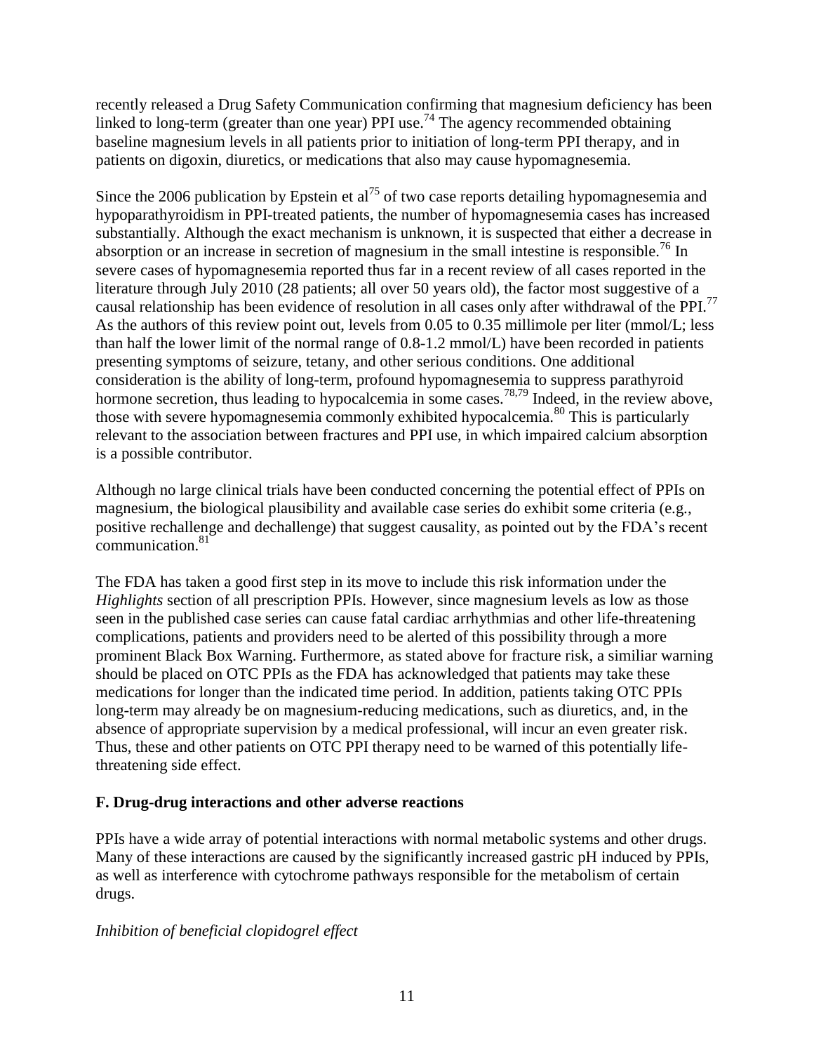recently released a Drug Safety Communication confirming that magnesium deficiency has been linked to long-term (greater than one year) PPI use.[74] The agency recommended obtaining baseline magnesium levels in all patients prior to initiation of long-term PPI therapy, and in patients on digoxin, diuretics, or medications that also may cause hypomagnesemia.

Since the 2006 publication by Epstein et al[75] of two case reports detailing hypomagnesemia and hypoparathyroidism in PPI-treated patients, the number of hypomagnesemia cases has increased substantially. Although the exact mechanism is unknown, it is suspected that either a decrease in absorption or an increase in secretion of magnesium in the small intestine is responsible.[76] In severe cases of hypomagnesemia reported thus far in a recent review of all cases reported in the literature through July 2010 (28 patients; all over 50 years old), the factor most suggestive of a causal relationship has been evidence of resolution in all cases only after withdrawal of the PPI.[77] As the authors of this review point out, levels from 0.05 to 0.35 millimole per liter (mmol/L; less than half the lower limit of the normal range of 0.8-1.2 mmol/L) have been recorded in patients presenting symptoms of seizure, tetany, and other serious conditions. One additional consideration is the ability of long-term, profound hypomagnesemia to suppress parathyroid hormone secretion, thus leading to hypocalcemia in some cases.[78,79] Indeed, in the review above, those with severe hypomagnesemia commonly exhibited hypocalcemia.[80] This is particularly relevant to the association between fractures and PPI use, in which impaired calcium absorption is a possible contributor.

Although no large clinical trials have been conducted concerning the potential effect of PPIs on magnesium, the biological plausibility and available case series do exhibit some criteria (e.g., positive rechallenge and dechallenge) that suggest causality, as pointed out by the FDA's recent communication.[81]

The FDA has taken a good first step in its move to include this risk information under the *Highlights* section of all prescription PPIs. However, since magnesium levels as low as those seen in the published case series can cause fatal cardiac arrhythmias and other life-threatening complications, patients and providers need to be alerted of this possibility through a more prominent Black Box Warning. Furthermore, as stated above for fracture risk, a similiar warning should be placed on OTC PPIs as the FDA has acknowledged that patients may take these medications for longer than the indicated time period. In addition, patients taking OTC PPIs long-term may already be on magnesium-reducing medications, such as diuretics, and, in the absence of appropriate supervision by a medical professional, will incur an even greater risk. Thus, these and other patients on OTC PPI therapy need to be warned of this potentially life-threatening side effect.

### F. Drug-drug interactions and other adverse reactions

PPIs have a wide array of potential interactions with normal metabolic systems and other drugs. Many of these interactions are caused by the significantly increased gastric pH induced by PPIs, as well as interference with cytochrome pathways responsible for the metabolism of certain drugs.

*Inhibition of beneficial clopidogrel effect*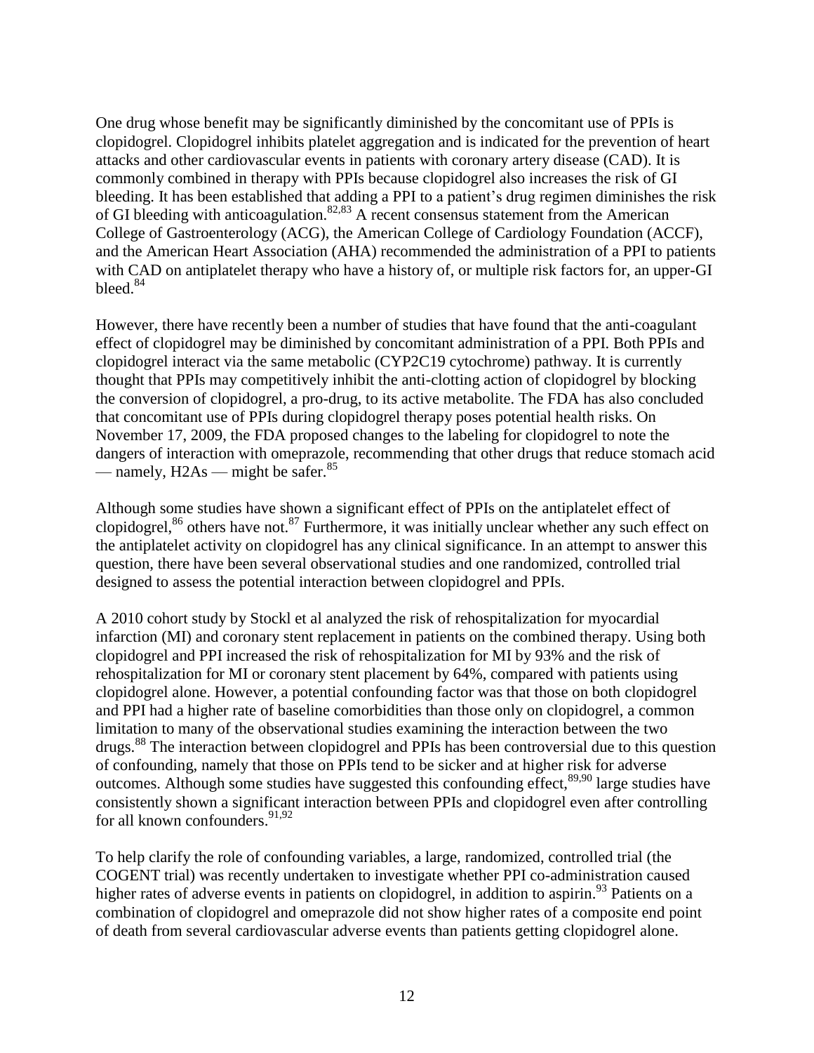One drug whose benefit may be significantly diminished by the concomitant use of PPIs is clopidogrel. Clopidogrel inhibits platelet aggregation and is indicated for the prevention of heart attacks and other cardiovascular events in patients with coronary artery disease (CAD). It is commonly combined in therapy with PPIs because clopidogrel also increases the risk of GI bleeding. It has been established that adding a PPI to a patient's drug regimen diminishes the risk of GI bleeding with anticoagulation.[82,83] A recent consensus statement from the American College of Gastroenterology (ACG), the American College of Cardiology Foundation (ACCF), and the American Heart Association (AHA) recommended the administration of a PPI to patients with CAD on antiplatelet therapy who have a history of, or multiple risk factors for, an upper-GI bleed.[84]

However, there have recently been a number of studies that have found that the anti-coagulant effect of clopidogrel may be diminished by concomitant administration of a PPI. Both PPIs and clopidogrel interact via the same metabolic (CYP2C19 cytochrome) pathway. It is currently thought that PPIs may competitively inhibit the anti-clotting action of clopidogrel by blocking the conversion of clopidogrel, a pro-drug, to its active metabolite. The FDA has also concluded that concomitant use of PPIs during clopidogrel therapy poses potential health risks. On November 17, 2009, the FDA proposed changes to the labeling for clopidogrel to note the dangers of interaction with omeprazole, recommending that other drugs that reduce stomach acid — namely, H2As — might be safer.[85]

Although some studies have shown a significant effect of PPIs on the antiplatelet effect of clopidogrel,[86] others have not.[87] Furthermore, it was initially unclear whether any such effect on the antiplatelet activity on clopidogrel has any clinical significance. In an attempt to answer this question, there have been several observational studies and one randomized, controlled trial designed to assess the potential interaction between clopidogrel and PPIs.

A 2010 cohort study by Stockl et al analyzed the risk of rehospitalization for myocardial infarction (MI) and coronary stent replacement in patients on the combined therapy. Using both clopidogrel and PPI increased the risk of rehospitalization for MI by 93% and the risk of rehospitalization for MI or coronary stent placement by 64%, compared with patients using clopidogrel alone. However, a potential confounding factor was that those on both clopidogrel and PPI had a higher rate of baseline comorbidities than those only on clopidogrel, a common limitation to many of the observational studies examining the interaction between the two drugs.[88] The interaction between clopidogrel and PPIs has been controversial due to this question of confounding, namely that those on PPIs tend to be sicker and at higher risk for adverse outcomes. Although some studies have suggested this confounding effect,[89,90] large studies have consistently shown a significant interaction between PPIs and clopidogrel even after controlling for all known confounders.[91,92]

To help clarify the role of confounding variables, a large, randomized, controlled trial (the COGENT trial) was recently undertaken to investigate whether PPI co-administration caused higher rates of adverse events in patients on clopidogrel, in addition to aspirin.[93] Patients on a combination of clopidogrel and omeprazole did not show higher rates of a composite end point of death from several cardiovascular adverse events than patients getting clopidogrel alone.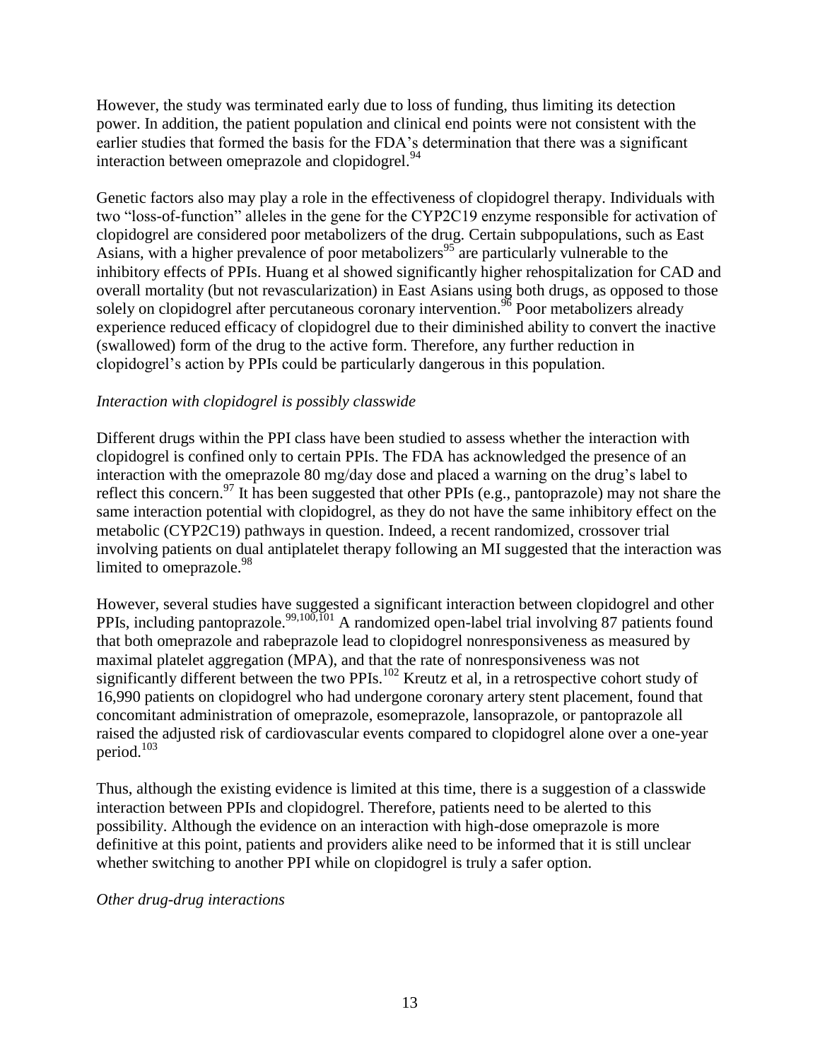However, the study was terminated early due to loss of funding, thus limiting its detection power. In addition, the patient population and clinical end points were not consistent with the earlier studies that formed the basis for the FDA's determination that there was a significant interaction between omeprazole and clopidogrel.[94]

Genetic factors also may play a role in the effectiveness of clopidogrel therapy. Individuals with two "loss-of-function" alleles in the gene for the CYP2C19 enzyme responsible for activation of clopidogrel are considered poor metabolizers of the drug. Certain subpopulations, such as East Asians, with a higher prevalence of poor metabolizers[95] are particularly vulnerable to the inhibitory effects of PPIs. Huang et al showed significantly higher rehospitalization for CAD and overall mortality (but not revascularization) in East Asians using both drugs, as opposed to those solely on clopidogrel after percutaneous coronary intervention.[96] Poor metabolizers already experience reduced efficacy of clopidogrel due to their diminished ability to convert the inactive (swallowed) form of the drug to the active form. Therefore, any further reduction in clopidogrel's action by PPIs could be particularly dangerous in this population.

*Interaction with clopidogrel is possibly classwide*

Different drugs within the PPI class have been studied to assess whether the interaction with clopidogrel is confined only to certain PPIs. The FDA has acknowledged the presence of an interaction with the omeprazole 80 mg/day dose and placed a warning on the drug's label to reflect this concern.[97] It has been suggested that other PPIs (e.g., pantoprazole) may not share the same interaction potential with clopidogrel, as they do not have the same inhibitory effect on the metabolic (CYP2C19) pathways in question. Indeed, a recent randomized, crossover trial involving patients on dual antiplatelet therapy following an MI suggested that the interaction was limited to omeprazole.[98]

However, several studies have suggested a significant interaction between clopidogrel and other PPIs, including pantoprazole.[99,100,101] A randomized open-label trial involving 87 patients found that both omeprazole and rabeprazole lead to clopidogrel nonresponsiveness as measured by maximal platelet aggregation (MPA), and that the rate of nonresponsiveness was not significantly different between the two PPIs.[102] Kreutz et al, in a retrospective cohort study of 16,990 patients on clopidogrel who had undergone coronary artery stent placement, found that concomitant administration of omeprazole, esomeprazole, lansoprazole, or pantoprazole all raised the adjusted risk of cardiovascular events compared to clopidogrel alone over a one-year period.[103]

Thus, although the existing evidence is limited at this time, there is a suggestion of a classwide interaction between PPIs and clopidogrel. Therefore, patients need to be alerted to this possibility. Although the evidence on an interaction with high-dose omeprazole is more definitive at this point, patients and providers alike need to be informed that it is still unclear whether switching to another PPI while on clopidogrel is truly a safer option.

*Other drug-drug interactions*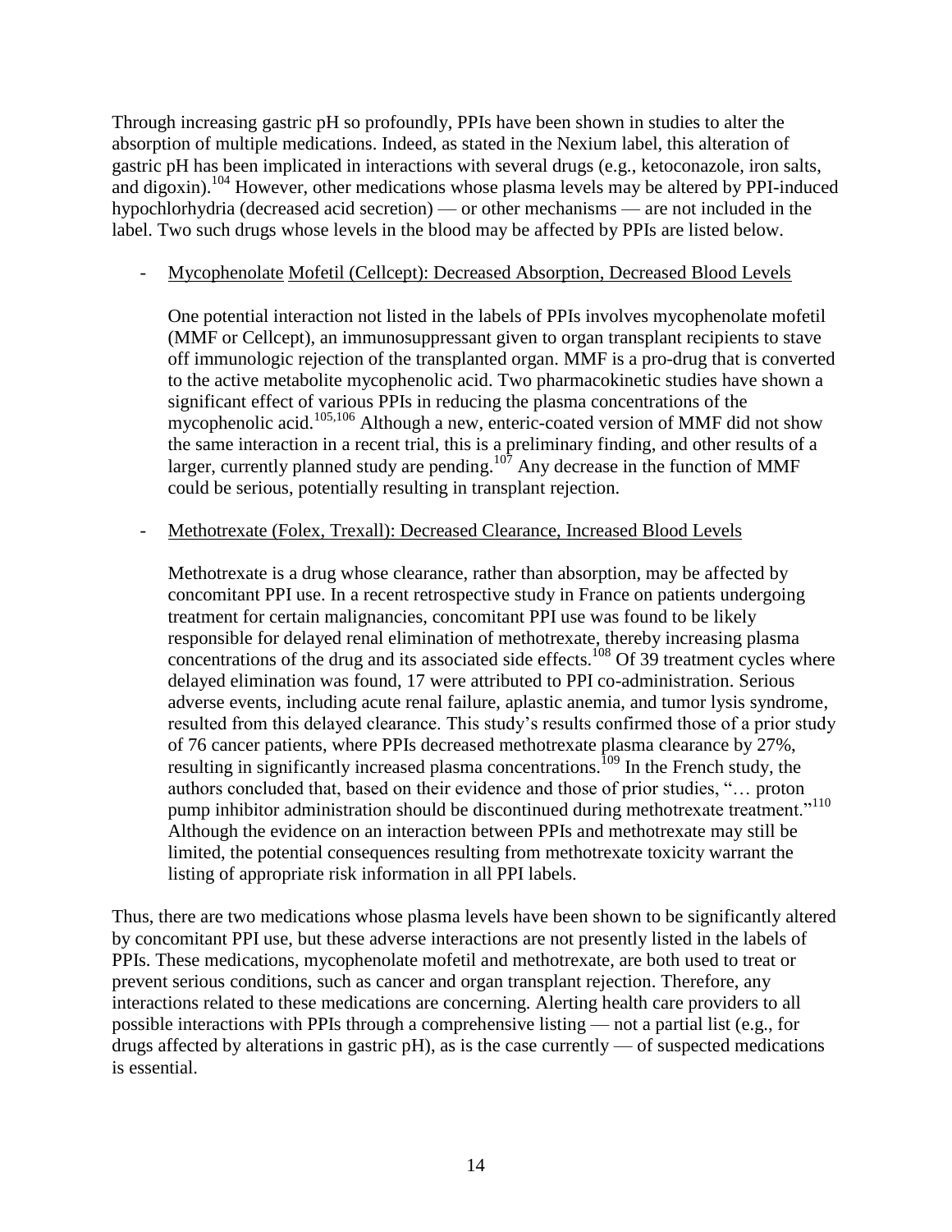Through increasing gastric pH so profoundly, PPIs have been shown in studies to alter the absorption of multiple medications. Indeed, as stated in the Nexium label, this alteration of gastric pH has been implicated in interactions with several drugs (e.g., ketoconazole, iron salts, and digoxin).[104] However, other medications whose plasma levels may be altered by PPI-induced hypochlorhydria (decreased acid secretion) — or other mechanisms — are not included in the label. Two such drugs whose levels in the blood may be affected by PPIs are listed below.

- Mycophenolate Mofetil (Cellcept): Decreased Absorption, Decreased Blood Levels

  One potential interaction not listed in the labels of PPIs involves mycophenolate mofetil (MMF or Cellcept), an immunosuppressant given to organ transplant recipients to stave off immunologic rejection of the transplanted organ. MMF is a pro-drug that is converted to the active metabolite mycophenolic acid. Two pharmacokinetic studies have shown a significant effect of various PPIs in reducing the plasma concentrations of the mycophenolic acid.[105,106] Although a new, enteric-coated version of MMF did not show the same interaction in a recent trial, this is a preliminary finding, and other results of a larger, currently planned study are pending.[107] Any decrease in the function of MMF could be serious, potentially resulting in transplant rejection.

- Methotrexate (Folex, Trexall): Decreased Clearance, Increased Blood Levels

  Methotrexate is a drug whose clearance, rather than absorption, may be affected by concomitant PPI use. In a recent retrospective study in France on patients undergoing treatment for certain malignancies, concomitant PPI use was found to be likely responsible for delayed renal elimination of methotrexate, thereby increasing plasma concentrations of the drug and its associated side effects.[108] Of 39 treatment cycles where delayed elimination was found, 17 were attributed to PPI co-administration. Serious adverse events, including acute renal failure, aplastic anemia, and tumor lysis syndrome, resulted from this delayed clearance. This study's results confirmed those of a prior study of 76 cancer patients, where PPIs decreased methotrexate plasma clearance by 27%, resulting in significantly increased plasma concentrations.[109] In the French study, the authors concluded that, based on their evidence and those of prior studies, "… proton pump inhibitor administration should be discontinued during methotrexate treatment."[110] Although the evidence on an interaction between PPIs and methotrexate may still be limited, the potential consequences resulting from methotrexate toxicity warrant the listing of appropriate risk information in all PPI labels.

Thus, there are two medications whose plasma levels have been shown to be significantly altered by concomitant PPI use, but these adverse interactions are not presently listed in the labels of PPIs. These medications, mycophenolate mofetil and methotrexate, are both used to treat or prevent serious conditions, such as cancer and organ transplant rejection. Therefore, any interactions related to these medications are concerning. Alerting health care providers to all possible interactions with PPIs through a comprehensive listing — not a partial list (e.g., for drugs affected by alterations in gastric pH), as is the case currently — of suspected medications is essential.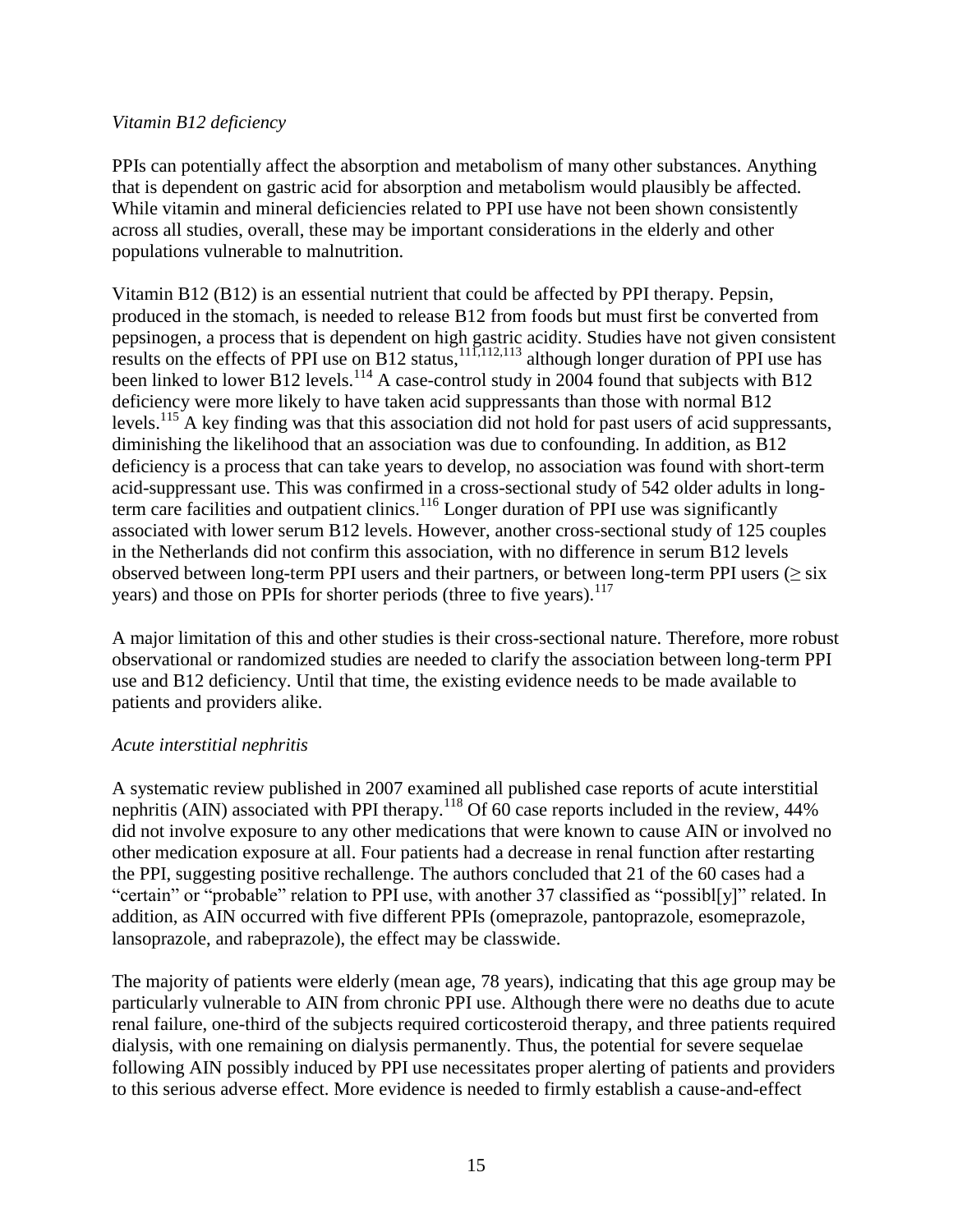*Vitamin B12 deficiency*

PPIs can potentially affect the absorption and metabolism of many other substances. Anything that is dependent on gastric acid for absorption and metabolism would plausibly be affected. While vitamin and mineral deficiencies related to PPI use have not been shown consistently across all studies, overall, these may be important considerations in the elderly and other populations vulnerable to malnutrition.

Vitamin B12 (B12) is an essential nutrient that could be affected by PPI therapy. Pepsin, produced in the stomach, is needed to release B12 from foods but must first be converted from pepsinogen, a process that is dependent on high gastric acidity. Studies have not given consistent results on the effects of PPI use on B12 status,[111,112,113] although longer duration of PPI use has been linked to lower B12 levels.[114] A case-control study in 2004 found that subjects with B12 deficiency were more likely to have taken acid suppressants than those with normal B12 levels.[115] A key finding was that this association did not hold for past users of acid suppressants, diminishing the likelihood that an association was due to confounding. In addition, as B12 deficiency is a process that can take years to develop, no association was found with short-term acid-suppressant use. This was confirmed in a cross-sectional study of 542 older adults in long-term care facilities and outpatient clinics.[116] Longer duration of PPI use was significantly associated with lower serum B12 levels. However, another cross-sectional study of 125 couples in the Netherlands did not confirm this association, with no difference in serum B12 levels observed between long-term PPI users and their partners, or between long-term PPI users ($\geq$ six years) and those on PPIs for shorter periods (three to five years).[117]

A major limitation of this and other studies is their cross-sectional nature. Therefore, more robust observational or randomized studies are needed to clarify the association between long-term PPI use and B12 deficiency. Until that time, the existing evidence needs to be made available to patients and providers alike.

*Acute interstitial nephritis*

A systematic review published in 2007 examined all published case reports of acute interstitial nephritis (AIN) associated with PPI therapy.[118] Of 60 case reports included in the review, 44% did not involve exposure to any other medications that were known to cause AIN or involved no other medication exposure at all. Four patients had a decrease in renal function after restarting the PPI, suggesting positive rechallenge. The authors concluded that 21 of the 60 cases had a "certain" or "probable" relation to PPI use, with another 37 classified as "possibl[y]" related. In addition, as AIN occurred with five different PPIs (omeprazole, pantoprazole, esomeprazole, lansoprazole, and rabeprazole), the effect may be classwide.

The majority of patients were elderly (mean age, 78 years), indicating that this age group may be particularly vulnerable to AIN from chronic PPI use. Although there were no deaths due to acute renal failure, one-third of the subjects required corticosteroid therapy, and three patients required dialysis, with one remaining on dialysis permanently. Thus, the potential for severe sequelae following AIN possibly induced by PPI use necessitates proper alerting of patients and providers to this serious adverse effect. More evidence is needed to firmly establish a cause-and-effect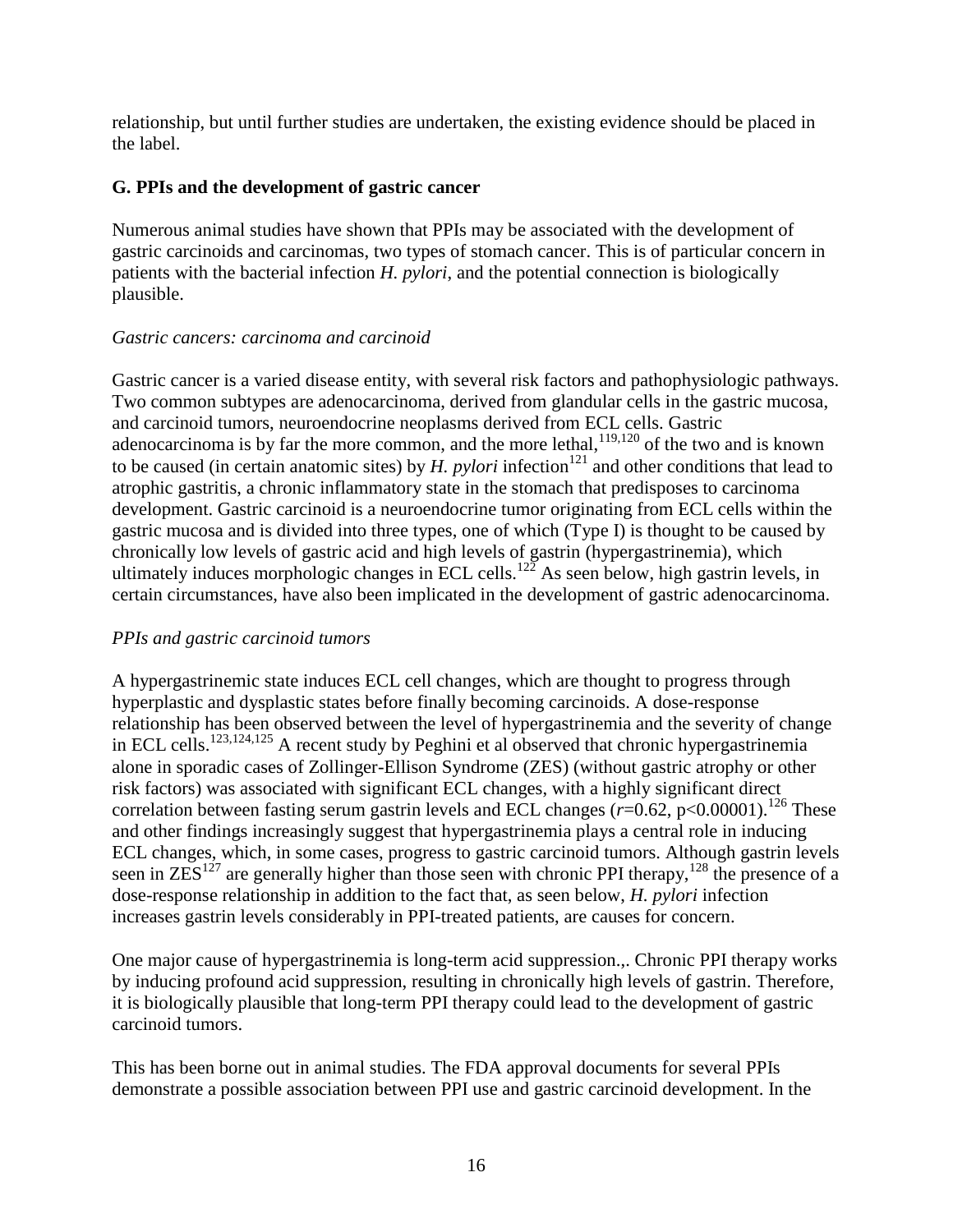relationship, but until further studies are undertaken, the existing evidence should be placed in the label.

### G. PPIs and the development of gastric cancer

Numerous animal studies have shown that PPIs may be associated with the development of gastric carcinoids and carcinomas, two types of stomach cancer. This is of particular concern in patients with the bacterial infection *H. pylori*, and the potential connection is biologically plausible.

*Gastric cancers: carcinoma and carcinoid*

Gastric cancer is a varied disease entity, with several risk factors and pathophysiologic pathways. Two common subtypes are adenocarcinoma, derived from glandular cells in the gastric mucosa, and carcinoid tumors, neuroendocrine neoplasms derived from ECL cells. Gastric adenocarcinoma is by far the more common, and the more lethal,[119,120] of the two and is known to be caused (in certain anatomic sites) by *H. pylori* infection[121] and other conditions that lead to atrophic gastritis, a chronic inflammatory state in the stomach that predisposes to carcinoma development. Gastric carcinoid is a neuroendocrine tumor originating from ECL cells within the gastric mucosa and is divided into three types, one of which (Type I) is thought to be caused by chronically low levels of gastric acid and high levels of gastrin (hypergastrinemia), which ultimately induces morphologic changes in ECL cells.[122] As seen below, high gastrin levels, in certain circumstances, have also been implicated in the development of gastric adenocarcinoma.

*PPIs and gastric carcinoid tumors*

A hypergastrinemic state induces ECL cell changes, which are thought to progress through hyperplastic and dysplastic states before finally becoming carcinoids. A dose-response relationship has been observed between the level of hypergastrinemia and the severity of change in ECL cells.[123,124,125] A recent study by Peghini et al observed that chronic hypergastrinemia alone in sporadic cases of Zollinger-Ellison Syndrome (ZES) (without gastric atrophy or other risk factors) was associated with significant ECL changes, with a highly significant direct correlation between fasting serum gastrin levels and ECL changes ($r=0.62$, $p<0.00001$).[126] These and other findings increasingly suggest that hypergastrinemia plays a central role in inducing ECL changes, which, in some cases, progress to gastric carcinoid tumors. Although gastrin levels seen in ZES[127] are generally higher than those seen with chronic PPI therapy,[128] the presence of a dose-response relationship in addition to the fact that, as seen below, *H. pylori* infection increases gastrin levels considerably in PPI-treated patients, are causes for concern.

One major cause of hypergastrinemia is long-term acid suppression.,. Chronic PPI therapy works by inducing profound acid suppression, resulting in chronically high levels of gastrin. Therefore, it is biologically plausible that long-term PPI therapy could lead to the development of gastric carcinoid tumors.

This has been borne out in animal studies. The FDA approval documents for several PPIs demonstrate a possible association between PPI use and gastric carcinoid development. In the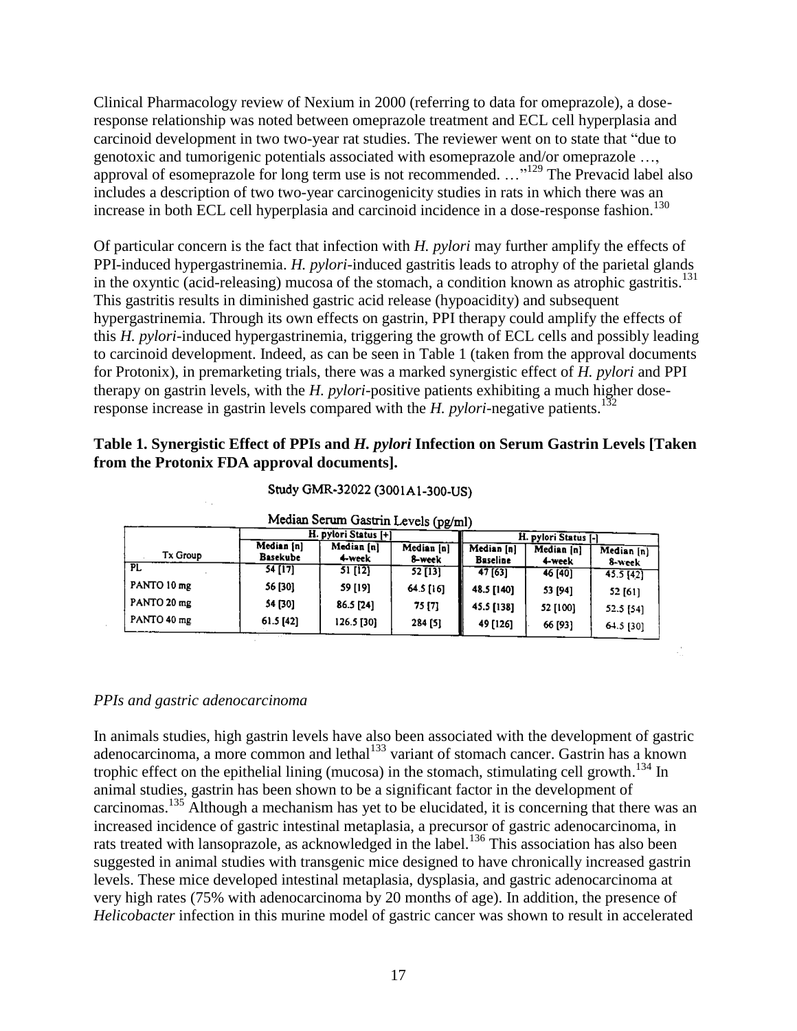Clinical Pharmacology review of Nexium in 2000 (referring to data for omeprazole), a dose-response relationship was noted between omeprazole treatment and ECL cell hyperplasia and carcinoid development in two two-year rat studies. The reviewer went on to state that "due to genotoxic and tumorigenic potentials associated with esomeprazole and/or omeprazole …, approval of esomeprazole for long term use is not recommended. …"[129] The Prevacid label also includes a description of two two-year carcinogenicity studies in rats in which there was an increase in both ECL cell hyperplasia and carcinoid incidence in a dose-response fashion.[130]

Of particular concern is the fact that infection with *H. pylori* may further amplify the effects of PPI-induced hypergastrinemia. *H. pylori*-induced gastritis leads to atrophy of the parietal glands in the oxyntic (acid-releasing) mucosa of the stomach, a condition known as atrophic gastritis.[131] This gastritis results in diminished gastric acid release (hypoacidity) and subsequent hypergastrinemia. Through its own effects on gastrin, PPI therapy could amplify the effects of this *H. pylori*-induced hypergastrinemia, triggering the growth of ECL cells and possibly leading to carcinoid development. Indeed, as can be seen in Table 1 (taken from the approval documents for Protonix), in premarketing trials, there was a marked synergistic effect of *H. pylori* and PPI therapy on gastrin levels, with the *H. pylori*-positive patients exhibiting a much higher dose-response increase in gastrin levels compared with the *H. pylori*-negative patients.[132]

**Table 1. Synergistic Effect of PPIs and *H. pylori* Infection on Serum Gastrin Levels [Taken from the Protonix FDA approval documents].**

Study GMR-32022 (3001A1-300-US)

Median Serum Gastrin Levels (pg/ml)

| Tx Group | H. pylori Status [+] | | | H. pylori Status [-] | | |
|---|---|---|---|---|---|---|
| | Median [n] Basekube | Median [n] 4-week | Median [n] 8-week | Median [n] Baseline | Median [n] 4-week | Median [n] 8-week |
| PL | 54 [17] | 51 [12] | 52 [13] | 47 [63] | 46 [40] | 45.5 [42] |
| PANTO 10 mg | 56 [30] | 59 [19] | 64.5 [16] | 48.5 [140] | 53 [94] | 52 [61] |
| PANTO 20 mg | 54 [30] | 86.5 [24] | 75 [7] | 45.5 [138] | 52 [100] | 52.5 [54] |
| PANTO 40 mg | 61.5 [42] | 126.5 [30] | 284 [5] | 49 [126] | 66 [93] | 64.5 [30] |

*PPIs and gastric adenocarcinoma*

In animals studies, high gastrin levels have also been associated with the development of gastric adenocarcinoma, a more common and lethal[133] variant of stomach cancer. Gastrin has a known trophic effect on the epithelial lining (mucosa) in the stomach, stimulating cell growth.[134] In animal studies, gastrin has been shown to be a significant factor in the development of carcinomas.[135] Although a mechanism has yet to be elucidated, it is concerning that there was an increased incidence of gastric intestinal metaplasia, a precursor of gastric adenocarcinoma, in rats treated with lansoprazole, as acknowledged in the label.[136] This association has also been suggested in animal studies with transgenic mice designed to have chronically increased gastrin levels. These mice developed intestinal metaplasia, dysplasia, and gastric adenocarcinoma at very high rates (75% with adenocarcinoma by 20 months of age). In addition, the presence of *Helicobacter* infection in this murine model of gastric cancer was shown to result in accelerated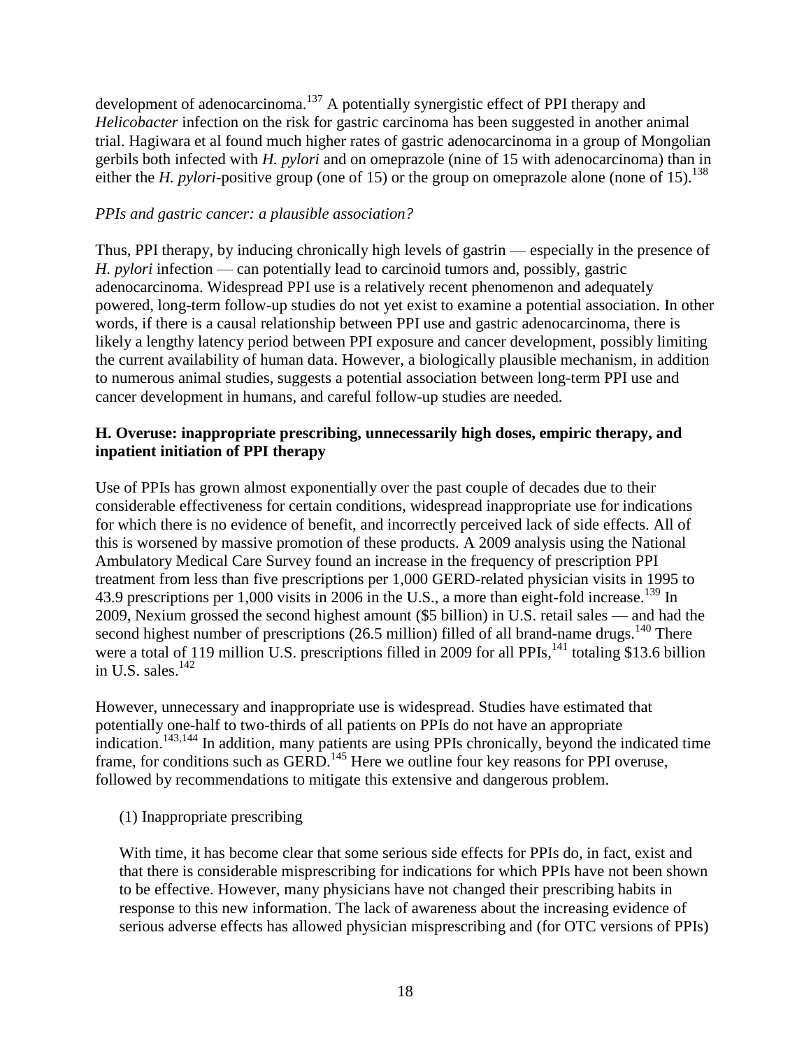development of adenocarcinoma.[137] A potentially synergistic effect of PPI therapy and *Helicobacter* infection on the risk for gastric carcinoma has been suggested in another animal trial. Hagiwara et al found much higher rates of gastric adenocarcinoma in a group of Mongolian gerbils both infected with *H. pylori* and on omeprazole (nine of 15 with adenocarcinoma) than in either the *H. pylori*-positive group (one of 15) or the group on omeprazole alone (none of 15).[138]

*PPIs and gastric cancer: a plausible association?*

Thus, PPI therapy, by inducing chronically high levels of gastrin — especially in the presence of *H. pylori* infection — can potentially lead to carcinoid tumors and, possibly, gastric adenocarcinoma. Widespread PPI use is a relatively recent phenomenon and adequately powered, long-term follow-up studies do not yet exist to examine a potential association. In other words, if there is a causal relationship between PPI use and gastric adenocarcinoma, there is likely a lengthy latency period between PPI exposure and cancer development, possibly limiting the current availability of human data. However, a biologically plausible mechanism, in addition to numerous animal studies, suggests a potential association between long-term PPI use and cancer development in humans, and careful follow-up studies are needed.

**H. Overuse: inappropriate prescribing, unnecessarily high doses, empiric therapy, and inpatient initiation of PPI therapy**

Use of PPIs has grown almost exponentially over the past couple of decades due to their considerable effectiveness for certain conditions, widespread inappropriate use for indications for which there is no evidence of benefit, and incorrectly perceived lack of side effects. All of this is worsened by massive promotion of these products. A 2009 analysis using the National Ambulatory Medical Care Survey found an increase in the frequency of prescription PPI treatment from less than five prescriptions per 1,000 GERD-related physician visits in 1995 to 43.9 prescriptions per 1,000 visits in 2006 in the U.S., a more than eight-fold increase.[139] In 2009, Nexium grossed the second highest amount ($5 billion) in U.S. retail sales — and had the second highest number of prescriptions (26.5 million) filled of all brand-name drugs.[140] There were a total of 119 million U.S. prescriptions filled in 2009 for all PPIs,[141] totaling $13.6 billion in U.S. sales.[142]

However, unnecessary and inappropriate use is widespread. Studies have estimated that potentially one-half to two-thirds of all patients on PPIs do not have an appropriate indication.[143,144] In addition, many patients are using PPIs chronically, beyond the indicated time frame, for conditions such as GERD.[145] Here we outline four key reasons for PPI overuse, followed by recommendations to mitigate this extensive and dangerous problem.

(1) Inappropriate prescribing

With time, it has become clear that some serious side effects for PPIs do, in fact, exist and that there is considerable misprescribing for indications for which PPIs have not been shown to be effective. However, many physicians have not changed their prescribing habits in response to this new information. The lack of awareness about the increasing evidence of serious adverse effects has allowed physician misprescribing and (for OTC versions of PPIs)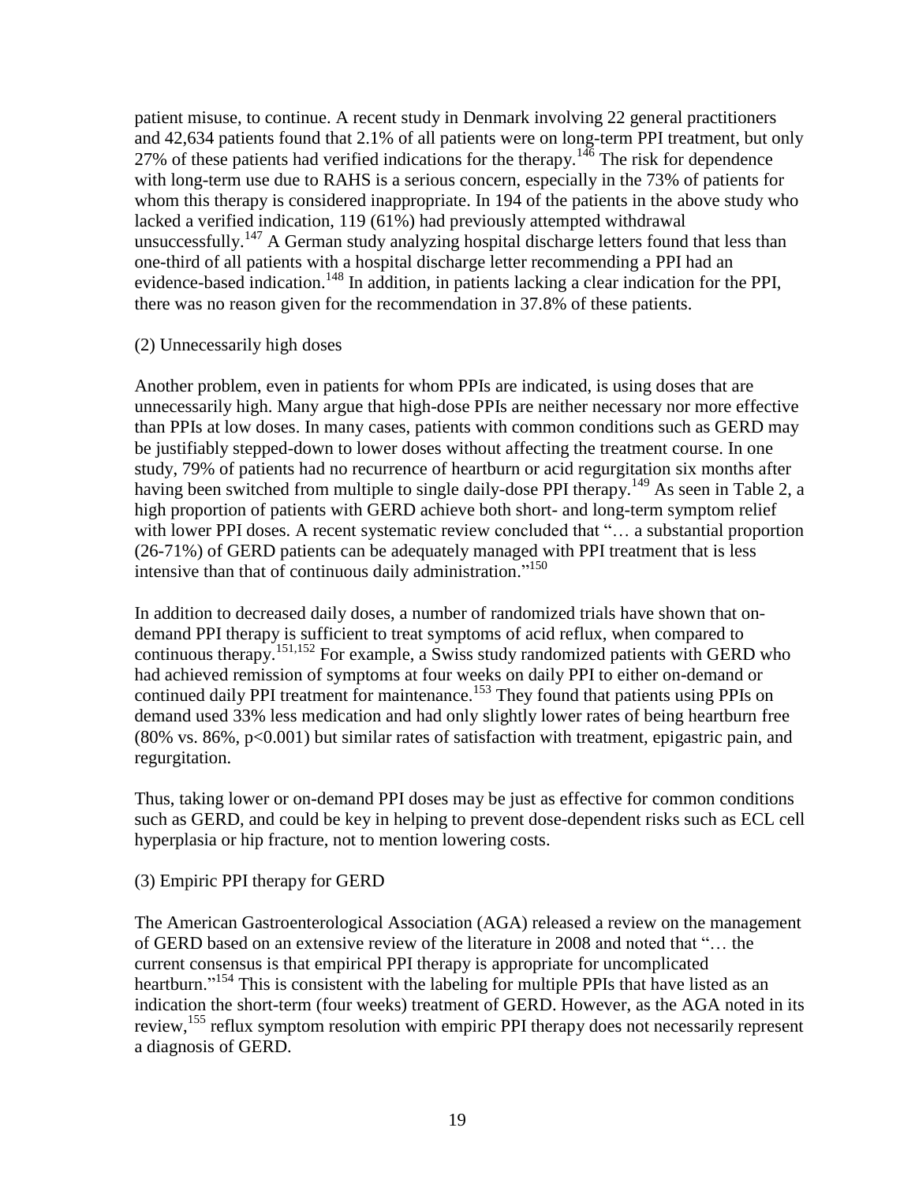patient misuse, to continue. A recent study in Denmark involving 22 general practitioners and 42,634 patients found that 2.1% of all patients were on long-term PPI treatment, but only 27% of these patients had verified indications for the therapy.[146] The risk for dependence with long-term use due to RAHS is a serious concern, especially in the 73% of patients for whom this therapy is considered inappropriate. In 194 of the patients in the above study who lacked a verified indication, 119 (61%) had previously attempted withdrawal unsuccessfully.[147] A German study analyzing hospital discharge letters found that less than one-third of all patients with a hospital discharge letter recommending a PPI had an evidence-based indication.[148] In addition, in patients lacking a clear indication for the PPI, there was no reason given for the recommendation in 37.8% of these patients.

(2) Unnecessarily high doses

Another problem, even in patients for whom PPIs are indicated, is using doses that are unnecessarily high. Many argue that high-dose PPIs are neither necessary nor more effective than PPIs at low doses. In many cases, patients with common conditions such as GERD may be justifiably stepped-down to lower doses without affecting the treatment course. In one study, 79% of patients had no recurrence of heartburn or acid regurgitation six months after having been switched from multiple to single daily-dose PPI therapy.[149] As seen in Table 2, a high proportion of patients with GERD achieve both short- and long-term symptom relief with lower PPI doses. A recent systematic review concluded that "… a substantial proportion (26-71%) of GERD patients can be adequately managed with PPI treatment that is less intensive than that of continuous daily administration."[150]

In addition to decreased daily doses, a number of randomized trials have shown that on-demand PPI therapy is sufficient to treat symptoms of acid reflux, when compared to continuous therapy.[151,152] For example, a Swiss study randomized patients with GERD who had achieved remission of symptoms at four weeks on daily PPI to either on-demand or continued daily PPI treatment for maintenance.[153] They found that patients using PPIs on demand used 33% less medication and had only slightly lower rates of being heartburn free (80% vs. 86%, $p<0.001$) but similar rates of satisfaction with treatment, epigastric pain, and regurgitation.

Thus, taking lower or on-demand PPI doses may be just as effective for common conditions such as GERD, and could be key in helping to prevent dose-dependent risks such as ECL cell hyperplasia or hip fracture, not to mention lowering costs.

(3) Empiric PPI therapy for GERD

The American Gastroenterological Association (AGA) released a review on the management of GERD based on an extensive review of the literature in 2008 and noted that "… the current consensus is that empirical PPI therapy is appropriate for uncomplicated heartburn."[154] This is consistent with the labeling for multiple PPIs that have listed as an indication the short-term (four weeks) treatment of GERD. However, as the AGA noted in its review,[155] reflux symptom resolution with empiric PPI therapy does not necessarily represent a diagnosis of GERD.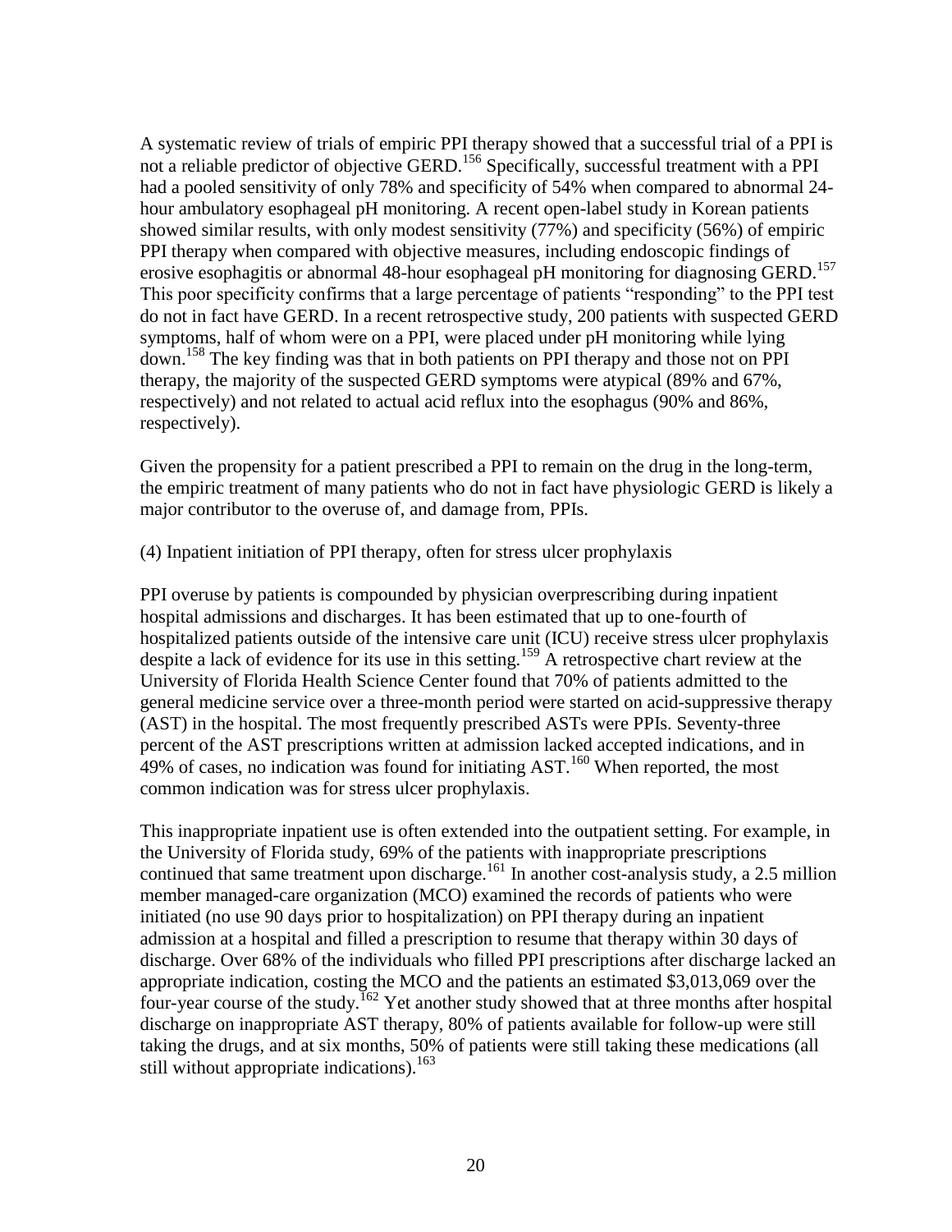A systematic review of trials of empiric PPI therapy showed that a successful trial of a PPI is not a reliable predictor of objective GERD.[156] Specifically, successful treatment with a PPI had a pooled sensitivity of only 78% and specificity of 54% when compared to abnormal 24-hour ambulatory esophageal pH monitoring. A recent open-label study in Korean patients showed similar results, with only modest sensitivity (77%) and specificity (56%) of empiric PPI therapy when compared with objective measures, including endoscopic findings of erosive esophagitis or abnormal 48-hour esophageal pH monitoring for diagnosing GERD.[157] This poor specificity confirms that a large percentage of patients "responding" to the PPI test do not in fact have GERD. In a recent retrospective study, 200 patients with suspected GERD symptoms, half of whom were on a PPI, were placed under pH monitoring while lying down.[158] The key finding was that in both patients on PPI therapy and those not on PPI therapy, the majority of the suspected GERD symptoms were atypical (89% and 67%, respectively) and not related to actual acid reflux into the esophagus (90% and 86%, respectively).

Given the propensity for a patient prescribed a PPI to remain on the drug in the long-term, the empiric treatment of many patients who do not in fact have physiologic GERD is likely a major contributor to the overuse of, and damage from, PPIs.

(4) Inpatient initiation of PPI therapy, often for stress ulcer prophylaxis

PPI overuse by patients is compounded by physician overprescribing during inpatient hospital admissions and discharges. It has been estimated that up to one-fourth of hospitalized patients outside of the intensive care unit (ICU) receive stress ulcer prophylaxis despite a lack of evidence for its use in this setting.[159] A retrospective chart review at the University of Florida Health Science Center found that 70% of patients admitted to the general medicine service over a three-month period were started on acid-suppressive therapy (AST) in the hospital. The most frequently prescribed ASTs were PPIs. Seventy-three percent of the AST prescriptions written at admission lacked accepted indications, and in 49% of cases, no indication was found for initiating AST.[160] When reported, the most common indication was for stress ulcer prophylaxis.

This inappropriate inpatient use is often extended into the outpatient setting. For example, in the University of Florida study, 69% of the patients with inappropriate prescriptions continued that same treatment upon discharge.[161] In another cost-analysis study, a 2.5 million member managed-care organization (MCO) examined the records of patients who were initiated (no use 90 days prior to hospitalization) on PPI therapy during an inpatient admission at a hospital and filled a prescription to resume that therapy within 30 days of discharge. Over 68% of the individuals who filled PPI prescriptions after discharge lacked an appropriate indication, costing the MCO and the patients an estimated $3,013,069 over the four-year course of the study.[162] Yet another study showed that at three months after hospital discharge on inappropriate AST therapy, 80% of patients available for follow-up were still taking the drugs, and at six months, 50% of patients were still taking these medications (all still without appropriate indications).[163]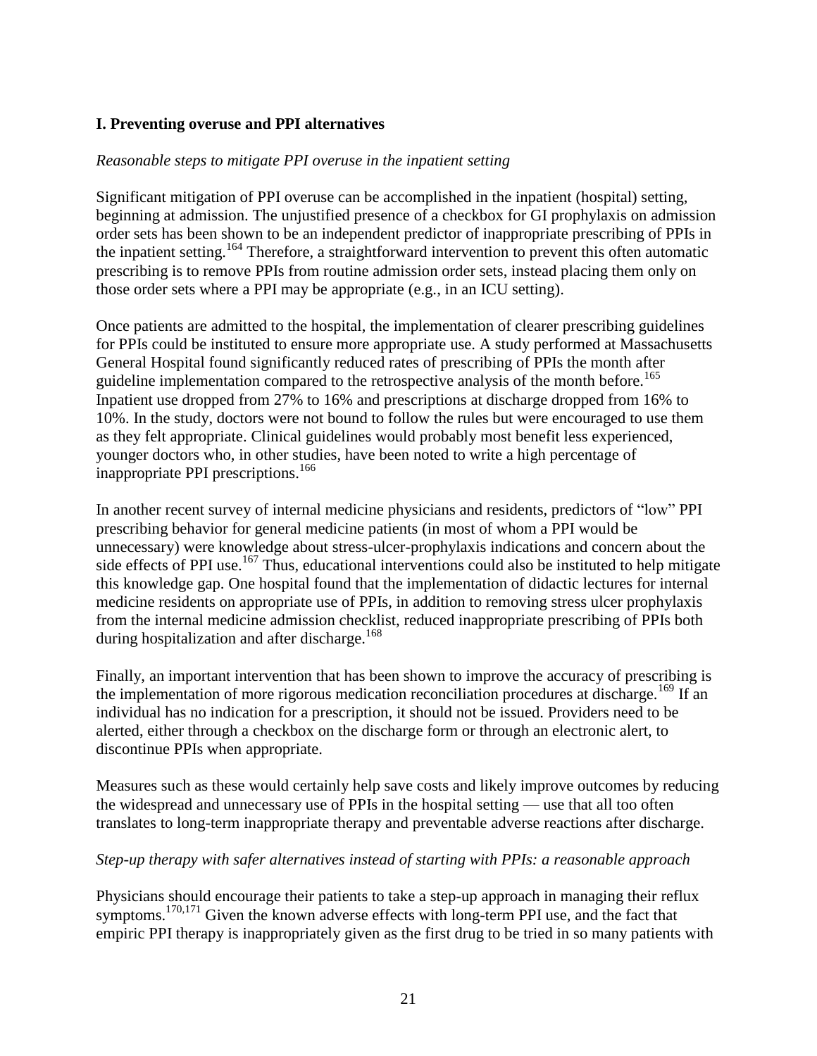## I. Preventing overuse and PPI alternatives

*Reasonable steps to mitigate PPI overuse in the inpatient setting*

Significant mitigation of PPI overuse can be accomplished in the inpatient (hospital) setting, beginning at admission. The unjustified presence of a checkbox for GI prophylaxis on admission order sets has been shown to be an independent predictor of inappropriate prescribing of PPIs in the inpatient setting.[164] Therefore, a straightforward intervention to prevent this often automatic prescribing is to remove PPIs from routine admission order sets, instead placing them only on those order sets where a PPI may be appropriate (e.g., in an ICU setting).

Once patients are admitted to the hospital, the implementation of clearer prescribing guidelines for PPIs could be instituted to ensure more appropriate use. A study performed at Massachusetts General Hospital found significantly reduced rates of prescribing of PPIs the month after guideline implementation compared to the retrospective analysis of the month before.[165] Inpatient use dropped from 27% to 16% and prescriptions at discharge dropped from 16% to 10%. In the study, doctors were not bound to follow the rules but were encouraged to use them as they felt appropriate. Clinical guidelines would probably most benefit less experienced, younger doctors who, in other studies, have been noted to write a high percentage of inappropriate PPI prescriptions.[166]

In another recent survey of internal medicine physicians and residents, predictors of "low" PPI prescribing behavior for general medicine patients (in most of whom a PPI would be unnecessary) were knowledge about stress-ulcer-prophylaxis indications and concern about the side effects of PPI use.[167] Thus, educational interventions could also be instituted to help mitigate this knowledge gap. One hospital found that the implementation of didactic lectures for internal medicine residents on appropriate use of PPIs, in addition to removing stress ulcer prophylaxis from the internal medicine admission checklist, reduced inappropriate prescribing of PPIs both during hospitalization and after discharge.[168]

Finally, an important intervention that has been shown to improve the accuracy of prescribing is the implementation of more rigorous medication reconciliation procedures at discharge.[169] If an individual has no indication for a prescription, it should not be issued. Providers need to be alerted, either through a checkbox on the discharge form or through an electronic alert, to discontinue PPIs when appropriate.

Measures such as these would certainly help save costs and likely improve outcomes by reducing the widespread and unnecessary use of PPIs in the hospital setting — use that all too often translates to long-term inappropriate therapy and preventable adverse reactions after discharge.

*Step-up therapy with safer alternatives instead of starting with PPIs: a reasonable approach*

Physicians should encourage their patients to take a step-up approach in managing their reflux symptoms.[170,171] Given the known adverse effects with long-term PPI use, and the fact that empiric PPI therapy is inappropriately given as the first drug to be tried in so many patients with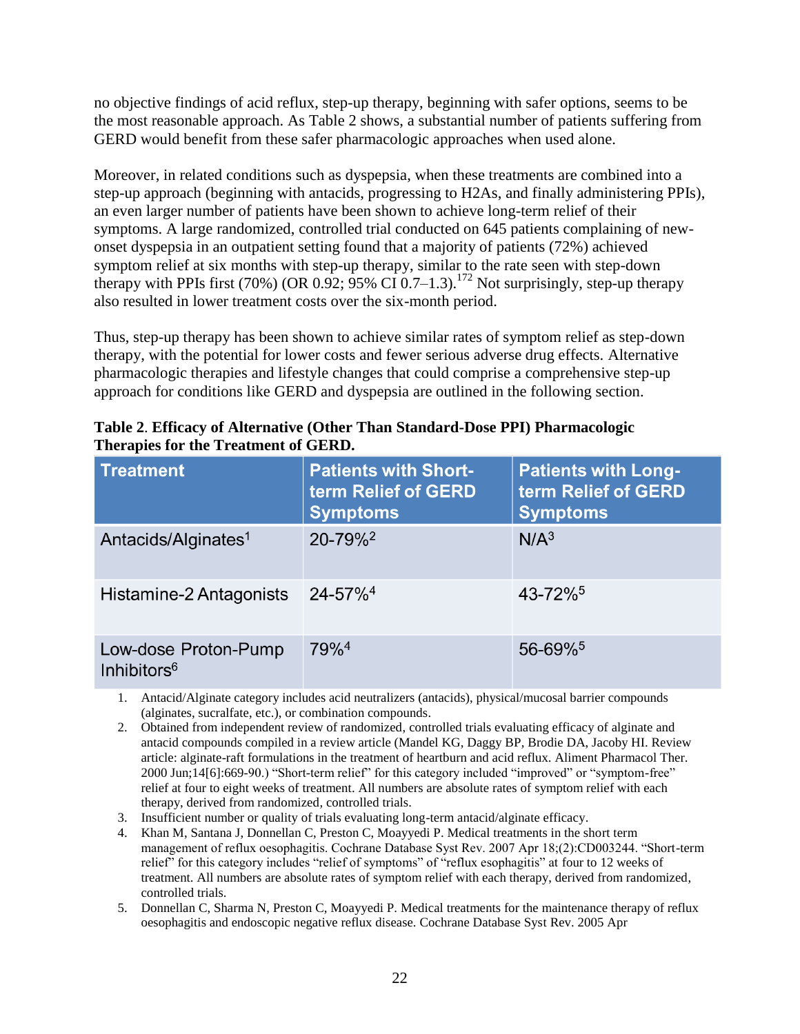no objective findings of acid reflux, step-up therapy, beginning with safer options, seems to be the most reasonable approach. As Table 2 shows, a substantial number of patients suffering from GERD would benefit from these safer pharmacologic approaches when used alone.

Moreover, in related conditions such as dyspepsia, when these treatments are combined into a step-up approach (beginning with antacids, progressing to H2As, and finally administering PPIs), an even larger number of patients have been shown to achieve long-term relief of their symptoms. A large randomized, controlled trial conducted on 645 patients complaining of new-onset dyspepsia in an outpatient setting found that a majority of patients (72%) achieved symptom relief at six months with step-up therapy, similar to the rate seen with step-down therapy with PPIs first (70%) (OR 0.92; 95% CI 0.7–1.3).[172] Not surprisingly, step-up therapy also resulted in lower treatment costs over the six-month period.

Thus, step-up therapy has been shown to achieve similar rates of symptom relief as step-down therapy, with the potential for lower costs and fewer serious adverse drug effects. Alternative pharmacologic therapies and lifestyle changes that could comprise a comprehensive step-up approach for conditions like GERD and dyspepsia are outlined in the following section.

**Table 2**. **Efficacy of Alternative (Other Than Standard-Dose PPI) Pharmacologic Therapies for the Treatment of GERD.**

| Treatment | Patients with Short-term Relief of GERD Symptoms | Patients with Long-term Relief of GERD Symptoms |
|---|---|---|
| Antacids/Alginates[1] | 20-79%[2] | N/A[3] |
| Histamine-2 Antagonists | 24-57%[4] | 43-72%[5] |
| Low-dose Proton-Pump Inhibitors[6] | 79%[4] | 56-69%[5] |

1. Antacid/Alginate category includes acid neutralizers (antacids), physical/mucosal barrier compounds (alginates, sucralfate, etc.), or combination compounds.
2. Obtained from independent review of randomized, controlled trials evaluating efficacy of alginate and antacid compounds compiled in a review article (Mandel KG, Daggy BP, Brodie DA, Jacoby HI. Review article: alginate-raft formulations in the treatment of heartburn and acid reflux. Aliment Pharmacol Ther. 2000 Jun;14[6]:669-90.) "Short-term relief" for this category included "improved" or "symptom-free" relief at four to eight weeks of treatment. All numbers are absolute rates of symptom relief with each therapy, derived from randomized, controlled trials.
3. Insufficient number or quality of trials evaluating long-term antacid/alginate efficacy.
4. Khan M, Santana J, Donnellan C, Preston C, Moayyedi P. Medical treatments in the short term management of reflux oesophagitis. Cochrane Database Syst Rev. 2007 Apr 18;(2):CD003244. "Short-term relief" for this category includes "relief of symptoms" of "reflux esophagitis" at four to 12 weeks of treatment. All numbers are absolute rates of symptom relief with each therapy, derived from randomized, controlled trials.
5. Donnellan C, Sharma N, Preston C, Moayyedi P. Medical treatments for the maintenance therapy of reflux oesophagitis and endoscopic negative reflux disease. Cochrane Database Syst Rev. 2005 Apr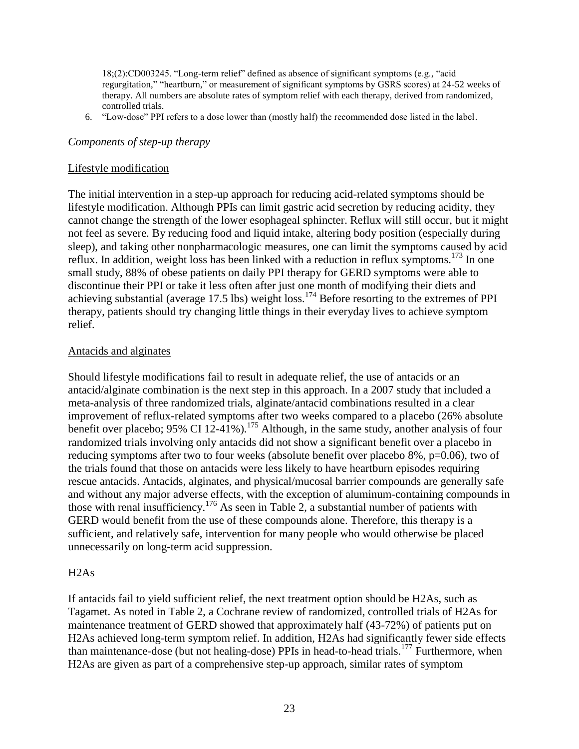18;(2):CD003245. "Long-term relief" defined as absence of significant symptoms (e.g., "acid regurgitation," "heartburn," or measurement of significant symptoms by GSRS scores) at 24-52 weeks of therapy. All numbers are absolute rates of symptom relief with each therapy, derived from randomized, controlled trials.

6. "Low-dose" PPI refers to a dose lower than (mostly half) the recommended dose listed in the label.

*Components of step-up therapy*

Lifestyle modification

The initial intervention in a step-up approach for reducing acid-related symptoms should be lifestyle modification. Although PPIs can limit gastric acid secretion by reducing acidity, they cannot change the strength of the lower esophageal sphincter. Reflux will still occur, but it might not feel as severe. By reducing food and liquid intake, altering body position (especially during sleep), and taking other nonpharmacologic measures, one can limit the symptoms caused by acid reflux. In addition, weight loss has been linked with a reduction in reflux symptoms.[173] In one small study, 88% of obese patients on daily PPI therapy for GERD symptoms were able to discontinue their PPI or take it less often after just one month of modifying their diets and achieving substantial (average 17.5 lbs) weight loss.[174] Before resorting to the extremes of PPI therapy, patients should try changing little things in their everyday lives to achieve symptom relief.

Antacids and alginates

Should lifestyle modifications fail to result in adequate relief, the use of antacids or an antacid/alginate combination is the next step in this approach. In a 2007 study that included a meta-analysis of three randomized trials, alginate/antacid combinations resulted in a clear improvement of reflux-related symptoms after two weeks compared to a placebo (26% absolute benefit over placebo; 95% CI 12-41%).[175] Although, in the same study, another analysis of four randomized trials involving only antacids did not show a significant benefit over a placebo in reducing symptoms after two to four weeks (absolute benefit over placebo 8%, $p=0.06$), two of the trials found that those on antacids were less likely to have heartburn episodes requiring rescue antacids. Antacids, alginates, and physical/mucosal barrier compounds are generally safe and without any major adverse effects, with the exception of aluminum-containing compounds in those with renal insufficiency.[176] As seen in Table 2, a substantial number of patients with GERD would benefit from the use of these compounds alone. Therefore, this therapy is a sufficient, and relatively safe, intervention for many people who would otherwise be placed unnecessarily on long-term acid suppression.

H2As

If antacids fail to yield sufficient relief, the next treatment option should be H2As, such as Tagamet. As noted in Table 2, a Cochrane review of randomized, controlled trials of H2As for maintenance treatment of GERD showed that approximately half (43-72%) of patients put on H2As achieved long-term symptom relief. In addition, H2As had significantly fewer side effects than maintenance-dose (but not healing-dose) PPIs in head-to-head trials.[177] Furthermore, when H2As are given as part of a comprehensive step-up approach, similar rates of symptom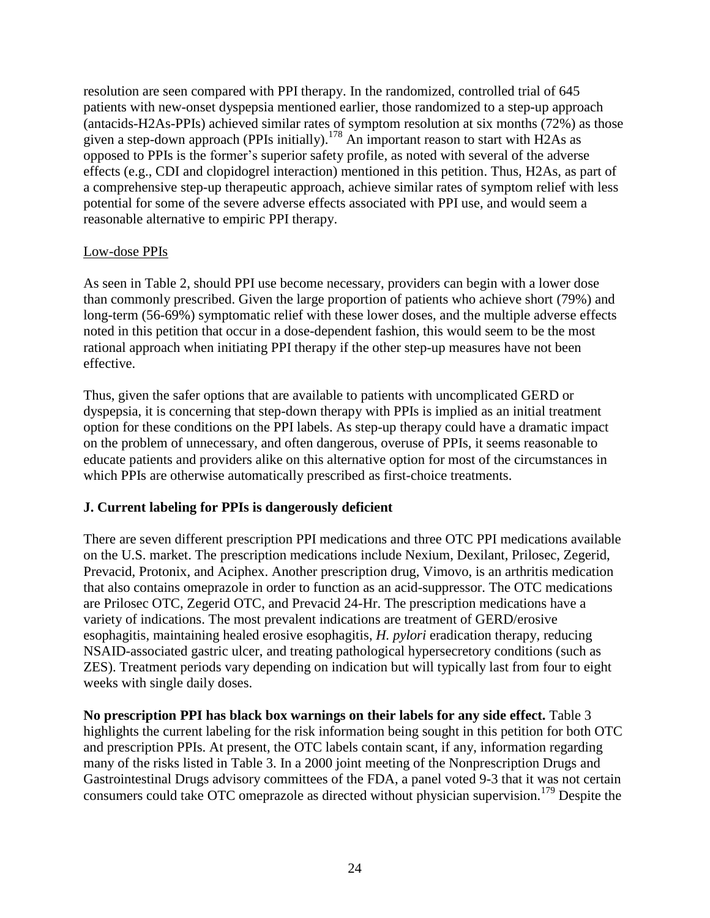resolution are seen compared with PPI therapy. In the randomized, controlled trial of 645 patients with new-onset dyspepsia mentioned earlier, those randomized to a step-up approach (antacids-H2As-PPIs) achieved similar rates of symptom resolution at six months (72%) as those given a step-down approach (PPIs initially).[178] An important reason to start with H2As as opposed to PPIs is the former's superior safety profile, as noted with several of the adverse effects (e.g., CDI and clopidogrel interaction) mentioned in this petition. Thus, H2As, as part of a comprehensive step-up therapeutic approach, achieve similar rates of symptom relief with less potential for some of the severe adverse effects associated with PPI use, and would seem a reasonable alternative to empiric PPI therapy.

Low-dose PPIs

As seen in Table 2, should PPI use become necessary, providers can begin with a lower dose than commonly prescribed. Given the large proportion of patients who achieve short (79%) and long-term (56-69%) symptomatic relief with these lower doses, and the multiple adverse effects noted in this petition that occur in a dose-dependent fashion, this would seem to be the most rational approach when initiating PPI therapy if the other step-up measures have not been effective.

Thus, given the safer options that are available to patients with uncomplicated GERD or dyspepsia, it is concerning that step-down therapy with PPIs is implied as an initial treatment option for these conditions on the PPI labels. As step-up therapy could have a dramatic impact on the problem of unnecessary, and often dangerous, overuse of PPIs, it seems reasonable to educate patients and providers alike on this alternative option for most of the circumstances in which PPIs are otherwise automatically prescribed as first-choice treatments.

### J. Current labeling for PPIs is dangerously deficient

There are seven different prescription PPI medications and three OTC PPI medications available on the U.S. market. The prescription medications include Nexium, Dexilant, Prilosec, Zegerid, Prevacid, Protonix, and Aciphex. Another prescription drug, Vimovo, is an arthritis medication that also contains omeprazole in order to function as an acid-suppressor. The OTC medications are Prilosec OTC, Zegerid OTC, and Prevacid 24-Hr. The prescription medications have a variety of indications. The most prevalent indications are treatment of GERD/erosive esophagitis, maintaining healed erosive esophagitis, *H. pylori* eradication therapy, reducing NSAID-associated gastric ulcer, and treating pathological hypersecretory conditions (such as ZES). Treatment periods vary depending on indication but will typically last from four to eight weeks with single daily doses.

**No prescription PPI has black box warnings on their labels for any side effect.** Table 3 highlights the current labeling for the risk information being sought in this petition for both OTC and prescription PPIs. At present, the OTC labels contain scant, if any, information regarding many of the risks listed in Table 3. In a 2000 joint meeting of the Nonprescription Drugs and Gastrointestinal Drugs advisory committees of the FDA, a panel voted 9-3 that it was not certain consumers could take OTC omeprazole as directed without physician supervision.[179] Despite the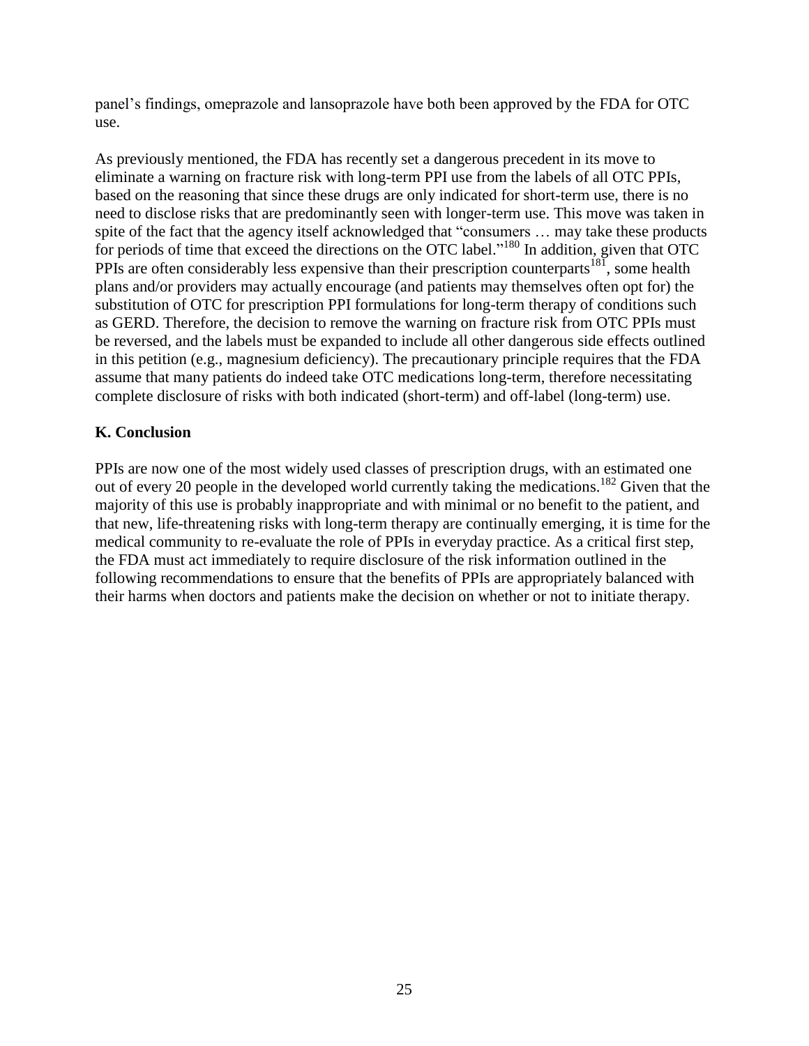panel's findings, omeprazole and lansoprazole have both been approved by the FDA for OTC use.

As previously mentioned, the FDA has recently set a dangerous precedent in its move to eliminate a warning on fracture risk with long-term PPI use from the labels of all OTC PPIs, based on the reasoning that since these drugs are only indicated for short-term use, there is no need to disclose risks that are predominantly seen with longer-term use. This move was taken in spite of the fact that the agency itself acknowledged that "consumers … may take these products for periods of time that exceed the directions on the OTC label."[180] In addition, given that OTC PPIs are often considerably less expensive than their prescription counterparts[181], some health plans and/or providers may actually encourage (and patients may themselves often opt for) the substitution of OTC for prescription PPI formulations for long-term therapy of conditions such as GERD. Therefore, the decision to remove the warning on fracture risk from OTC PPIs must be reversed, and the labels must be expanded to include all other dangerous side effects outlined in this petition (e.g., magnesium deficiency). The precautionary principle requires that the FDA assume that many patients do indeed take OTC medications long-term, therefore necessitating complete disclosure of risks with both indicated (short-term) and off-label (long-term) use.

### K. Conclusion

PPIs are now one of the most widely used classes of prescription drugs, with an estimated one out of every 20 people in the developed world currently taking the medications.[182] Given that the majority of this use is probably inappropriate and with minimal or no benefit to the patient, and that new, life-threatening risks with long-term therapy are continually emerging, it is time for the medical community to re-evaluate the role of PPIs in everyday practice. As a critical first step, the FDA must act immediately to require disclosure of the risk information outlined in the following recommendations to ensure that the benefits of PPIs are appropriately balanced with their harms when doctors and patients make the decision on whether or not to initiate therapy.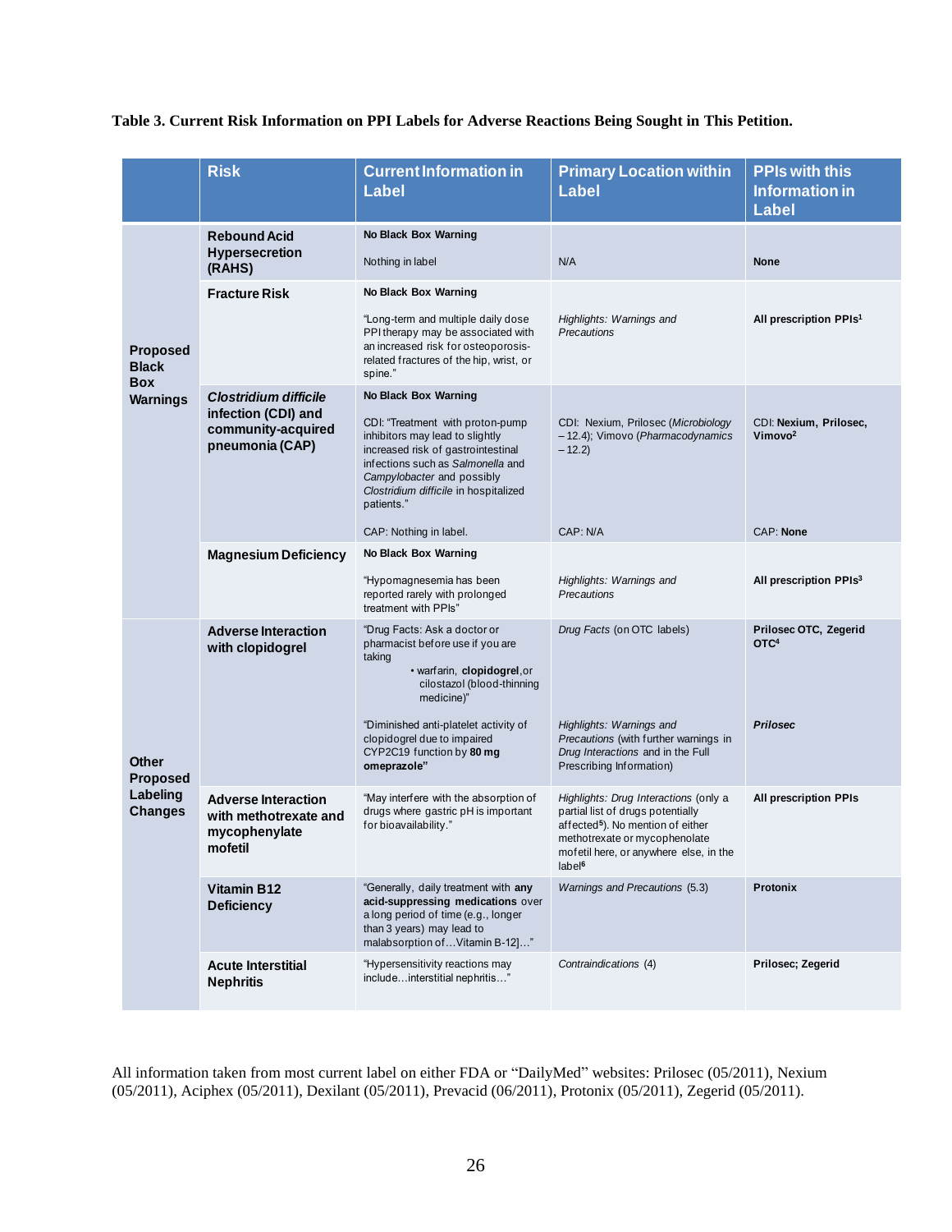**Table 3. Current Risk Information on PPI Labels for Adverse Reactions Being Sought in This Petition.**

| | Risk | Current Information in Label | Primary Location within Label | PPIs with this Information in Label |
|---|---|---|---|---|
| **Proposed Black Box Warnings** | **Rebound Acid Hypersecretion (RAHS)** | **No Black Box Warning**<br><br>Nothing in label | N/A | **None** |
| | **Fracture Risk** | **No Black Box Warning**<br><br>"Long-term and multiple daily dose PPI therapy may be associated with an increased risk for osteoporosis-related fractures of the hip, wrist, or spine." | *Highlights: Warnings and Precautions* | **All prescription PPIs[1]** |
| | ***Clostridium difficile* infection (CDI) and community-acquired pneumonia (CAP)** | **No Black Box Warning**<br><br>CDI: "Treatment with proton-pump inhibitors may lead to slightly increased risk of gastrointestinal infections such as *Salmonella* and *Campylobacter* and possibly *Clostridium difficile* in hospitalized patients."<br><br>CAP: Nothing in label. | CDI: Nexium, Prilosec (*Microbiology* – 12.4); Vimovo (*Pharmacodynamics* – 12.2)<br><br>CAP: N/A | CDI: **Nexium, Prilosec, Vimovo[2]**<br><br>CAP: **None** |
| | **Magnesium Deficiency** | **No Black Box Warning**<br><br>"Hypomagnesemia has been reported rarely with prolonged treatment with PPIs" | *Highlights: Warnings and Precautions* | **All prescription PPIs[3]** |
| **Other Proposed Labeling Changes** | **Adverse Interaction with clopidogrel** | "Drug Facts: Ask a doctor or pharmacist before use if you are taking<br>• warfarin, **clopidogrel**, or cilostazol (blood-thinning medicine)"<br><br>"Diminished anti-platelet activity of clopidogrel due to impaired CYP2C19 function by **80 mg omeprazole"** | *Drug Facts* (on OTC labels)<br><br>*Highlights: Warnings and Precautions* (with further warnings in *Drug Interactions* and the Full Prescribing Information) | **Prilosec OTC, Zegerid OTC[4]**<br><br>***Prilosec*** |
| | **Adverse Interaction with methotrexate and mycophenylate mofetil** | "May interfere with the absorption of drugs where gastric pH is important for bioavailability." | *Highlights: Drug Interactions* (only a partial list of drugs potentially affected[5]). No mention of either methotrexate or mycophenolate mofetil here, or anywhere else, in the label[6] | **All prescription PPIs** |
| | **Vitamin B12 Deficiency** | "Generally, daily treatment with **any acid-suppressing medications** over a long period of time (e.g., longer than 3 years) may lead to malabsorption of…Vitamin B-12]…" | *Warnings and Precautions* (5.3) | **Protonix** |
| | **Acute Interstitial Nephritis** | "Hypersensitivity reactions may include…interstitial nephritis…" | *Contraindications* (4) | **Prilosec; Zegerid** |

All information taken from most current label on either FDA or "DailyMed" websites: Prilosec (05/2011), Nexium (05/2011), Aciphex (05/2011), Dexilant (05/2011), Prevacid (06/2011), Protonix (05/2011), Zegerid (05/2011).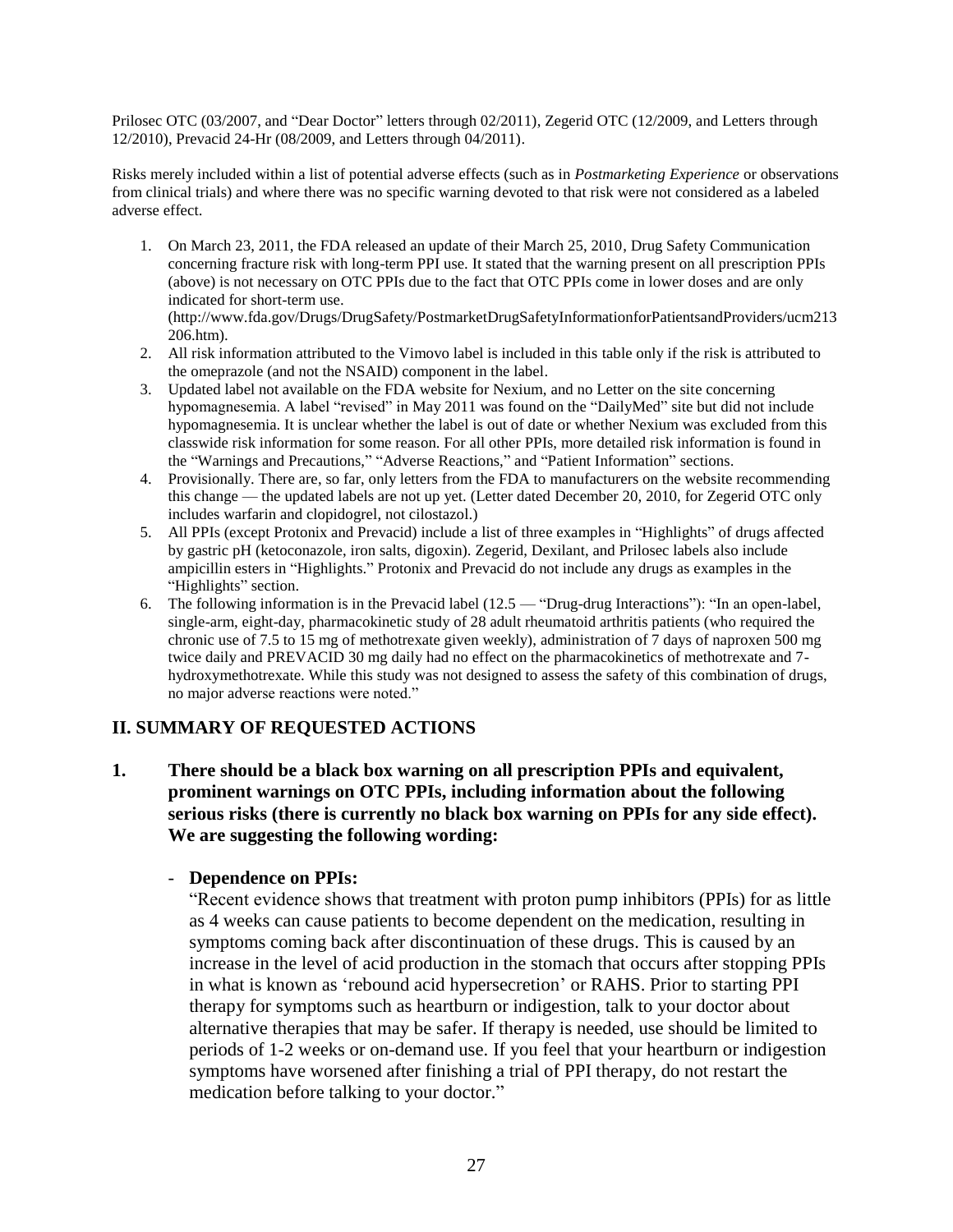Prilosec OTC (03/2007, and "Dear Doctor" letters through 02/2011), Zegerid OTC (12/2009, and Letters through 12/2010), Prevacid 24-Hr (08/2009, and Letters through 04/2011).

Risks merely included within a list of potential adverse effects (such as in *Postmarketing Experience* or observations from clinical trials) and where there was no specific warning devoted to that risk were not considered as a labeled adverse effect.

1. On March 23, 2011, the FDA released an update of their March 25, 2010, Drug Safety Communication concerning fracture risk with long-term PPI use. It stated that the warning present on all prescription PPIs (above) is not necessary on OTC PPIs due to the fact that OTC PPIs come in lower doses and are only indicated for short-term use. (http://www.fda.gov/Drugs/DrugSafety/PostmarketDrugSafetyInformationforPatientsandProviders/ucm213206.htm).
2. All risk information attributed to the Vimovo label is included in this table only if the risk is attributed to the omeprazole (and not the NSAID) component in the label.
3. Updated label not available on the FDA website for Nexium, and no Letter on the site concerning hypomagnesemia. A label "revised" in May 2011 was found on the "DailyMed" site but did not include hypomagnesemia. It is unclear whether the label is out of date or whether Nexium was excluded from this classwide risk information for some reason. For all other PPIs, more detailed risk information is found in the "Warnings and Precautions," "Adverse Reactions," and "Patient Information" sections.
4. Provisionally. There are, so far, only letters from the FDA to manufacturers on the website recommending this change — the updated labels are not up yet. (Letter dated December 20, 2010, for Zegerid OTC only includes warfarin and clopidogrel, not cilostazol.)
5. All PPIs (except Protonix and Prevacid) include a list of three examples in "Highlights" of drugs affected by gastric pH (ketoconazole, iron salts, digoxin). Zegerid, Dexilant, and Prilosec labels also include ampicillin esters in "Highlights." Protonix and Prevacid do not include any drugs as examples in the "Highlights" section.
6. The following information is in the Prevacid label (12.5 — "Drug-drug Interactions"): "In an open-label, single-arm, eight-day, pharmacokinetic study of 28 adult rheumatoid arthritis patients (who required the chronic use of 7.5 to 15 mg of methotrexate given weekly), administration of 7 days of naproxen 500 mg twice daily and PREVACID 30 mg daily had no effect on the pharmacokinetics of methotrexate and 7-hydroxymethotrexate. While this study was not designed to assess the safety of this combination of drugs, no major adverse reactions were noted."

## II. SUMMARY OF REQUESTED ACTIONS

**1. There should be a black box warning on all prescription PPIs and equivalent, prominent warnings on OTC PPIs, including information about the following serious risks (there is currently no black box warning on PPIs for any side effect). We are suggesting the following wording:**

- **Dependence on PPIs:**

  "Recent evidence shows that treatment with proton pump inhibitors (PPIs) for as little as 4 weeks can cause patients to become dependent on the medication, resulting in symptoms coming back after discontinuation of these drugs. This is caused by an increase in the level of acid production in the stomach that occurs after stopping PPIs in what is known as 'rebound acid hypersecretion' or RAHS. Prior to starting PPI therapy for symptoms such as heartburn or indigestion, talk to your doctor about alternative therapies that may be safer. If therapy is needed, use should be limited to periods of 1-2 weeks or on-demand use. If you feel that your heartburn or indigestion symptoms have worsened after finishing a trial of PPI therapy, do not restart the medication before talking to your doctor."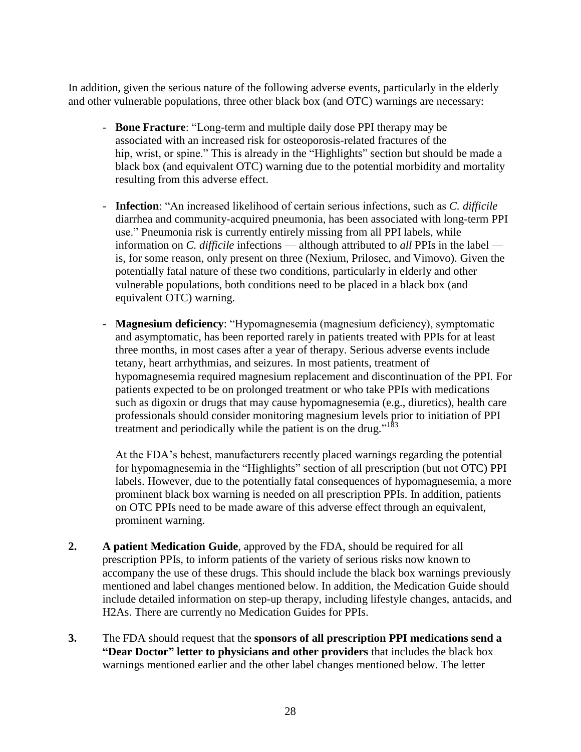In addition, given the serious nature of the following adverse events, particularly in the elderly and other vulnerable populations, three other black box (and OTC) warnings are necessary:

- **Bone Fracture**: "Long-term and multiple daily dose PPI therapy may be associated with an increased risk for osteoporosis-related fractures of the hip, wrist, or spine." This is already in the "Highlights" section but should be made a black box (and equivalent OTC) warning due to the potential morbidity and mortality resulting from this adverse effect.

- **Infection**: "An increased likelihood of certain serious infections, such as *C. difficile* diarrhea and community-acquired pneumonia, has been associated with long-term PPI use." Pneumonia risk is currently entirely missing from all PPI labels, while information on *C. difficile* infections — although attributed to *all* PPIs in the label — is, for some reason, only present on three (Nexium, Prilosec, and Vimovo). Given the potentially fatal nature of these two conditions, particularly in elderly and other vulnerable populations, both conditions need to be placed in a black box (and equivalent OTC) warning.

- **Magnesium deficiency**: "Hypomagnesemia (magnesium deficiency), symptomatic and asymptomatic, has been reported rarely in patients treated with PPIs for at least three months, in most cases after a year of therapy. Serious adverse events include tetany, heart arrhythmias, and seizures. In most patients, treatment of hypomagnesemia required magnesium replacement and discontinuation of the PPI. For patients expected to be on prolonged treatment or who take PPIs with medications such as digoxin or drugs that may cause hypomagnesemia (e.g., diuretics), health care professionals should consider monitoring magnesium levels prior to initiation of PPI treatment and periodically while the patient is on the drug."[183]

  At the FDA's behest, manufacturers recently placed warnings regarding the potential for hypomagnesemia in the "Highlights" section of all prescription (but not OTC) PPI labels. However, due to the potentially fatal consequences of hypomagnesemia, a more prominent black box warning is needed on all prescription PPIs. In addition, patients on OTC PPIs need to be made aware of this adverse effect through an equivalent, prominent warning.

**2.** **A patient Medication Guide**, approved by the FDA, should be required for all prescription PPIs, to inform patients of the variety of serious risks now known to accompany the use of these drugs. This should include the black box warnings previously mentioned and label changes mentioned below. In addition, the Medication Guide should include detailed information on step-up therapy, including lifestyle changes, antacids, and H2As. There are currently no Medication Guides for PPIs.

**3.** The FDA should request that the **sponsors of all prescription PPI medications send a "Dear Doctor" letter to physicians and other providers** that includes the black box warnings mentioned earlier and the other label changes mentioned below. The letter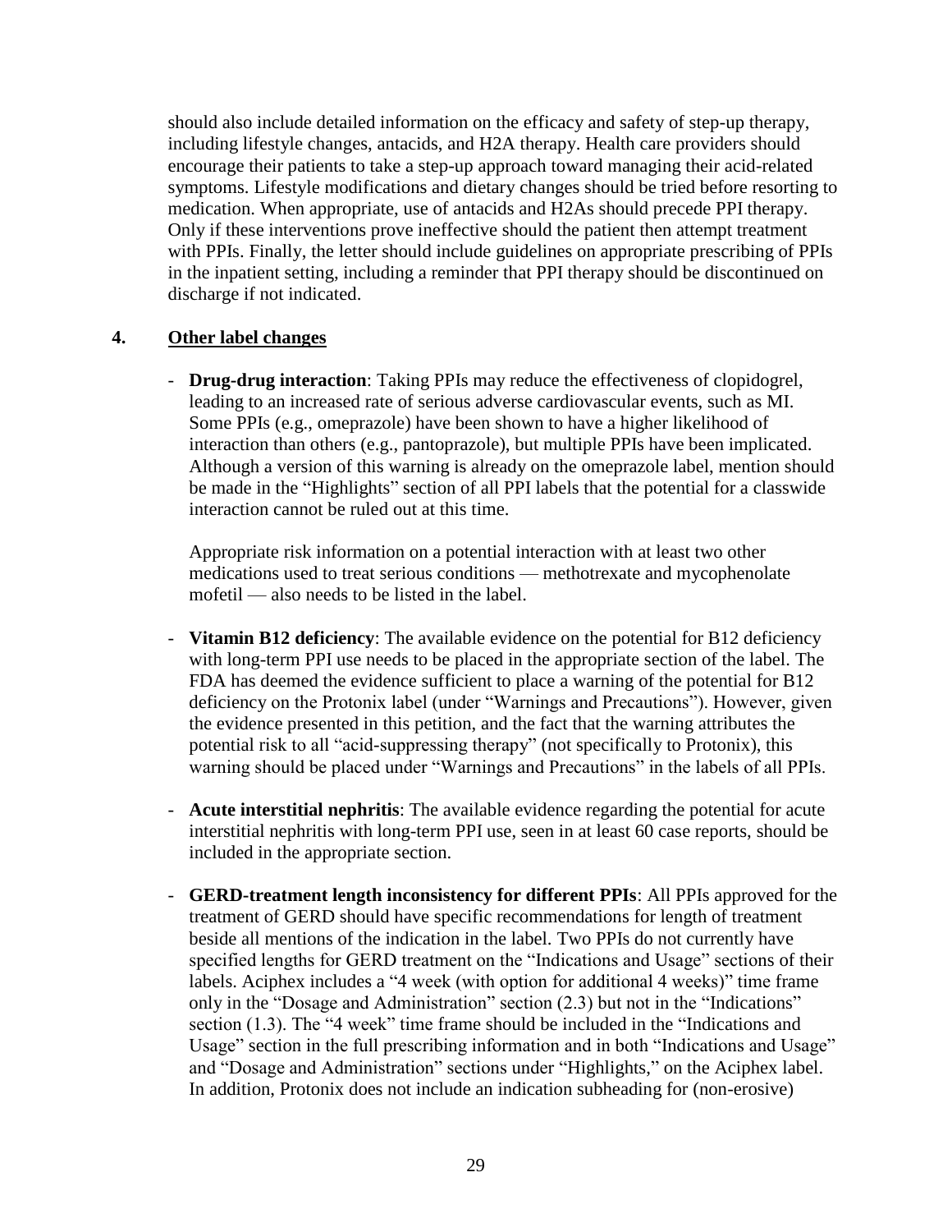should also include detailed information on the efficacy and safety of step-up therapy, including lifestyle changes, antacids, and H2A therapy. Health care providers should encourage their patients to take a step-up approach toward managing their acid-related symptoms. Lifestyle modifications and dietary changes should be tried before resorting to medication. When appropriate, use of antacids and H2As should precede PPI therapy. Only if these interventions prove ineffective should the patient then attempt treatment with PPIs. Finally, the letter should include guidelines on appropriate prescribing of PPIs in the inpatient setting, including a reminder that PPI therapy should be discontinued on discharge if not indicated.

## 4. Other label changes

- **Drug-drug interaction**: Taking PPIs may reduce the effectiveness of clopidogrel, leading to an increased rate of serious adverse cardiovascular events, such as MI. Some PPIs (e.g., omeprazole) have been shown to have a higher likelihood of interaction than others (e.g., pantoprazole), but multiple PPIs have been implicated. Although a version of this warning is already on the omeprazole label, mention should be made in the "Highlights" section of all PPI labels that the potential for a classwide interaction cannot be ruled out at this time.

  Appropriate risk information on a potential interaction with at least two other medications used to treat serious conditions — methotrexate and mycophenolate mofetil — also needs to be listed in the label.

- **Vitamin B12 deficiency**: The available evidence on the potential for B12 deficiency with long-term PPI use needs to be placed in the appropriate section of the label. The FDA has deemed the evidence sufficient to place a warning of the potential for B12 deficiency on the Protonix label (under "Warnings and Precautions"). However, given the evidence presented in this petition, and the fact that the warning attributes the potential risk to all "acid-suppressing therapy" (not specifically to Protonix), this warning should be placed under "Warnings and Precautions" in the labels of all PPIs.

- **Acute interstitial nephritis**: The available evidence regarding the potential for acute interstitial nephritis with long-term PPI use, seen in at least 60 case reports, should be included in the appropriate section.

- **GERD-treatment length inconsistency for different PPIs**: All PPIs approved for the treatment of GERD should have specific recommendations for length of treatment beside all mentions of the indication in the label. Two PPIs do not currently have specified lengths for GERD treatment on the "Indications and Usage" sections of their labels. Aciphex includes a "4 week (with option for additional 4 weeks)" time frame only in the "Dosage and Administration" section (2.3) but not in the "Indications" section (1.3). The "4 week" time frame should be included in the "Indications and Usage" section in the full prescribing information and in both "Indications and Usage" and "Dosage and Administration" sections under "Highlights," on the Aciphex label. In addition, Protonix does not include an indication subheading for (non-erosive)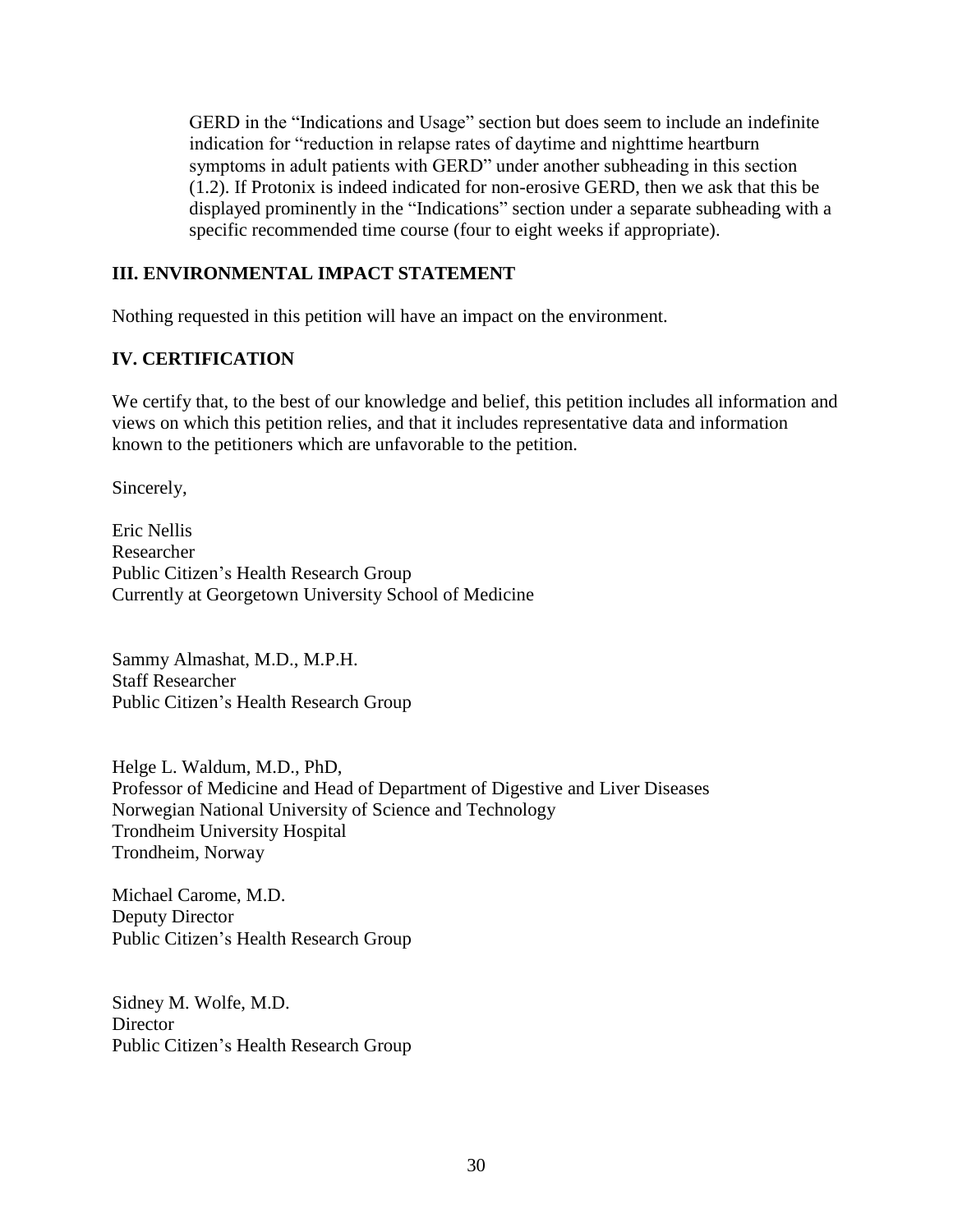GERD in the "Indications and Usage" section but does seem to include an indefinite indication for "reduction in relapse rates of daytime and nighttime heartburn symptoms in adult patients with GERD" under another subheading in this section (1.2). If Protonix is indeed indicated for non-erosive GERD, then we ask that this be displayed prominently in the "Indications" section under a separate subheading with a specific recommended time course (four to eight weeks if appropriate).

## III. ENVIRONMENTAL IMPACT STATEMENT

Nothing requested in this petition will have an impact on the environment.

## IV. CERTIFICATION

We certify that, to the best of our knowledge and belief, this petition includes all information and views on which this petition relies, and that it includes representative data and information known to the petitioners which are unfavorable to the petition.

Sincerely,

Eric Nellis
Researcher
Public Citizen's Health Research Group
Currently at Georgetown University School of Medicine

Sammy Almashat, M.D., M.P.H.
Staff Researcher
Public Citizen's Health Research Group

Helge L. Waldum, M.D., PhD,
Professor of Medicine and Head of Department of Digestive and Liver Diseases
Norwegian National University of Science and Technology
Trondheim University Hospital
Trondheim, Norway

Michael Carome, M.D.
Deputy Director
Public Citizen's Health Research Group

Sidney M. Wolfe, M.D.
Director
Public Citizen's Health Research Group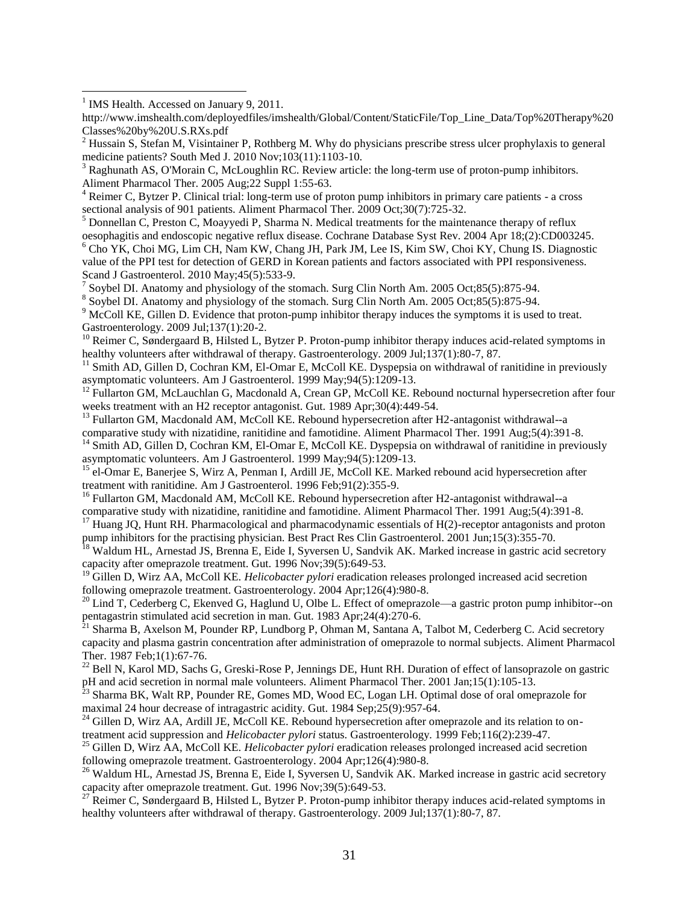[1] IMS Health. Accessed on January 9, 2011. http://www.imshealth.com/deployedfiles/imshealth/Global/Content/StaticFile/Top_Line_Data/Top%20Therapy%20Classes%20by%20U.S.RXs.pdf

[2] Hussain S, Stefan M, Visintainer P, Rothberg M. Why do physicians prescribe stress ulcer prophylaxis to general medicine patients? South Med J. 2010 Nov;103(11):1103-10.

[3] Raghunath AS, O'Morain C, McLoughlin RC. Review article: the long-term use of proton-pump inhibitors. Aliment Pharmacol Ther. 2005 Aug;22 Suppl 1:55-63.

[4] Reimer C, Bytzer P. Clinical trial: long-term use of proton pump inhibitors in primary care patients - a cross sectional analysis of 901 patients. Aliment Pharmacol Ther. 2009 Oct;30(7):725-32.

[5] Donnellan C, Preston C, Moayyedi P, Sharma N. Medical treatments for the maintenance therapy of reflux oesophagitis and endoscopic negative reflux disease. Cochrane Database Syst Rev. 2004 Apr 18;(2):CD003245.

[6] Cho YK, Choi MG, Lim CH, Nam KW, Chang JH, Park JM, Lee IS, Kim SW, Choi KY, Chung IS. Diagnostic value of the PPI test for detection of GERD in Korean patients and factors associated with PPI responsiveness. Scand J Gastroenterol. 2010 May;45(5):533-9.

[7] Soybel DI. Anatomy and physiology of the stomach. Surg Clin North Am. 2005 Oct;85(5):875-94.

[8] Soybel DI. Anatomy and physiology of the stomach. Surg Clin North Am. 2005 Oct;85(5):875-94.

[9] McColl KE, Gillen D. Evidence that proton-pump inhibitor therapy induces the symptoms it is used to treat. Gastroenterology. 2009 Jul;137(1):20-2.

[10] Reimer C, Søndergaard B, Hilsted L, Bytzer P. Proton-pump inhibitor therapy induces acid-related symptoms in healthy volunteers after withdrawal of therapy. Gastroenterology. 2009 Jul;137(1):80-7, 87.

[11] Smith AD, Gillen D, Cochran KM, El-Omar E, McColl KE. Dyspepsia on withdrawal of ranitidine in previously asymptomatic volunteers. Am J Gastroenterol. 1999 May;94(5):1209-13.

[12] Fullarton GM, McLauchlan G, Macdonald A, Crean GP, McColl KE. Rebound nocturnal hypersecretion after four weeks treatment with an H2 receptor antagonist. Gut. 1989 Apr;30(4):449-54.

[13] Fullarton GM, Macdonald AM, McColl KE. Rebound hypersecretion after H2-antagonist withdrawal--a comparative study with nizatidine, ranitidine and famotidine. Aliment Pharmacol Ther. 1991 Aug;5(4):391-8.

[14] Smith AD, Gillen D, Cochran KM, El-Omar E, McColl KE. Dyspepsia on withdrawal of ranitidine in previously asymptomatic volunteers. Am J Gastroenterol. 1999 May;94(5):1209-13.

[15] el-Omar E, Banerjee S, Wirz A, Penman I, Ardill JE, McColl KE. Marked rebound acid hypersecretion after treatment with ranitidine. Am J Gastroenterol. 1996 Feb;91(2):355-9.

[16] Fullarton GM, Macdonald AM, McColl KE. Rebound hypersecretion after H2-antagonist withdrawal--a comparative study with nizatidine, ranitidine and famotidine. Aliment Pharmacol Ther. 1991 Aug;5(4):391-8.

[17] Huang JQ, Hunt RH. Pharmacological and pharmacodynamic essentials of H(2)-receptor antagonists and proton pump inhibitors for the practising physician. Best Pract Res Clin Gastroenterol. 2001 Jun;15(3):355-70.

[18] Waldum HL, Arnestad JS, Brenna E, Eide I, Syversen U, Sandvik AK. Marked increase in gastric acid secretory capacity after omeprazole treatment. Gut. 1996 Nov;39(5):649-53.

[19] Gillen D, Wirz AA, McColl KE. *Helicobacter pylori* eradication releases prolonged increased acid secretion following omeprazole treatment. Gastroenterology. 2004 Apr;126(4):980-8.

[20] Lind T, Cederberg C, Ekenved G, Haglund U, Olbe L. Effect of omeprazole—a gastric proton pump inhibitor--on pentagastrin stimulated acid secretion in man. Gut. 1983 Apr;24(4):270-6.

[21] Sharma B, Axelson M, Pounder RP, Lundborg P, Ohman M, Santana A, Talbot M, Cederberg C. Acid secretory capacity and plasma gastrin concentration after administration of omeprazole to normal subjects. Aliment Pharmacol Ther. 1987 Feb;1(1):67-76.

[22] Bell N, Karol MD, Sachs G, Greski-Rose P, Jennings DE, Hunt RH. Duration of effect of lansoprazole on gastric pH and acid secretion in normal male volunteers. Aliment Pharmacol Ther. 2001 Jan;15(1):105-13.

[23] Sharma BK, Walt RP, Pounder RE, Gomes MD, Wood EC, Logan LH. Optimal dose of oral omeprazole for maximal 24 hour decrease of intragastric acidity. Gut. 1984 Sep;25(9):957-64.

[24] Gillen D, Wirz AA, Ardill JE, McColl KE. Rebound hypersecretion after omeprazole and its relation to on-treatment acid suppression and *Helicobacter pylori* status. Gastroenterology. 1999 Feb;116(2):239-47.

[25] Gillen D, Wirz AA, McColl KE. *Helicobacter pylori* eradication releases prolonged increased acid secretion following omeprazole treatment. Gastroenterology. 2004 Apr;126(4):980-8.

[26] Waldum HL, Arnestad JS, Brenna E, Eide I, Syversen U, Sandvik AK. Marked increase in gastric acid secretory capacity after omeprazole treatment. Gut. 1996 Nov;39(5):649-53.

[27] Reimer C, Søndergaard B, Hilsted L, Bytzer P. Proton-pump inhibitor therapy induces acid-related symptoms in healthy volunteers after withdrawal of therapy. Gastroenterology. 2009 Jul;137(1):80-7, 87.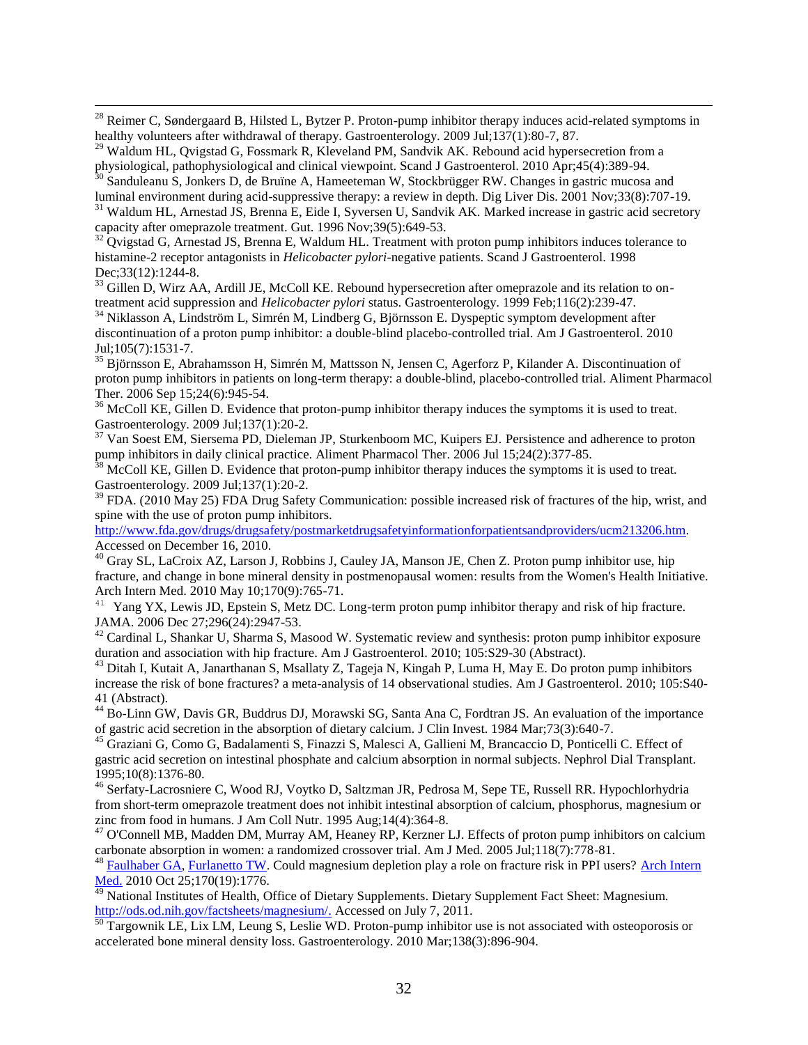[28] Reimer C, Søndergaard B, Hilsted L, Bytzer P. Proton-pump inhibitor therapy induces acid-related symptoms in healthy volunteers after withdrawal of therapy. Gastroenterology. 2009 Jul;137(1):80-7, 87.

[29] Waldum HL, Qvigstad G, Fossmark R, Kleveland PM, Sandvik AK. Rebound acid hypersecretion from a physiological, pathophysiological and clinical viewpoint. Scand J Gastroenterol. 2010 Apr;45(4):389-94.

[30] Sanduleanu S, Jonkers D, de Bruïne A, Hameeteman W, Stockbrügger RW. Changes in gastric mucosa and luminal environment during acid-suppressive therapy: a review in depth. Dig Liver Dis. 2001 Nov;33(8):707-19.

[31] Waldum HL, Arnestad JS, Brenna E, Eide I, Syversen U, Sandvik AK. Marked increase in gastric acid secretory capacity after omeprazole treatment. Gut. 1996 Nov;39(5):649-53.

[32] Qvigstad G, Arnestad JS, Brenna E, Waldum HL. Treatment with proton pump inhibitors induces tolerance to histamine-2 receptor antagonists in *Helicobacter pylori*-negative patients. Scand J Gastroenterol. 1998 Dec;33(12):1244-8.

[33] Gillen D, Wirz AA, Ardill JE, McColl KE. Rebound hypersecretion after omeprazole and its relation to on-treatment acid suppression and *Helicobacter pylori* status. Gastroenterology. 1999 Feb;116(2):239-47.

[34] Niklasson A, Lindström L, Simrén M, Lindberg G, Björnsson E. Dyspeptic symptom development after discontinuation of a proton pump inhibitor: a double-blind placebo-controlled trial. Am J Gastroenterol. 2010 Jul;105(7):1531-7.

[35] Björnsson E, Abrahamsson H, Simrén M, Mattsson N, Jensen C, Agerforz P, Kilander A. Discontinuation of proton pump inhibitors in patients on long-term therapy: a double-blind, placebo-controlled trial. Aliment Pharmacol Ther. 2006 Sep 15;24(6):945-54.

[36] McColl KE, Gillen D. Evidence that proton-pump inhibitor therapy induces the symptoms it is used to treat. Gastroenterology. 2009 Jul;137(1):20-2.

[37] Van Soest EM, Siersema PD, Dieleman JP, Sturkenboom MC, Kuipers EJ. Persistence and adherence to proton pump inhibitors in daily clinical practice. Aliment Pharmacol Ther. 2006 Jul 15;24(2):377-85.

[38] McColl KE, Gillen D. Evidence that proton-pump inhibitor therapy induces the symptoms it is used to treat. Gastroenterology. 2009 Jul;137(1):20-2.

[39] FDA. (2010 May 25) FDA Drug Safety Communication: possible increased risk of fractures of the hip, wrist, and spine with the use of proton pump inhibitors. http://www.fda.gov/drugs/drugsafety/postmarketdrugsafetyinformationforpatientsandproviders/ucm213206.htm. Accessed on December 16, 2010.

[40] Gray SL, LaCroix AZ, Larson J, Robbins J, Cauley JA, Manson JE, Chen Z. Proton pump inhibitor use, hip fracture, and change in bone mineral density in postmenopausal women: results from the Women's Health Initiative. Arch Intern Med. 2010 May 10;170(9):765-71.

[41] Yang YX, Lewis JD, Epstein S, Metz DC. Long-term proton pump inhibitor therapy and risk of hip fracture. JAMA. 2006 Dec 27;296(24):2947-53.

[42] Cardinal L, Shankar U, Sharma S, Masood W. Systematic review and synthesis: proton pump inhibitor exposure duration and association with hip fracture. Am J Gastroenterol. 2010; 105:S29-30 (Abstract).

[43] Ditah I, Kutait A, Janarthanan S, Msallaty Z, Tageja N, Kingah P, Luma H, May E. Do proton pump inhibitors increase the risk of bone fractures? a meta-analysis of 14 observational studies. Am J Gastroenterol. 2010; 105:S40-41 (Abstract).

[44] Bo-Linn GW, Davis GR, Buddrus DJ, Morawski SG, Santa Ana C, Fordtran JS. An evaluation of the importance of gastric acid secretion in the absorption of dietary calcium. J Clin Invest. 1984 Mar;73(3):640-7.

[45] Graziani G, Como G, Badalamenti S, Finazzi S, Malesci A, Gallieni M, Brancaccio D, Ponticelli C. Effect of gastric acid secretion on intestinal phosphate and calcium absorption in normal subjects. Nephrol Dial Transplant. 1995;10(8):1376-80.

[46] Serfaty-Lacrosniere C, Wood RJ, Voytko D, Saltzman JR, Pedrosa M, Sepe TE, Russell RR. Hypochlorhydria from short-term omeprazole treatment does not inhibit intestinal absorption of calcium, phosphorus, magnesium or zinc from food in humans. J Am Coll Nutr. 1995 Aug;14(4):364-8.

[47] O'Connell MB, Madden DM, Murray AM, Heaney RP, Kerzner LJ. Effects of proton pump inhibitors on calcium carbonate absorption in women: a randomized crossover trial. Am J Med. 2005 Jul;118(7):778-81.

[48] Faulhaber GA, Furlanetto TW. Could magnesium depletion play a role on fracture risk in PPI users? Arch Intern Med. 2010 Oct 25;170(19):1776.

[49] National Institutes of Health, Office of Dietary Supplements. Dietary Supplement Fact Sheet: Magnesium. http://ods.od.nih.gov/factsheets/magnesium/. Accessed on July 7, 2011.

[50] Targownik LE, Lix LM, Leung S, Leslie WD. Proton-pump inhibitor use is not associated with osteoporosis or accelerated bone mineral density loss. Gastroenterology. 2010 Mar;138(3):896-904.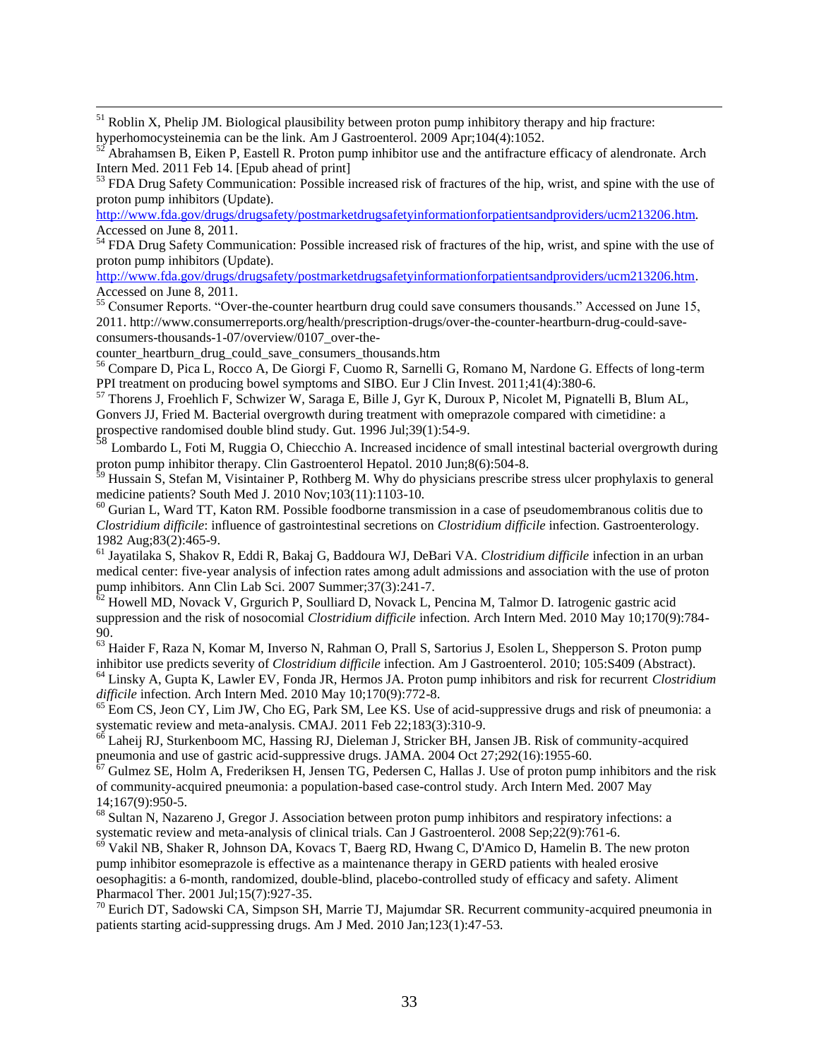[51] Roblin X, Phelip JM. Biological plausibility between proton pump inhibitory therapy and hip fracture: hyperhomocysteinemia can be the link. Am J Gastroenterol. 2009 Apr;104(4):1052.

[52] Abrahamsen B, Eiken P, Eastell R. Proton pump inhibitor use and the antifracture efficacy of alendronate. Arch Intern Med. 2011 Feb 14. [Epub ahead of print]

[53] FDA Drug Safety Communication: Possible increased risk of fractures of the hip, wrist, and spine with the use of proton pump inhibitors (Update). http://www.fda.gov/drugs/drugsafety/postmarketdrugsafetyinformationforpatientsandproviders/ucm213206.htm. Accessed on June 8, 2011.

[54] FDA Drug Safety Communication: Possible increased risk of fractures of the hip, wrist, and spine with the use of proton pump inhibitors (Update). http://www.fda.gov/drugs/drugsafety/postmarketdrugsafetyinformationforpatientsandproviders/ucm213206.htm. Accessed on June 8, 2011.

[55] Consumer Reports. "Over-the-counter heartburn drug could save consumers thousands." Accessed on June 15, 2011. http://www.consumerreports.org/health/prescription-drugs/over-the-counter-heartburn-drug-could-save-consumers-thousands-1-07/overview/0107_over-the-counter_heartburn_drug_could_save_consumers_thousands.htm

[56] Compare D, Pica L, Rocco A, De Giorgi F, Cuomo R, Sarnelli G, Romano M, Nardone G. Effects of long-term PPI treatment on producing bowel symptoms and SIBO. Eur J Clin Invest. 2011;41(4):380-6.

[57] Thorens J, Froehlich F, Schwizer W, Saraga E, Bille J, Gyr K, Duroux P, Nicolet M, Pignatelli B, Blum AL, Gonvers JJ, Fried M. Bacterial overgrowth during treatment with omeprazole compared with cimetidine: a prospective randomised double blind study. Gut. 1996 Jul;39(1):54-9.

[58] Lombardo L, Foti M, Ruggia O, Chiecchio A. Increased incidence of small intestinal bacterial overgrowth during proton pump inhibitor therapy. Clin Gastroenterol Hepatol. 2010 Jun;8(6):504-8.

[59] Hussain S, Stefan M, Visintainer P, Rothberg M. Why do physicians prescribe stress ulcer prophylaxis to general medicine patients? South Med J. 2010 Nov;103(11):1103-10.

[60] Gurian L, Ward TT, Katon RM. Possible foodborne transmission in a case of pseudomembranous colitis due to *Clostridium difficile*: influence of gastrointestinal secretions on *Clostridium difficile* infection. Gastroenterology. 1982 Aug;83(2):465-9.

[61] Jayatilaka S, Shakov R, Eddi R, Bakaj G, Baddoura WJ, DeBari VA. *Clostridium difficile* infection in an urban medical center: five-year analysis of infection rates among adult admissions and association with the use of proton pump inhibitors. Ann Clin Lab Sci. 2007 Summer;37(3):241-7.

[62] Howell MD, Novack V, Grgurich P, Soulliard D, Novack L, Pencina M, Talmor D. Iatrogenic gastric acid suppression and the risk of nosocomial *Clostridium difficile* infection. Arch Intern Med. 2010 May 10;170(9):784-90.

[63] Haider F, Raza N, Komar M, Inverso N, Rahman O, Prall S, Sartorius J, Esolen L, Shepperson S. Proton pump inhibitor use predicts severity of *Clostridium difficile* infection. Am J Gastroenterol. 2010; 105:S409 (Abstract).

[64] Linsky A, Gupta K, Lawler EV, Fonda JR, Hermos JA. Proton pump inhibitors and risk for recurrent *Clostridium difficile* infection. Arch Intern Med. 2010 May 10;170(9):772-8.

[65] Eom CS, Jeon CY, Lim JW, Cho EG, Park SM, Lee KS. Use of acid-suppressive drugs and risk of pneumonia: a systematic review and meta-analysis. CMAJ. 2011 Feb 22;183(3):310-9.

[66] Laheij RJ, Sturkenboom MC, Hassing RJ, Dieleman J, Stricker BH, Jansen JB. Risk of community-acquired pneumonia and use of gastric acid-suppressive drugs. JAMA. 2004 Oct 27;292(16):1955-60.

[67] Gulmez SE, Holm A, Frederiksen H, Jensen TG, Pedersen C, Hallas J. Use of proton pump inhibitors and the risk of community-acquired pneumonia: a population-based case-control study. Arch Intern Med. 2007 May 14;167(9):950-5.

[68] Sultan N, Nazareno J, Gregor J. Association between proton pump inhibitors and respiratory infections: a systematic review and meta-analysis of clinical trials. Can J Gastroenterol. 2008 Sep;22(9):761-6.

[69] Vakil NB, Shaker R, Johnson DA, Kovacs T, Baerg RD, Hwang C, D'Amico D, Hamelin B. The new proton pump inhibitor esomeprazole is effective as a maintenance therapy in GERD patients with healed erosive oesophagitis: a 6-month, randomized, double-blind, placebo-controlled study of efficacy and safety. Aliment Pharmacol Ther. 2001 Jul;15(7):927-35.

[70] Eurich DT, Sadowski CA, Simpson SH, Marrie TJ, Majumdar SR. Recurrent community-acquired pneumonia in patients starting acid-suppressing drugs. Am J Med. 2010 Jan;123(1):47-53.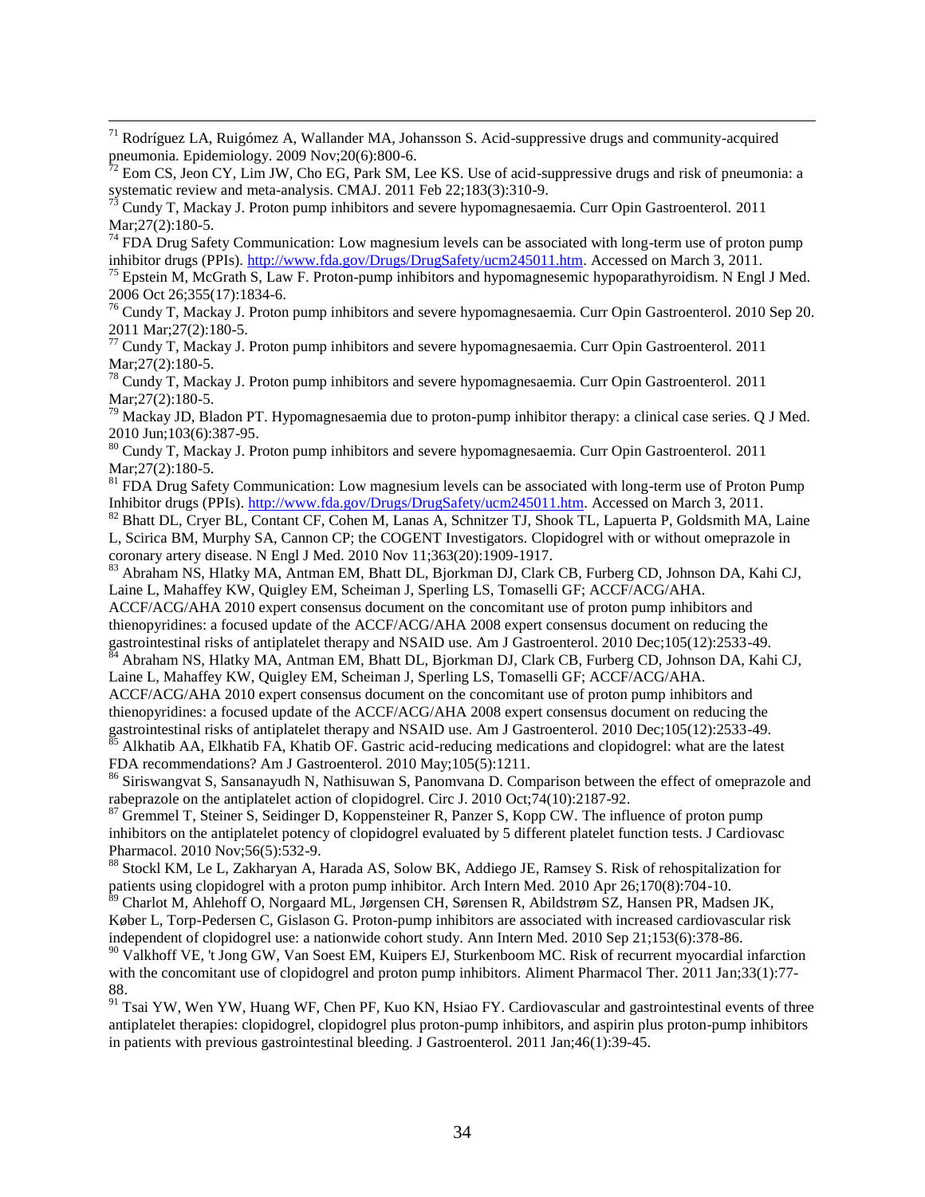[71] Rodríguez LA, Ruigómez A, Wallander MA, Johansson S. Acid-suppressive drugs and community-acquired pneumonia. Epidemiology. 2009 Nov;20(6):800-6.

[72] Eom CS, Jeon CY, Lim JW, Cho EG, Park SM, Lee KS. Use of acid-suppressive drugs and risk of pneumonia: a systematic review and meta-analysis. CMAJ. 2011 Feb 22;183(3):310-9.

[73] Cundy T, Mackay J. Proton pump inhibitors and severe hypomagnesaemia. Curr Opin Gastroenterol. 2011 Mar;27(2):180-5.

[74] FDA Drug Safety Communication: Low magnesium levels can be associated with long-term use of proton pump inhibitor drugs (PPIs). http://www.fda.gov/Drugs/DrugSafety/ucm245011.htm. Accessed on March 3, 2011.

[75] Epstein M, McGrath S, Law F. Proton-pump inhibitors and hypomagnesemic hypoparathyroidism. N Engl J Med. 2006 Oct 26;355(17):1834-6.

[76] Cundy T, Mackay J. Proton pump inhibitors and severe hypomagnesaemia. Curr Opin Gastroenterol. 2010 Sep 20. 2011 Mar;27(2):180-5.

[77] Cundy T, Mackay J. Proton pump inhibitors and severe hypomagnesaemia. Curr Opin Gastroenterol. 2011 Mar;27(2):180-5.

[78] Cundy T, Mackay J. Proton pump inhibitors and severe hypomagnesaemia. Curr Opin Gastroenterol. 2011 Mar;27(2):180-5.

[79] Mackay JD, Bladon PT. Hypomagnesaemia due to proton-pump inhibitor therapy: a clinical case series. Q J Med. 2010 Jun;103(6):387-95.

[80] Cundy T, Mackay J. Proton pump inhibitors and severe hypomagnesaemia. Curr Opin Gastroenterol. 2011 Mar;27(2):180-5.

[81] FDA Drug Safety Communication: Low magnesium levels can be associated with long-term use of Proton Pump Inhibitor drugs (PPIs). http://www.fda.gov/Drugs/DrugSafety/ucm245011.htm. Accessed on March 3, 2011.

[82] Bhatt DL, Cryer BL, Contant CF, Cohen M, Lanas A, Schnitzer TJ, Shook TL, Lapuerta P, Goldsmith MA, Laine L, Scirica BM, Murphy SA, Cannon CP; the COGENT Investigators. Clopidogrel with or without omeprazole in coronary artery disease. N Engl J Med. 2010 Nov 11;363(20):1909-1917.

[83] Abraham NS, Hlatky MA, Antman EM, Bhatt DL, Bjorkman DJ, Clark CB, Furberg CD, Johnson DA, Kahi CJ, Laine L, Mahaffey KW, Quigley EM, Scheiman J, Sperling LS, Tomaselli GF; ACCF/ACG/AHA. ACCF/ACG/AHA 2010 expert consensus document on the concomitant use of proton pump inhibitors and thienopyridines: a focused update of the ACCF/ACG/AHA 2008 expert consensus document on reducing the gastrointestinal risks of antiplatelet therapy and NSAID use. Am J Gastroenterol. 2010 Dec;105(12):2533-49.

[84] Abraham NS, Hlatky MA, Antman EM, Bhatt DL, Bjorkman DJ, Clark CB, Furberg CD, Johnson DA, Kahi CJ, Laine L, Mahaffey KW, Quigley EM, Scheiman J, Sperling LS, Tomaselli GF; ACCF/ACG/AHA. ACCF/ACG/AHA 2010 expert consensus document on the concomitant use of proton pump inhibitors and thienopyridines: a focused update of the ACCF/ACG/AHA 2008 expert consensus document on reducing the gastrointestinal risks of antiplatelet therapy and NSAID use. Am J Gastroenterol. 2010 Dec;105(12):2533-49.

[85] Alkhatib AA, Elkhatib FA, Khatib OF. Gastric acid-reducing medications and clopidogrel: what are the latest FDA recommendations? Am J Gastroenterol. 2010 May;105(5):1211.

[86] Siriswangvat S, Sansanayudh N, Nathisuwan S, Panomvana D. Comparison between the effect of omeprazole and rabeprazole on the antiplatelet action of clopidogrel. Circ J. 2010 Oct;74(10):2187-92.

[87] Gremmel T, Steiner S, Seidinger D, Koppensteiner R, Panzer S, Kopp CW. The influence of proton pump inhibitors on the antiplatelet potency of clopidogrel evaluated by 5 different platelet function tests. J Cardiovasc Pharmacol. 2010 Nov;56(5):532-9.

[88] Stockl KM, Le L, Zakharyan A, Harada AS, Solow BK, Addiego JE, Ramsey S. Risk of rehospitalization for patients using clopidogrel with a proton pump inhibitor. Arch Intern Med. 2010 Apr 26;170(8):704-10.

[89] Charlot M, Ahlehoff O, Norgaard ML, Jørgensen CH, Sørensen R, Abildstrøm SZ, Hansen PR, Madsen JK, Køber L, Torp-Pedersen C, Gislason G. Proton-pump inhibitors are associated with increased cardiovascular risk independent of clopidogrel use: a nationwide cohort study. Ann Intern Med. 2010 Sep 21;153(6):378-86.

[90] Valkhoff VE, 't Jong GW, Van Soest EM, Kuipers EJ, Sturkenboom MC. Risk of recurrent myocardial infarction with the concomitant use of clopidogrel and proton pump inhibitors. Aliment Pharmacol Ther. 2011 Jan;33(1):77-88.

[91] Tsai YW, Wen YW, Huang WF, Chen PF, Kuo KN, Hsiao FY. Cardiovascular and gastrointestinal events of three antiplatelet therapies: clopidogrel, clopidogrel plus proton-pump inhibitors, and aspirin plus proton-pump inhibitors in patients with previous gastrointestinal bleeding. J Gastroenterol. 2011 Jan;46(1):39-45.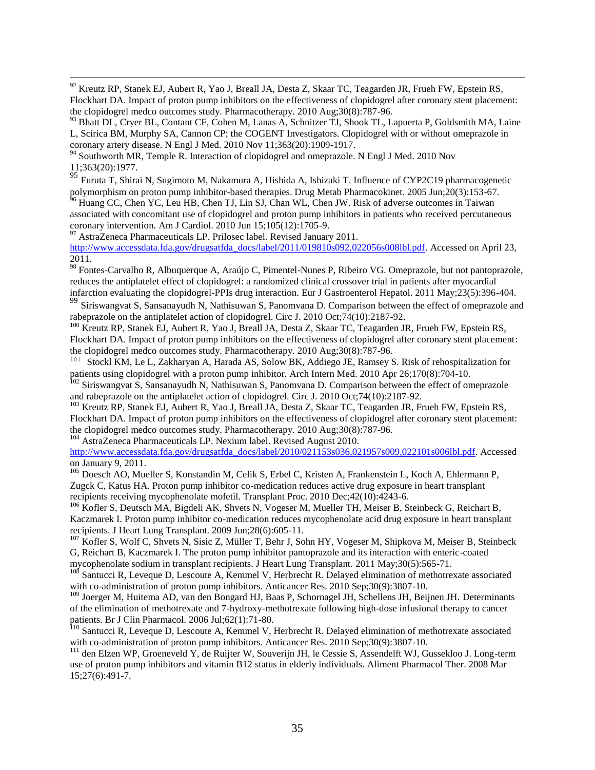[92] Kreutz RP, Stanek EJ, Aubert R, Yao J, Breall JA, Desta Z, Skaar TC, Teagarden JR, Frueh FW, Epstein RS, Flockhart DA. Impact of proton pump inhibitors on the effectiveness of clopidogrel after coronary stent placement: the clopidogrel medco outcomes study. Pharmacotherapy. 2010 Aug;30(8):787-96.

[93] Bhatt DL, Cryer BL, Contant CF, Cohen M, Lanas A, Schnitzer TJ, Shook TL, Lapuerta P, Goldsmith MA, Laine L, Scirica BM, Murphy SA, Cannon CP; the COGENT Investigators. Clopidogrel with or without omeprazole in coronary artery disease. N Engl J Med. 2010 Nov 11;363(20):1909-1917.

[94] Southworth MR, Temple R. Interaction of clopidogrel and omeprazole. N Engl J Med. 2010 Nov 11;363(20):1977.

[95] Furuta T, Shirai N, Sugimoto M, Nakamura A, Hishida A, Ishizaki T. Influence of CYP2C19 pharmacogenetic polymorphism on proton pump inhibitor-based therapies. Drug Metab Pharmacokinet. 2005 Jun;20(3):153-67.

[96] Huang CC, Chen YC, Leu HB, Chen TJ, Lin SJ, Chan WL, Chen JW. Risk of adverse outcomes in Taiwan associated with concomitant use of clopidogrel and proton pump inhibitors in patients who received percutaneous coronary intervention. Am J Cardiol. 2010 Jun 15;105(12):1705-9.

[97] AstraZeneca Pharmaceuticals LP. Prilosec label. Revised January 2011. http://www.accessdata.fda.gov/drugsatfda_docs/label/2011/019810s092,022056s008lbl.pdf. Accessed on April 23, 2011.

[98] Fontes-Carvalho R, Albuquerque A, Araújo C, Pimentel-Nunes P, Ribeiro VG. Omeprazole, but not pantoprazole, reduces the antiplatelet effect of clopidogrel: a randomized clinical crossover trial in patients after myocardial infarction evaluating the clopidogrel-PPIs drug interaction. Eur J Gastroenterol Hepatol. 2011 May;23(5):396-404.

[99] Siriswangvat S, Sansanayudh N, Nathisuwan S, Panomvana D. Comparison between the effect of omeprazole and rabeprazole on the antiplatelet action of clopidogrel. Circ J. 2010 Oct;74(10):2187-92.

[100] Kreutz RP, Stanek EJ, Aubert R, Yao J, Breall JA, Desta Z, Skaar TC, Teagarden JR, Frueh FW, Epstein RS, Flockhart DA. Impact of proton pump inhibitors on the effectiveness of clopidogrel after coronary stent placement: the clopidogrel medco outcomes study. Pharmacotherapy. 2010 Aug;30(8):787-96.

[101] Stockl KM, Le L, Zakharyan A, Harada AS, Solow BK, Addiego JE, Ramsey S. Risk of rehospitalization for patients using clopidogrel with a proton pump inhibitor. Arch Intern Med. 2010 Apr 26;170(8):704-10.

[102] Siriswangvat S, Sansanayudh N, Nathisuwan S, Panomvana D. Comparison between the effect of omeprazole and rabeprazole on the antiplatelet action of clopidogrel. Circ J. 2010 Oct;74(10):2187-92.

[103] Kreutz RP, Stanek EJ, Aubert R, Yao J, Breall JA, Desta Z, Skaar TC, Teagarden JR, Frueh FW, Epstein RS, Flockhart DA. Impact of proton pump inhibitors on the effectiveness of clopidogrel after coronary stent placement: the clopidogrel medco outcomes study. Pharmacotherapy. 2010 Aug;30(8):787-96.

[104] AstraZeneca Pharmaceuticals LP. Nexium label. Revised August 2010. http://www.accessdata.fda.gov/drugsatfda_docs/label/2010/021153s036,021957s009,022101s006lbl.pdf. Accessed on January 9, 2011.

[105] Doesch AO, Mueller S, Konstandin M, Celik S, Erbel C, Kristen A, Frankenstein L, Koch A, Ehlermann P, Zugck C, Katus HA. Proton pump inhibitor co-medication reduces active drug exposure in heart transplant recipients receiving mycophenolate mofetil. Transplant Proc. 2010 Dec;42(10):4243-6.

[106] Kofler S, Deutsch MA, Bigdeli AK, Shvets N, Vogeser M, Mueller TH, Meiser B, Steinbeck G, Reichart B, Kaczmarek I. Proton pump inhibitor co-medication reduces mycophenolate acid drug exposure in heart transplant recipients. J Heart Lung Transplant. 2009 Jun;28(6):605-11.

[107] Kofler S, Wolf C, Shvets N, Sisic Z, Müller T, Behr J, Sohn HY, Vogeser M, Shipkova M, Meiser B, Steinbeck G, Reichart B, Kaczmarek I. The proton pump inhibitor pantoprazole and its interaction with enteric-coated mycophenolate sodium in transplant recipients. J Heart Lung Transplant. 2011 May;30(5):565-71.

[108] Santucci R, Leveque D, Lescoute A, Kemmel V, Herbrecht R. Delayed elimination of methotrexate associated with co-administration of proton pump inhibitors. Anticancer Res. 2010 Sep;30(9):3807-10.

[109] Joerger M, Huitema AD, van den Bongard HJ, Baas P, Schornagel JH, Schellens JH, Beijnen JH. Determinants of the elimination of methotrexate and 7-hydroxy-methotrexate following high-dose infusional therapy to cancer patients. Br J Clin Pharmacol. 2006 Jul;62(1):71-80.

[110] Santucci R, Leveque D, Lescoute A, Kemmel V, Herbrecht R. Delayed elimination of methotrexate associated with co-administration of proton pump inhibitors. Anticancer Res. 2010 Sep;30(9):3807-10.

[111] den Elzen WP, Groeneveld Y, de Ruijter W, Souverijn JH, le Cessie S, Assendelft WJ, Gussekloo J. Long-term use of proton pump inhibitors and vitamin B12 status in elderly individuals. Aliment Pharmacol Ther. 2008 Mar 15;27(6):491-7.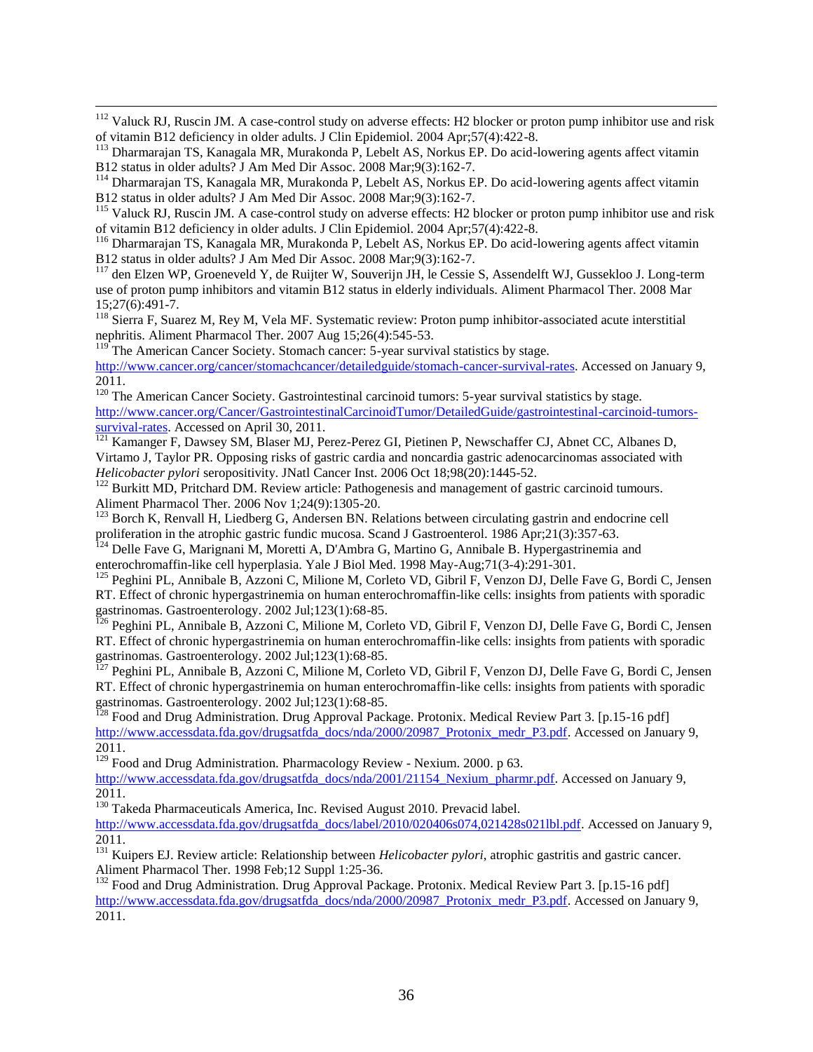[112] Valuck RJ, Ruscin JM. A case-control study on adverse effects: H2 blocker or proton pump inhibitor use and risk of vitamin B12 deficiency in older adults. J Clin Epidemiol. 2004 Apr;57(4):422-8.

[113] Dharmarajan TS, Kanagala MR, Murakonda P, Lebelt AS, Norkus EP. Do acid-lowering agents affect vitamin B12 status in older adults? J Am Med Dir Assoc. 2008 Mar;9(3):162-7.

[114] Dharmarajan TS, Kanagala MR, Murakonda P, Lebelt AS, Norkus EP. Do acid-lowering agents affect vitamin B12 status in older adults? J Am Med Dir Assoc. 2008 Mar;9(3):162-7.

[115] Valuck RJ, Ruscin JM. A case-control study on adverse effects: H2 blocker or proton pump inhibitor use and risk of vitamin B12 deficiency in older adults. J Clin Epidemiol. 2004 Apr;57(4):422-8.

[116] Dharmarajan TS, Kanagala MR, Murakonda P, Lebelt AS, Norkus EP. Do acid-lowering agents affect vitamin B12 status in older adults? J Am Med Dir Assoc. 2008 Mar;9(3):162-7.

[117] den Elzen WP, Groeneveld Y, de Ruijter W, Souverijn JH, le Cessie S, Assendelft WJ, Gussekloo J. Long-term use of proton pump inhibitors and vitamin B12 status in elderly individuals. Aliment Pharmacol Ther. 2008 Mar 15;27(6):491-7.

[118] Sierra F, Suarez M, Rey M, Vela MF. Systematic review: Proton pump inhibitor-associated acute interstitial nephritis. Aliment Pharmacol Ther. 2007 Aug 15;26(4):545-53.

[119] The American Cancer Society. Stomach cancer: 5-year survival statistics by stage. http://www.cancer.org/cancer/stomachcancer/detailedguide/stomach-cancer-survival-rates. Accessed on January 9, 2011.

[120] The American Cancer Society. Gastrointestinal carcinoid tumors: 5-year survival statistics by stage. http://www.cancer.org/Cancer/GastrointestinalCarcinoidTumor/DetailedGuide/gastrointestinal-carcinoid-tumors-survival-rates. Accessed on April 30, 2011.

[121] Kamanger F, Dawsey SM, Blaser MJ, Perez-Perez GI, Pietinen P, Newschaffer CJ, Abnet CC, Albanes D, Virtamo J, Taylor PR. Opposing risks of gastric cardia and noncardia gastric adenocarcinomas associated with *Helicobacter pylori* seropositivity. JNatl Cancer Inst. 2006 Oct 18;98(20):1445-52.

[122] Burkitt MD, Pritchard DM. Review article: Pathogenesis and management of gastric carcinoid tumours. Aliment Pharmacol Ther. 2006 Nov 1;24(9):1305-20.

[123] Borch K, Renvall H, Liedberg G, Andersen BN. Relations between circulating gastrin and endocrine cell proliferation in the atrophic gastric fundic mucosa. Scand J Gastroenterol. 1986 Apr;21(3):357-63.

[124] Delle Fave G, Marignani M, Moretti A, D'Ambra G, Martino G, Annibale B. Hypergastrinemia and enterochromaffin-like cell hyperplasia. Yale J Biol Med. 1998 May-Aug;71(3-4):291-301.

[125] Peghini PL, Annibale B, Azzoni C, Milione M, Corleto VD, Gibril F, Venzon DJ, Delle Fave G, Bordi C, Jensen RT. Effect of chronic hypergastrinemia on human enterochromaffin-like cells: insights from patients with sporadic gastrinomas. Gastroenterology. 2002 Jul;123(1):68-85.

[126] Peghini PL, Annibale B, Azzoni C, Milione M, Corleto VD, Gibril F, Venzon DJ, Delle Fave G, Bordi C, Jensen RT. Effect of chronic hypergastrinemia on human enterochromaffin-like cells: insights from patients with sporadic gastrinomas. Gastroenterology. 2002 Jul;123(1):68-85.

[127] Peghini PL, Annibale B, Azzoni C, Milione M, Corleto VD, Gibril F, Venzon DJ, Delle Fave G, Bordi C, Jensen RT. Effect of chronic hypergastrinemia on human enterochromaffin-like cells: insights from patients with sporadic gastrinomas. Gastroenterology. 2002 Jul;123(1):68-85.

[128] Food and Drug Administration. Drug Approval Package. Protonix. Medical Review Part 3. [p.15-16 pdf] http://www.accessdata.fda.gov/drugsatfda_docs/nda/2000/20987_Protonix_medr_P3.pdf. Accessed on January 9, 2011.

[129] Food and Drug Administration. Pharmacology Review - Nexium. 2000. p 63. http://www.accessdata.fda.gov/drugsatfda_docs/nda/2001/21154_Nexium_pharmr.pdf. Accessed on January 9, 2011.

[130] Takeda Pharmaceuticals America, Inc. Revised August 2010. Prevacid label. http://www.accessdata.fda.gov/drugsatfda_docs/label/2010/020406s074,021428s021lbl.pdf. Accessed on January 9, 2011.

[131] Kuipers EJ. Review article: Relationship between *Helicobacter pylori*, atrophic gastritis and gastric cancer. Aliment Pharmacol Ther. 1998 Feb;12 Suppl 1:25-36.

[132] Food and Drug Administration. Drug Approval Package. Protonix. Medical Review Part 3. [p.15-16 pdf] http://www.accessdata.fda.gov/drugsatfda_docs/nda/2000/20987_Protonix_medr_P3.pdf. Accessed on January 9, 2011.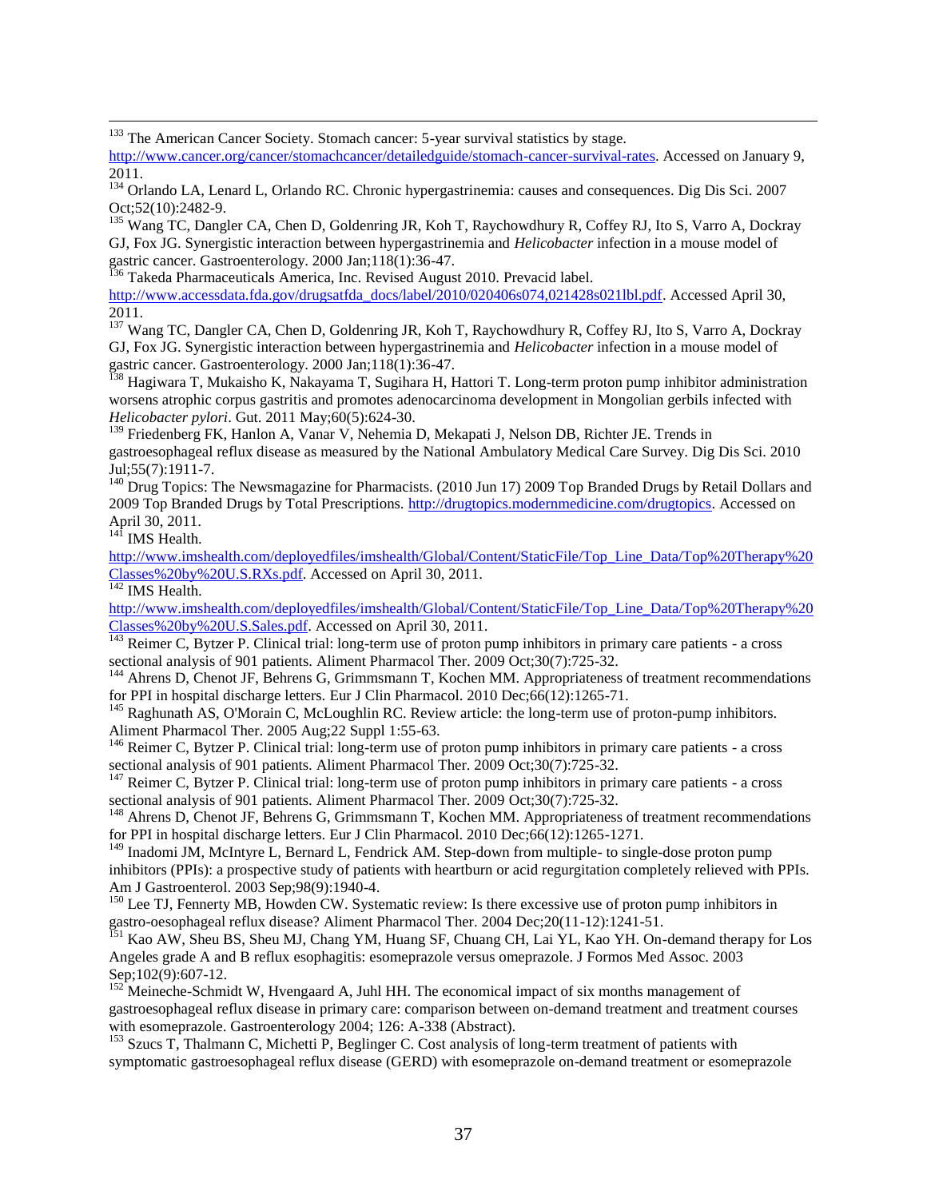[133] The American Cancer Society. Stomach cancer: 5-year survival statistics by stage. http://www.cancer.org/cancer/stomachcancer/detailedguide/stomach-cancer-survival-rates. Accessed on January 9, 2011.

[134] Orlando LA, Lenard L, Orlando RC. Chronic hypergastrinemia: causes and consequences. Dig Dis Sci. 2007 Oct;52(10):2482-9.

[135] Wang TC, Dangler CA, Chen D, Goldenring JR, Koh T, Raychowdhury R, Coffey RJ, Ito S, Varro A, Dockray GJ, Fox JG. Synergistic interaction between hypergastrinemia and *Helicobacter* infection in a mouse model of gastric cancer. Gastroenterology. 2000 Jan;118(1):36-47.

[136] Takeda Pharmaceuticals America, Inc. Revised August 2010. Prevacid label. http://www.accessdata.fda.gov/drugsatfda_docs/label/2010/020406s074,021428s021lbl.pdf. Accessed April 30, 2011.

[137] Wang TC, Dangler CA, Chen D, Goldenring JR, Koh T, Raychowdhury R, Coffey RJ, Ito S, Varro A, Dockray GJ, Fox JG. Synergistic interaction between hypergastrinemia and *Helicobacter* infection in a mouse model of gastric cancer. Gastroenterology. 2000 Jan;118(1):36-47.

[138] Hagiwara T, Mukaisho K, Nakayama T, Sugihara H, Hattori T. Long-term proton pump inhibitor administration worsens atrophic corpus gastritis and promotes adenocarcinoma development in Mongolian gerbils infected with *Helicobacter pylori*. Gut. 2011 May;60(5):624-30.

[139] Friedenberg FK, Hanlon A, Vanar V, Nehemia D, Mekapati J, Nelson DB, Richter JE. Trends in gastroesophageal reflux disease as measured by the National Ambulatory Medical Care Survey. Dig Dis Sci. 2010 Jul;55(7):1911-7.

[140] Drug Topics: The Newsmagazine for Pharmacists. (2010 Jun 17) 2009 Top Branded Drugs by Retail Dollars and 2009 Top Branded Drugs by Total Prescriptions. http://drugtopics.modernmedicine.com/drugtopics. Accessed on April 30, 2011.

[141] IMS Health. http://www.imshealth.com/deployedfiles/imshealth/Global/Content/StaticFile/Top_Line_Data/Top%20Therapy%20Classes%20by%20U.S.RXs.pdf. Accessed on April 30, 2011.

[142] IMS Health. http://www.imshealth.com/deployedfiles/imshealth/Global/Content/StaticFile/Top_Line_Data/Top%20Therapy%20Classes%20by%20U.S.Sales.pdf. Accessed on April 30, 2011.

[143] Reimer C, Bytzer P. Clinical trial: long-term use of proton pump inhibitors in primary care patients - a cross sectional analysis of 901 patients. Aliment Pharmacol Ther. 2009 Oct;30(7):725-32.

[144] Ahrens D, Chenot JF, Behrens G, Grimmsmann T, Kochen MM. Appropriateness of treatment recommendations for PPI in hospital discharge letters. Eur J Clin Pharmacol. 2010 Dec;66(12):1265-71.

[145] Raghunath AS, O'Morain C, McLoughlin RC. Review article: the long-term use of proton-pump inhibitors. Aliment Pharmacol Ther. 2005 Aug;22 Suppl 1:55-63.

[146] Reimer C, Bytzer P. Clinical trial: long-term use of proton pump inhibitors in primary care patients - a cross sectional analysis of 901 patients. Aliment Pharmacol Ther. 2009 Oct;30(7):725-32.

[147] Reimer C, Bytzer P. Clinical trial: long-term use of proton pump inhibitors in primary care patients - a cross sectional analysis of 901 patients. Aliment Pharmacol Ther. 2009 Oct;30(7):725-32.

[148] Ahrens D, Chenot JF, Behrens G, Grimmsmann T, Kochen MM. Appropriateness of treatment recommendations for PPI in hospital discharge letters. Eur J Clin Pharmacol. 2010 Dec;66(12):1265-1271.

[149] Inadomi JM, McIntyre L, Bernard L, Fendrick AM. Step-down from multiple- to single-dose proton pump inhibitors (PPIs): a prospective study of patients with heartburn or acid regurgitation completely relieved with PPIs. Am J Gastroenterol. 2003 Sep;98(9):1940-4.

[150] Lee TJ, Fennerty MB, Howden CW. Systematic review: Is there excessive use of proton pump inhibitors in gastro-oesophageal reflux disease? Aliment Pharmacol Ther. 2004 Dec;20(11-12):1241-51.

[151] Kao AW, Sheu BS, Sheu MJ, Chang YM, Huang SF, Chuang CH, Lai YL, Kao YH. On-demand therapy for Los Angeles grade A and B reflux esophagitis: esomeprazole versus omeprazole. J Formos Med Assoc. 2003 Sep;102(9):607-12.

[152] Meineche-Schmidt W, Hvengaard A, Juhl HH. The economical impact of six months management of gastroesophageal reflux disease in primary care: comparison between on-demand treatment and treatment courses with esomeprazole. Gastroenterology 2004; 126: A-338 (Abstract).

[153] Szucs T, Thalmann C, Michetti P, Beglinger C. Cost analysis of long-term treatment of patients with symptomatic gastroesophageal reflux disease (GERD) with esomeprazole on-demand treatment or esomeprazole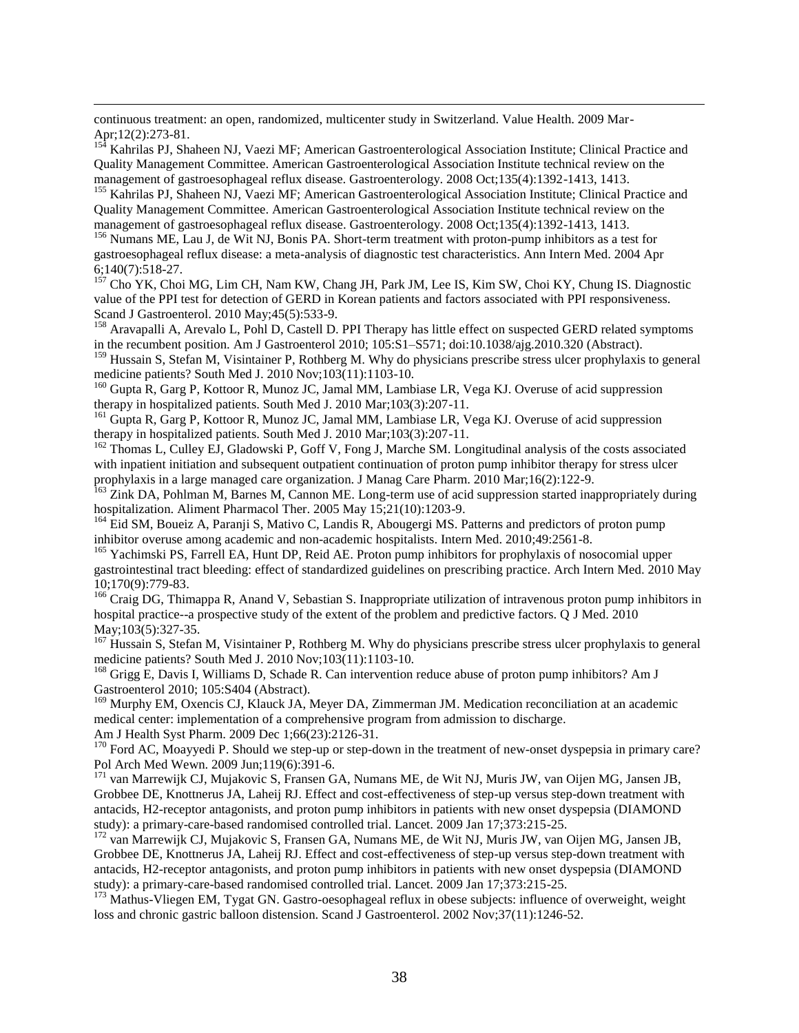continuous treatment: an open, randomized, multicenter study in Switzerland. Value Health. 2009 Mar-Apr;12(2):273-81.

[154] Kahrilas PJ, Shaheen NJ, Vaezi MF; American Gastroenterological Association Institute; Clinical Practice and Quality Management Committee. American Gastroenterological Association Institute technical review on the management of gastroesophageal reflux disease. Gastroenterology. 2008 Oct;135(4):1392-1413, 1413.

[155] Kahrilas PJ, Shaheen NJ, Vaezi MF; American Gastroenterological Association Institute; Clinical Practice and Quality Management Committee. American Gastroenterological Association Institute technical review on the management of gastroesophageal reflux disease. Gastroenterology. 2008 Oct;135(4):1392-1413, 1413.

[156] Numans ME, Lau J, de Wit NJ, Bonis PA. Short-term treatment with proton-pump inhibitors as a test for gastroesophageal reflux disease: a meta-analysis of diagnostic test characteristics. Ann Intern Med. 2004 Apr 6;140(7):518-27.

[157] Cho YK, Choi MG, Lim CH, Nam KW, Chang JH, Park JM, Lee IS, Kim SW, Choi KY, Chung IS. Diagnostic value of the PPI test for detection of GERD in Korean patients and factors associated with PPI responsiveness. Scand J Gastroenterol. 2010 May;45(5):533-9.

[158] Aravapalli A, Arevalo L, Pohl D, Castell D. PPI Therapy has little effect on suspected GERD related symptoms in the recumbent position. Am J Gastroenterol 2010; 105:S1–S571; doi:10.1038/ajg.2010.320 (Abstract).

[159] Hussain S, Stefan M, Visintainer P, Rothberg M. Why do physicians prescribe stress ulcer prophylaxis to general medicine patients? South Med J. 2010 Nov;103(11):1103-10.

[160] Gupta R, Garg P, Kottoor R, Munoz JC, Jamal MM, Lambiase LR, Vega KJ. Overuse of acid suppression therapy in hospitalized patients. South Med J. 2010 Mar;103(3):207-11.

[161] Gupta R, Garg P, Kottoor R, Munoz JC, Jamal MM, Lambiase LR, Vega KJ. Overuse of acid suppression therapy in hospitalized patients. South Med J. 2010 Mar;103(3):207-11.

[162] Thomas L, Culley EJ, Gladowski P, Goff V, Fong J, Marche SM. Longitudinal analysis of the costs associated with inpatient initiation and subsequent outpatient continuation of proton pump inhibitor therapy for stress ulcer prophylaxis in a large managed care organization. J Manag Care Pharm. 2010 Mar;16(2):122-9.

[163] Zink DA, Pohlman M, Barnes M, Cannon ME. Long-term use of acid suppression started inappropriately during hospitalization. Aliment Pharmacol Ther. 2005 May 15;21(10):1203-9.

[164] Eid SM, Boueiz A, Paranji S, Mativo C, Landis R, Abougergi MS. Patterns and predictors of proton pump inhibitor overuse among academic and non-academic hospitalists. Intern Med. 2010;49:2561-8.

[165] Yachimski PS, Farrell EA, Hunt DP, Reid AE. Proton pump inhibitors for prophylaxis of nosocomial upper gastrointestinal tract bleeding: effect of standardized guidelines on prescribing practice. Arch Intern Med. 2010 May 10;170(9):779-83.

[166] Craig DG, Thimappa R, Anand V, Sebastian S. Inappropriate utilization of intravenous proton pump inhibitors in hospital practice--a prospective study of the extent of the problem and predictive factors. Q J Med. 2010 May;103(5):327-35.

[167] Hussain S, Stefan M, Visintainer P, Rothberg M. Why do physicians prescribe stress ulcer prophylaxis to general medicine patients? South Med J. 2010 Nov;103(11):1103-10.

[168] Grigg E, Davis I, Williams D, Schade R. Can intervention reduce abuse of proton pump inhibitors? Am J Gastroenterol 2010; 105:S404 (Abstract).

[169] Murphy EM, Oxencis CJ, Klauck JA, Meyer DA, Zimmerman JM. Medication reconciliation at an academic medical center: implementation of a comprehensive program from admission to discharge. Am J Health Syst Pharm. 2009 Dec 1;66(23):2126-31.

[170] Ford AC, Moayyedi P. Should we step-up or step-down in the treatment of new-onset dyspepsia in primary care? Pol Arch Med Wewn. 2009 Jun;119(6):391-6.

[171] van Marrewijk CJ, Mujakovic S, Fransen GA, Numans ME, de Wit NJ, Muris JW, van Oijen MG, Jansen JB, Grobbee DE, Knottnerus JA, Laheij RJ. Effect and cost-effectiveness of step-up versus step-down treatment with antacids, H2-receptor antagonists, and proton pump inhibitors in patients with new onset dyspepsia (DIAMOND study): a primary-care-based randomised controlled trial. Lancet. 2009 Jan 17;373:215-25.

[172] van Marrewijk CJ, Mujakovic S, Fransen GA, Numans ME, de Wit NJ, Muris JW, van Oijen MG, Jansen JB, Grobbee DE, Knottnerus JA, Laheij RJ. Effect and cost-effectiveness of step-up versus step-down treatment with antacids, H2-receptor antagonists, and proton pump inhibitors in patients with new onset dyspepsia (DIAMOND study): a primary-care-based randomised controlled trial. Lancet. 2009 Jan 17;373:215-25.

[173] Mathus-Vliegen EM, Tygat GN. Gastro-oesophageal reflux in obese subjects: influence of overweight, weight loss and chronic gastric balloon distension. Scand J Gastroenterol. 2002 Nov;37(11):1246-52.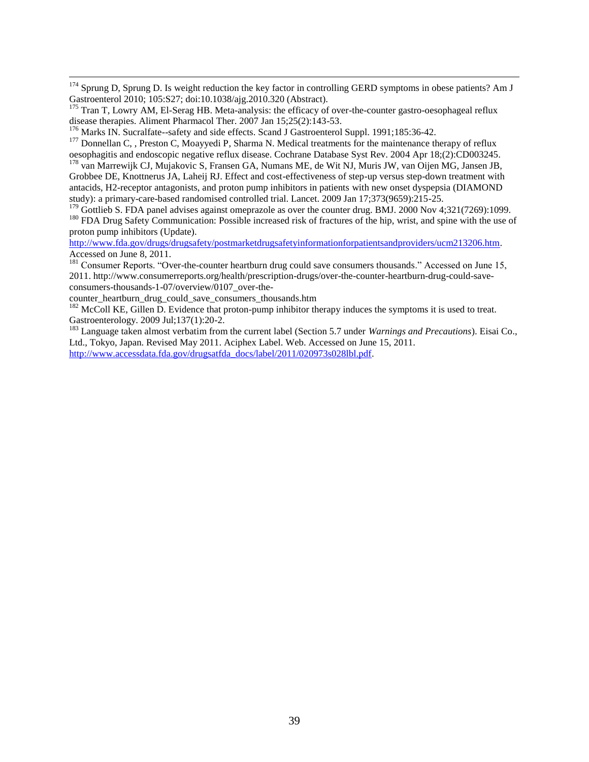[174] Sprung D, Sprung D. Is weight reduction the key factor in controlling GERD symptoms in obese patients? Am J Gastroenterol 2010; 105:S27; doi:10.1038/ajg.2010.320 (Abstract).

[175] Tran T, Lowry AM, El-Serag HB. Meta-analysis: the efficacy of over-the-counter gastro-oesophageal reflux disease therapies. Aliment Pharmacol Ther. 2007 Jan 15;25(2):143-53.

[176] Marks IN. Sucralfate--safety and side effects. Scand J Gastroenterol Suppl. 1991;185:36-42.

[177] Donnellan C, , Preston C, Moayyedi P, Sharma N. Medical treatments for the maintenance therapy of reflux oesophagitis and endoscopic negative reflux disease. Cochrane Database Syst Rev. 2004 Apr 18;(2):CD003245.

[178] van Marrewijk CJ, Mujakovic S, Fransen GA, Numans ME, de Wit NJ, Muris JW, van Oijen MG, Jansen JB, Grobbee DE, Knottnerus JA, Laheij RJ. Effect and cost-effectiveness of step-up versus step-down treatment with antacids, H2-receptor antagonists, and proton pump inhibitors in patients with new onset dyspepsia (DIAMOND study): a primary-care-based randomised controlled trial. Lancet. 2009 Jan 17;373(9659):215-25.

[179] Gottlieb S. FDA panel advises against omeprazole as over the counter drug. BMJ. 2000 Nov 4;321(7269):1099.

[180] FDA Drug Safety Communication: Possible increased risk of fractures of the hip, wrist, and spine with the use of proton pump inhibitors (Update). http://www.fda.gov/drugs/drugsafety/postmarketdrugsafetyinformationforpatientsandproviders/ucm213206.htm. Accessed on June 8, 2011.

[181] Consumer Reports. "Over-the-counter heartburn drug could save consumers thousands." Accessed on June 15, 2011. http://www.consumerreports.org/health/prescription-drugs/over-the-counter-heartburn-drug-could-save-consumers-thousands-1-07/overview/0107_over-the-counter_heartburn_drug_could_save_consumers_thousands.htm

[182] McColl KE, Gillen D. Evidence that proton-pump inhibitor therapy induces the symptoms it is used to treat. Gastroenterology. 2009 Jul;137(1):20-2.

[183] Language taken almost verbatim from the current label (Section 5.7 under *Warnings and Precautions*). Eisai Co., Ltd., Tokyo, Japan. Revised May 2011. Aciphex Label. Web. Accessed on June 15, 2011. http://www.accessdata.fda.gov/drugsatfda_docs/label/2011/020973s028lbl.pdf.